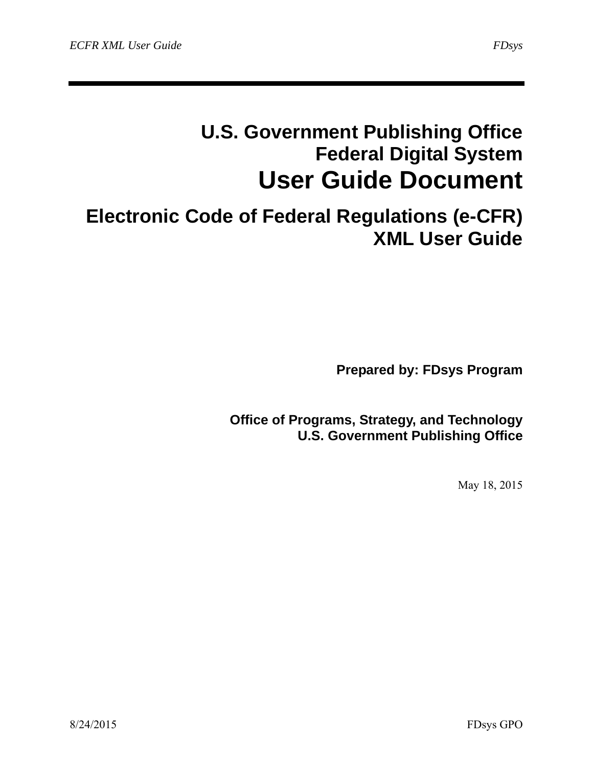# U.S. Government Publishing Office
# Federal Digital System
# User Guide Document

## Electronic Code of Federal Regulations (e-CFR) XML User Guide

**Prepared by: FDsys Program**

**Office of Programs, Strategy, and Technology**
**U.S. Government Publishing Office**

May 18, 2015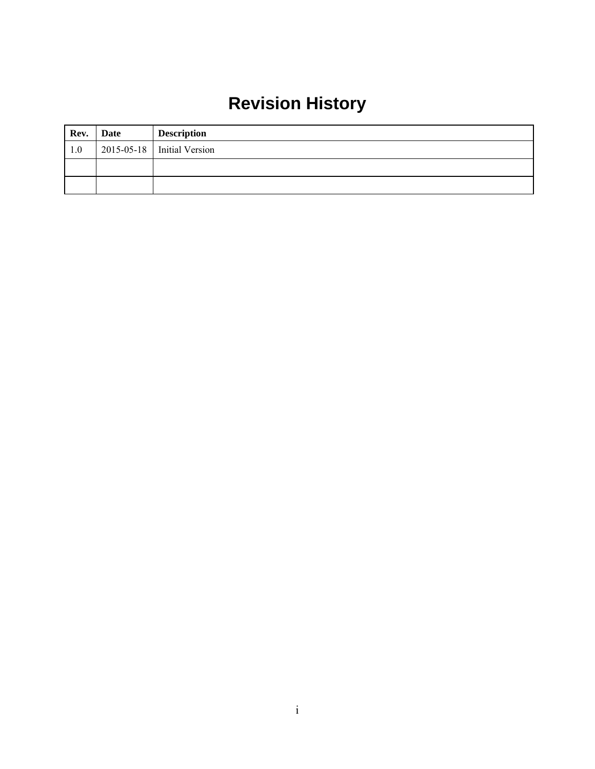# Revision History

| Rev. | Date | Description |
| --- | --- | --- |
| 1.0 | 2015-05-18 | Initial Version |
| | | |
| | | |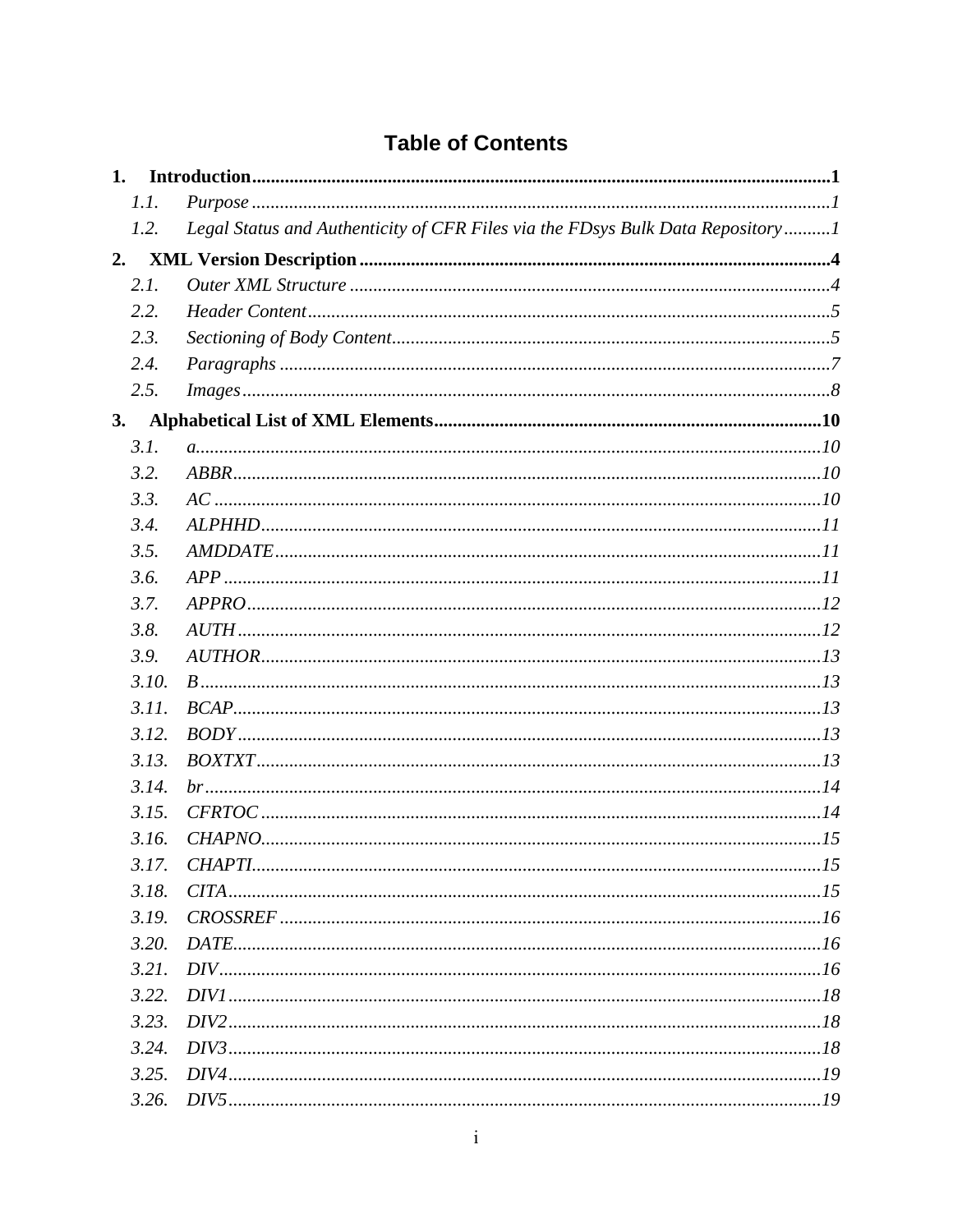# Table of Contents

**1. Introduction ........ 1**

- *1.1. Purpose ........ 1*
- *1.2. Legal Status and Authenticity of CFR Files via the FDsys Bulk Data Repository ........ 1*

**2. XML Version Description ........ 4**

- *2.1. Outer XML Structure ........ 4*
- *2.2. Header Content ........ 5*
- *2.3. Sectioning of Body Content ........ 5*
- *2.4. Paragraphs ........ 7*
- *2.5. Images ........ 8*

**3. Alphabetical List of XML Elements ........ 10**

- *3.1. a ........ 10*
- *3.2. ABBR ........ 10*
- *3.3. AC ........ 10*
- *3.4. ALPHHD ........ 11*
- *3.5. AMDDATE ........ 11*
- *3.6. APP ........ 11*
- *3.7. APPRO ........ 12*
- *3.8. AUTH ........ 12*
- *3.9. AUTHOR ........ 13*
- *3.10. B ........ 13*
- *3.11. BCAP ........ 13*
- *3.12. BODY ........ 13*
- *3.13. BOXTXT ........ 13*
- *3.14. br ........ 14*
- *3.15. CFRTOC ........ 14*
- *3.16. CHAPNO ........ 15*
- *3.17. CHAPTI ........ 15*
- *3.18. CITA ........ 15*
- *3.19. CROSSREF ........ 16*
- *3.20. DATE ........ 16*
- *3.21. DIV ........ 16*
- *3.22. DIV1 ........ 18*
- *3.23. DIV2 ........ 18*
- *3.24. DIV3 ........ 18*
- *3.25. DIV4 ........ 19*
- *3.26. DIV5 ........ 19*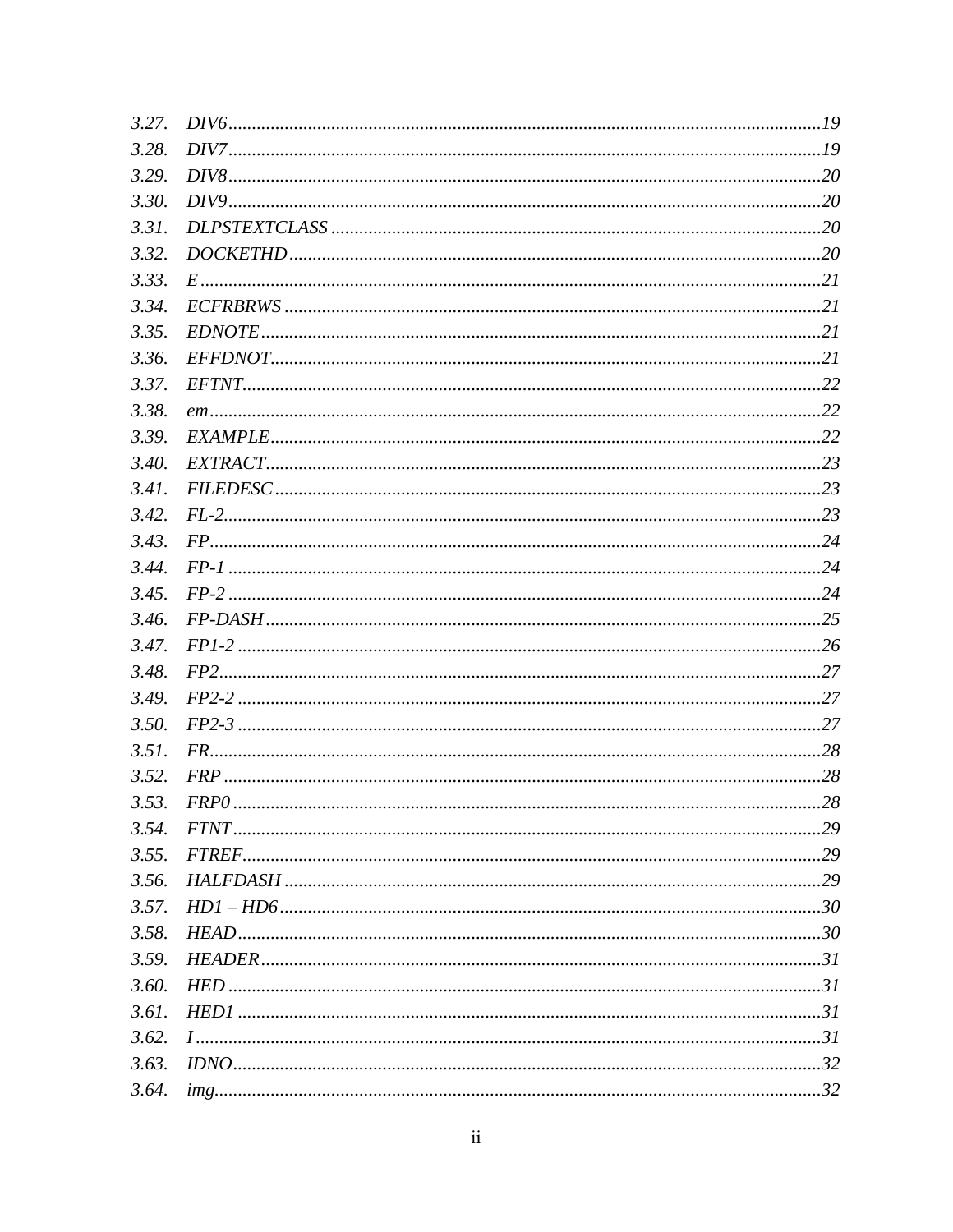3.27. *DIV6* ............................................................ *19*
3.28. *DIV7* ............................................................ *19*
3.29. *DIV8* ............................................................ *20*
3.30. *DIV9* ............................................................ *20*
3.31. *DLPSTEXTCLASS* ............................................................ *20*
3.32. *DOCKETHD* ............................................................ *20*
3.33. *E* ............................................................ *21*
3.34. *ECFRBRWS* ............................................................ *21*
3.35. *EDNOTE* ............................................................ *21*
3.36. *EFFDNOT* ............................................................ *21*
3.37. *EFTNT* ............................................................ *22*
3.38. *em* ............................................................ *22*
3.39. *EXAMPLE* ............................................................ *22*
3.40. *EXTRACT* ............................................................ *23*
3.41. *FILEDESC* ............................................................ *23*
3.42. *FL-2* ............................................................ *23*
3.43. *FP* ............................................................ *24*
3.44. *FP-1* ............................................................ *24*
3.45. *FP-2* ............................................................ *24*
3.46. *FP-DASH* ............................................................ *25*
3.47. *FP1-2* ............................................................ *26*
3.48. *FP2* ............................................................ *27*
3.49. *FP2-2* ............................................................ *27*
3.50. *FP2-3* ............................................................ *27*
3.51. *FR* ............................................................ *28*
3.52. *FRP* ............................................................ *28*
3.53. *FRP0* ............................................................ *28*
3.54. *FTNT* ............................................................ *29*
3.55. *FTREF* ............................................................ *29*
3.56. *HALFDASH* ............................................................ *29*
3.57. *HD1 – HD6* ............................................................ *30*
3.58. *HEAD* ............................................................ *30*
3.59. *HEADER* ............................................................ *31*
3.60. *HED* ............................................................ *31*
3.61. *HED1* ............................................................ *31*
3.62. *I* ............................................................ *31*
3.63. *IDNO* ............................................................ *32*
3.64. *img* ............................................................ *32*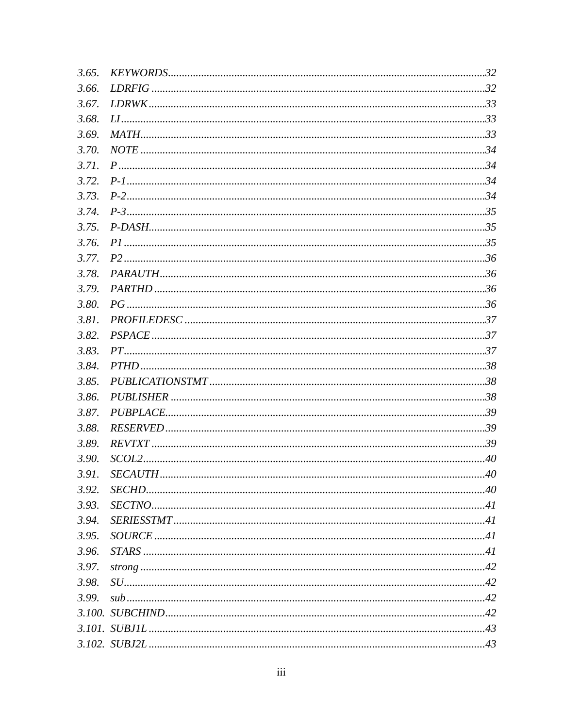*3.65. KEYWORDS ........................................................................................................ 32*
*3.66. LDRFIG ............................................................................................................ 32*
*3.67. LDRWK ............................................................................................................ 33*
*3.68. LI ..................................................................................................................... 33*
*3.69. MATH ............................................................................................................... 33*
*3.70. NOTE ............................................................................................................... 34*
*3.71. P ...................................................................................................................... 34*
*3.72. P-1 ................................................................................................................... 34*
*3.73. P-2 ................................................................................................................... 34*
*3.74. P-3 ................................................................................................................... 35*
*3.75. P-DASH ............................................................................................................ 35*
*3.76. P1 .................................................................................................................... 35*
*3.77. P2 .................................................................................................................... 36*
*3.78. PARAUTH ......................................................................................................... 36*
*3.79. PARTHD ........................................................................................................... 36*
*3.80. PG .................................................................................................................... 36*
*3.81. PROFILEDESC .................................................................................................. 37*
*3.82. PSPACE ............................................................................................................ 37*
*3.83. PT .................................................................................................................... 37*
*3.84. PTHD ............................................................................................................... 38*
*3.85. PUBLICATIONSTMT ........................................................................................... 38*
*3.86. PUBLISHER ....................................................................................................... 38*
*3.87. PUBPLACE ........................................................................................................ 39*
*3.88. RESERVED ........................................................................................................ 39*
*3.89. REVTXT ............................................................................................................ 39*
*3.90. SCOL2 .............................................................................................................. 40*
*3.91. SECAUTH .......................................................................................................... 40*
*3.92. SECHD .............................................................................................................. 40*
*3.93. SECTNO ............................................................................................................ 41*
*3.94. SERIESSTMT ...................................................................................................... 41*
*3.95. SOURCE ............................................................................................................ 41*
*3.96. STARS ............................................................................................................... 41*
*3.97. strong ............................................................................................................... 42*
*3.98. SU .................................................................................................................... 42*
*3.99. sub ................................................................................................................... 42*
*3.100. SUBCHIND ...................................................................................................... 42*
*3.101. SUBJ1L ........................................................................................................... 43*
*3.102. SUBJ2L ........................................................................................................... 43*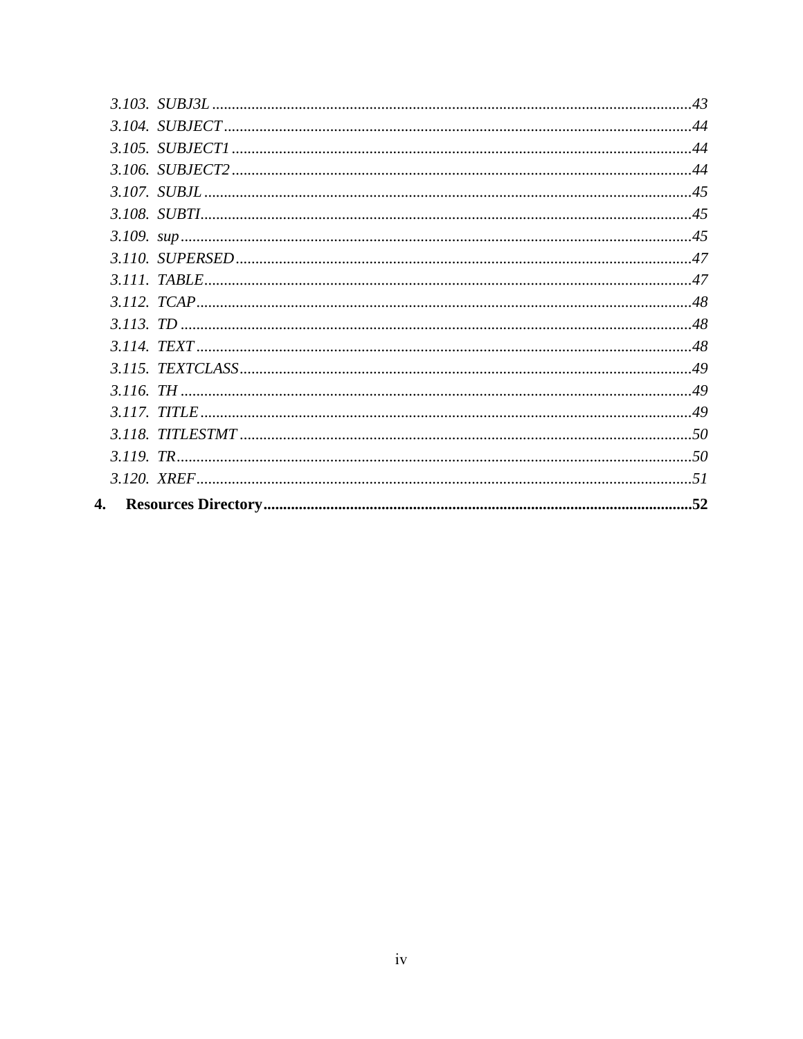*3.103. SUBJ3L* ........................................................................................................................43
*3.104. SUBJECT* ......................................................................................................................44
*3.105. SUBJECT1* ....................................................................................................................44
*3.106. SUBJECT2* ....................................................................................................................44
*3.107. SUBJL* ..........................................................................................................................45
*3.108. SUBTI*...........................................................................................................................45
*3.109. sup*...............................................................................................................................45
*3.110. SUPERSED* ...................................................................................................................47
*3.111. TABLE*..........................................................................................................................47
*3.112. TCAP*............................................................................................................................48
*3.113. TD* ...............................................................................................................................48
*3.114. TEXT* ............................................................................................................................48
*3.115. TEXTCLASS*..................................................................................................................49
*3.116. TH* ...............................................................................................................................49
*3.117. TITLE*...........................................................................................................................49
*3.118. TITLESTMT* ..................................................................................................................50
*3.119. TR*................................................................................................................................50
*3.120. XREF*............................................................................................................................51

**4. Resources Directory**..........................................................................................................**52**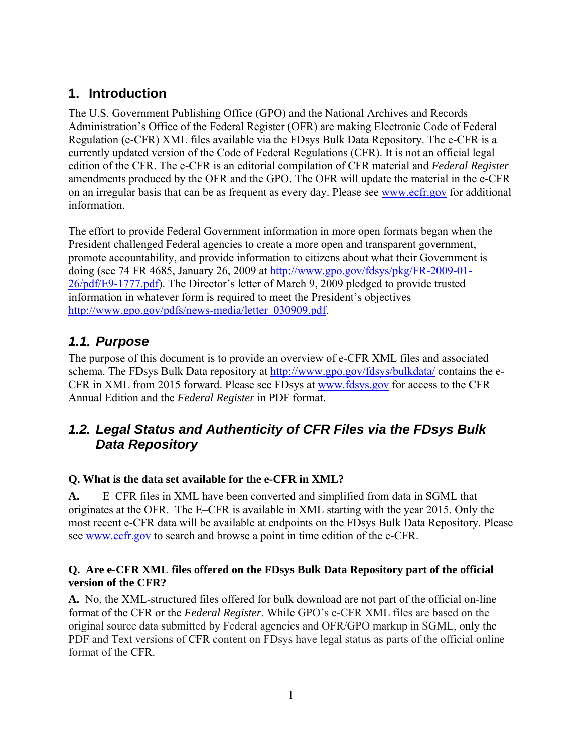# 1. Introduction

The U.S. Government Publishing Office (GPO) and the National Archives and Records Administration's Office of the Federal Register (OFR) are making Electronic Code of Federal Regulation (e-CFR) XML files available via the FDsys Bulk Data Repository. The e-CFR is a currently updated version of the Code of Federal Regulations (CFR). It is not an official legal edition of the CFR. The e-CFR is an editorial compilation of CFR material and *Federal Register* amendments produced by the OFR and the GPO. The OFR will update the material in the e-CFR on an irregular basis that can be as frequent as every day. Please see [www.ecfr.gov](www.ecfr.gov) for additional information.

The effort to provide Federal Government information in more open formats began when the President challenged Federal agencies to create a more open and transparent government, promote accountability, and provide information to citizens about what their Government is doing (see 74 FR 4685, January 26, 2009 at [http://www.gpo.gov/fdsys/pkg/FR-2009-01-26/pdf/E9-1777.pdf](http://www.gpo.gov/fdsys/pkg/FR-2009-01-26/pdf/E9-1777.pdf)). The Director's letter of March 9, 2009 pledged to provide trusted information in whatever form is required to meet the President's objectives [http://www.gpo.gov/pdfs/news-media/letter_030909.pdf](http://www.gpo.gov/pdfs/news-media/letter_030909.pdf).

## *1.1. Purpose*

The purpose of this document is to provide an overview of e-CFR XML files and associated schema. The FDsys Bulk Data repository at [http://www.gpo.gov/fdsys/bulkdata/](http://www.gpo.gov/fdsys/bulkdata/) contains the e-CFR in XML from 2015 forward. Please see FDsys at [www.fdsys.gov](www.fdsys.gov) for access to the CFR Annual Edition and the *Federal Register* in PDF format.

## *1.2. Legal Status and Authenticity of CFR Files via the FDsys Bulk Data Repository*

**Q. What is the data set available for the e-CFR in XML?**

**A.** E–CFR files in XML have been converted and simplified from data in SGML that originates at the OFR. The E–CFR is available in XML starting with the year 2015. Only the most recent e-CFR data will be available at endpoints on the FDsys Bulk Data Repository. Please see [www.ecfr.gov](www.ecfr.gov) to search and browse a point in time edition of the e-CFR.

**Q. Are e-CFR XML files offered on the FDsys Bulk Data Repository part of the official version of the CFR?**

**A.** No, the XML-structured files offered for bulk download are not part of the official on-line format of the CFR or the *Federal Register*. While GPO's e-CFR XML files are based on the original source data submitted by Federal agencies and OFR/GPO markup in SGML, only the PDF and Text versions of CFR content on FDsys have legal status as parts of the official online format of the CFR.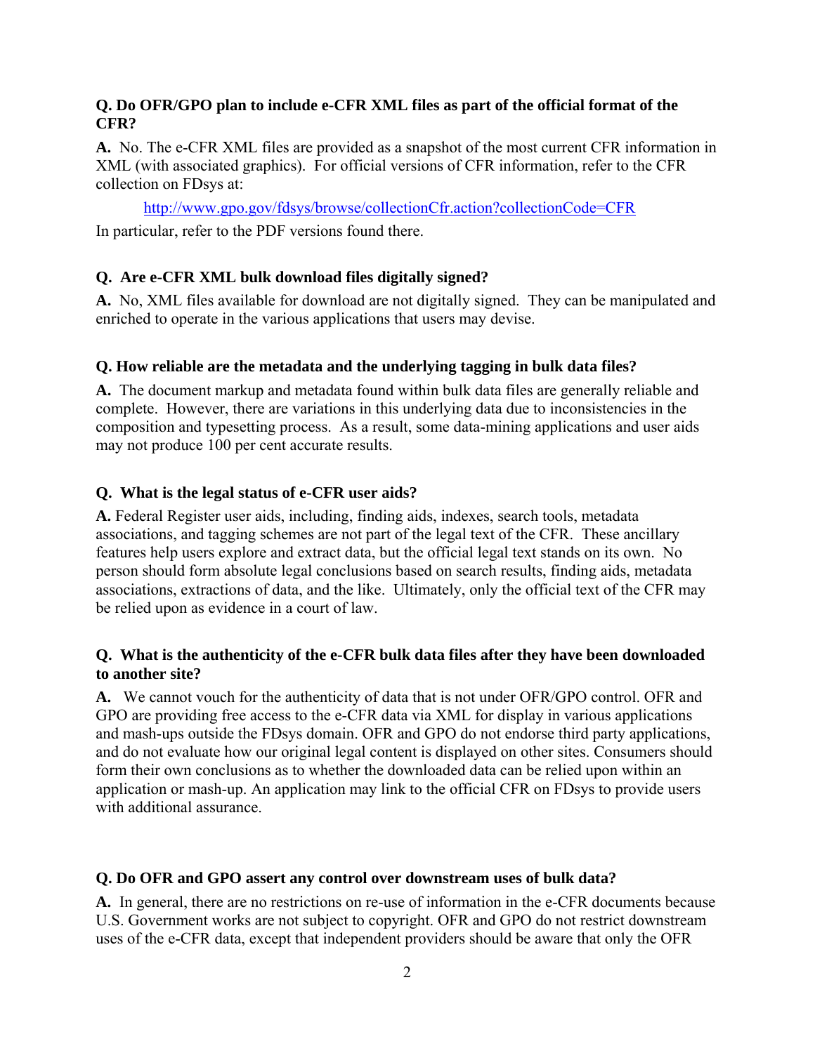**Q. Do OFR/GPO plan to include e-CFR XML files as part of the official format of the CFR?**

**A.** No. The e-CFR XML files are provided as a snapshot of the most current CFR information in XML (with associated graphics). For official versions of CFR information, refer to the CFR collection on FDsys at:

http://www.gpo.gov/fdsys/browse/collectionCfr.action?collectionCode=CFR

In particular, refer to the PDF versions found there.

**Q. Are e-CFR XML bulk download files digitally signed?**

**A.** No, XML files available for download are not digitally signed. They can be manipulated and enriched to operate in the various applications that users may devise.

**Q. How reliable are the metadata and the underlying tagging in bulk data files?**

**A.** The document markup and metadata found within bulk data files are generally reliable and complete. However, there are variations in this underlying data due to inconsistencies in the composition and typesetting process. As a result, some data-mining applications and user aids may not produce 100 per cent accurate results.

**Q. What is the legal status of e-CFR user aids?**

**A.** Federal Register user aids, including, finding aids, indexes, search tools, metadata associations, and tagging schemes are not part of the legal text of the CFR. These ancillary features help users explore and extract data, but the official legal text stands on its own. No person should form absolute legal conclusions based on search results, finding aids, metadata associations, extractions of data, and the like. Ultimately, only the official text of the CFR may be relied upon as evidence in a court of law.

**Q. What is the authenticity of the e-CFR bulk data files after they have been downloaded to another site?**

**A.** We cannot vouch for the authenticity of data that is not under OFR/GPO control. OFR and GPO are providing free access to the e-CFR data via XML for display in various applications and mash-ups outside the FDsys domain. OFR and GPO do not endorse third party applications, and do not evaluate how our original legal content is displayed on other sites. Consumers should form their own conclusions as to whether the downloaded data can be relied upon within an application or mash-up. An application may link to the official CFR on FDsys to provide users with additional assurance.

**Q. Do OFR and GPO assert any control over downstream uses of bulk data?**

**A.** In general, there are no restrictions on re-use of information in the e-CFR documents because U.S. Government works are not subject to copyright. OFR and GPO do not restrict downstream uses of the e-CFR data, except that independent providers should be aware that only the OFR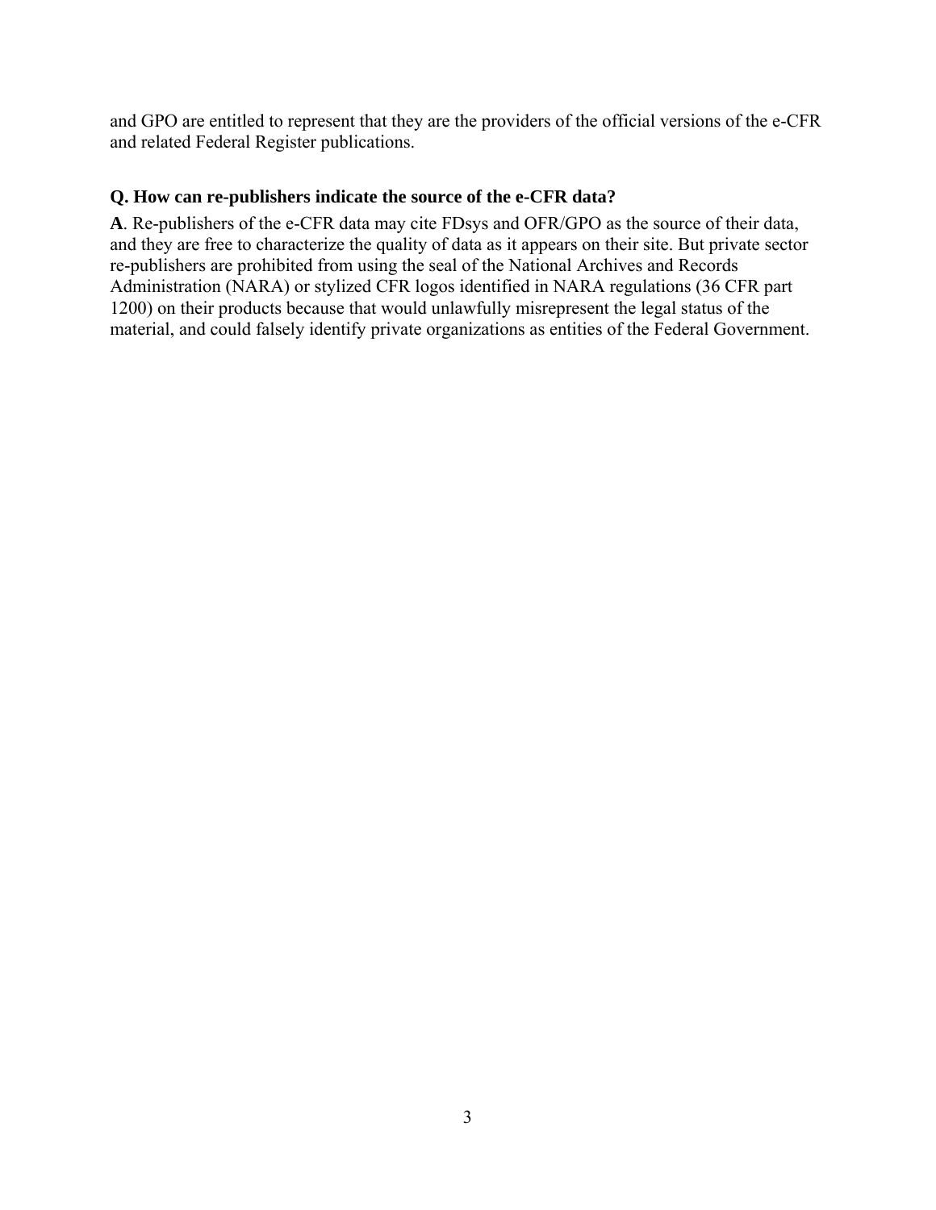and GPO are entitled to represent that they are the providers of the official versions of the e-CFR and related Federal Register publications.

### Q. How can re-publishers indicate the source of the e-CFR data?

**A**. Re-publishers of the e-CFR data may cite FDsys and OFR/GPO as the source of their data, and they are free to characterize the quality of data as it appears on their site. But private sector re-publishers are prohibited from using the seal of the National Archives and Records Administration (NARA) or stylized CFR logos identified in NARA regulations (36 CFR part 1200) on their products because that would unlawfully misrepresent the legal status of the material, and could falsely identify private organizations as entities of the Federal Government.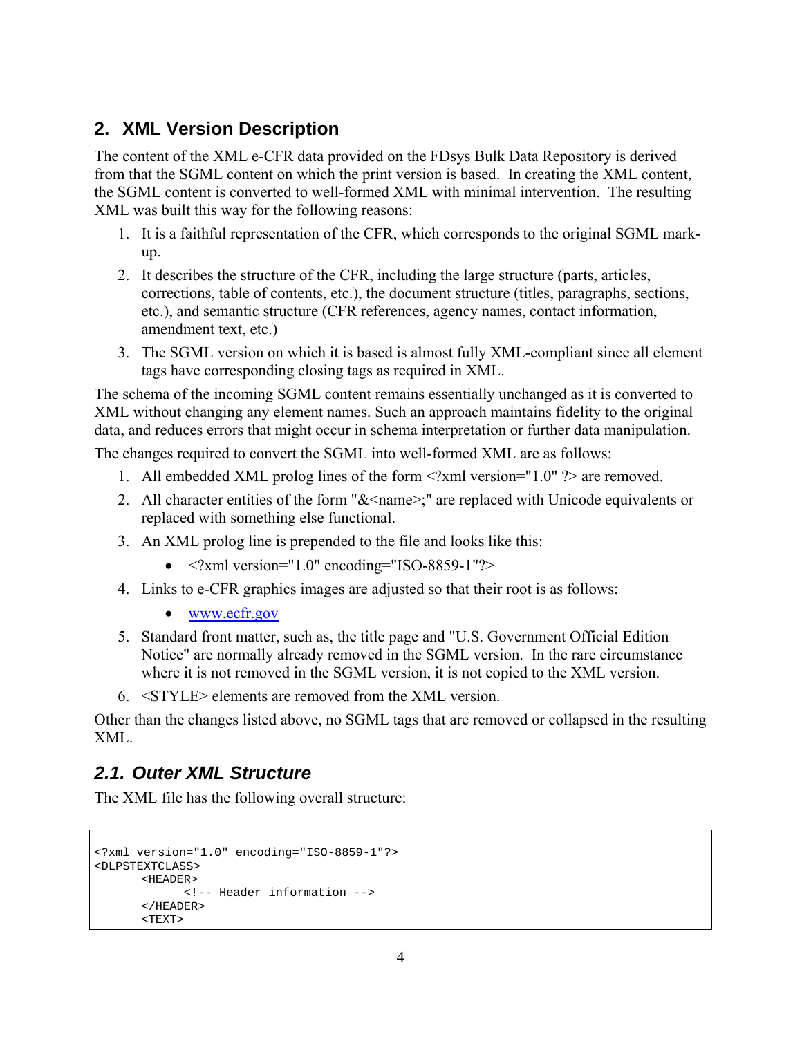## 2. XML Version Description

The content of the XML e-CFR data provided on the FDsys Bulk Data Repository is derived from that the SGML content on which the print version is based. In creating the XML content, the SGML content is converted to well-formed XML with minimal intervention. The resulting XML was built this way for the following reasons:

1. It is a faithful representation of the CFR, which corresponds to the original SGML mark-up.
2. It describes the structure of the CFR, including the large structure (parts, articles, corrections, table of contents, etc.), the document structure (titles, paragraphs, sections, etc.), and semantic structure (CFR references, agency names, contact information, amendment text, etc.)
3. The SGML version on which it is based is almost fully XML-compliant since all element tags have corresponding closing tags as required in XML.

The schema of the incoming SGML content remains essentially unchanged as it is converted to XML without changing any element names. Such an approach maintains fidelity to the original data, and reduces errors that might occur in schema interpretation or further data manipulation.

The changes required to convert the SGML into well-formed XML are as follows:

1. All embedded XML prolog lines of the form <?xml version="1.0" ?> are removed.
2. All character entities of the form "&<name>;" are replaced with Unicode equivalents or replaced with something else functional.
3. An XML prolog line is prepended to the file and looks like this:
   - <?xml version="1.0" encoding="ISO-8859-1"?>
4. Links to e-CFR graphics images are adjusted so that their root is as follows:
   - www.ecfr.gov
5. Standard front matter, such as, the title page and "U.S. Government Official Edition Notice" are normally already removed in the SGML version. In the rare circumstance where it is not removed in the SGML version, it is not copied to the XML version.
6. <STYLE> elements are removed from the XML version.

Other than the changes listed above, no SGML tags that are removed or collapsed in the resulting XML.

### *2.1. Outer XML Structure*

The XML file has the following overall structure:

```
<?xml version="1.0" encoding="ISO-8859-1"?>
<DLPSTEXTCLASS>
      <HEADER>
            <!-- Header information -->
      </HEADER>
      <TEXT>
```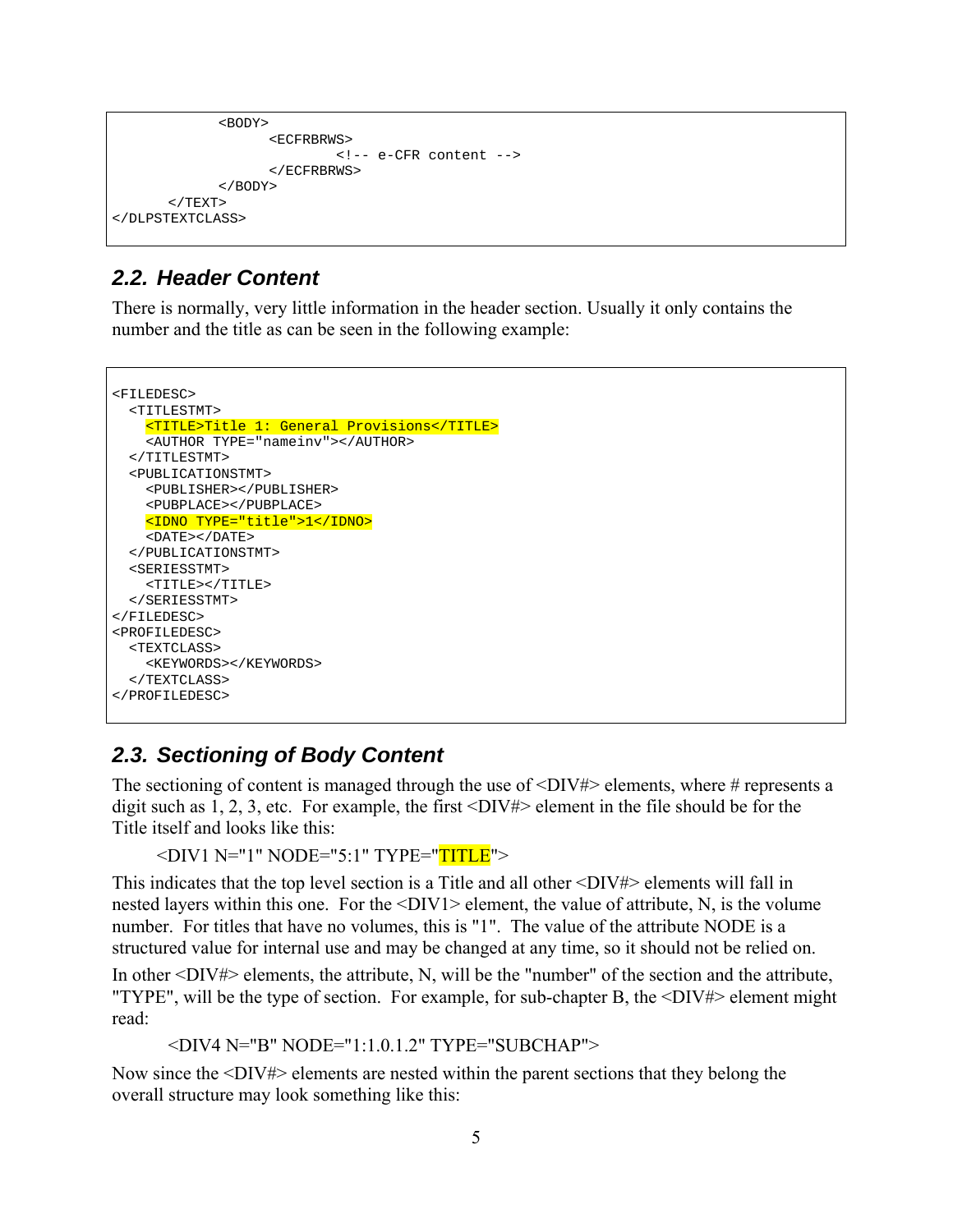```
            <BODY>
                  <ECFRBRWS>
                        <!-- e-CFR content -->
                  </ECFRBRWS>
            </BODY>
      </TEXT>
</DLPSTEXTCLASS>
```

### 2.2. Header Content

There is normally, very little information in the header section. Usually it only contains the number and the title as can be seen in the following example:

```
<FILEDESC>
  <TITLESTMT>
    <TITLE>Title 1: General Provisions</TITLE>
    <AUTHOR TYPE="nameinv"></AUTHOR>
  </TITLESTMT>
  <PUBLICATIONSTMT>
    <PUBLISHER></PUBLISHER>
    <PUBPLACE></PUBPLACE>
    <IDNO TYPE="title">1</IDNO>
    <DATE></DATE>
  </PUBLICATIONSTMT>
  <SERIESSTMT>
    <TITLE></TITLE>
  </SERIESSTMT>
</FILEDESC>
<PROFILEDESC>
  <TEXTCLASS>
    <KEYWORDS></KEYWORDS>
  </TEXTCLASS>
</PROFILEDESC>
```

### 2.3. Sectioning of Body Content

The sectioning of content is managed through the use of <DIV#> elements, where # represents a digit such as 1, 2, 3, etc. For example, the first <DIV#> element in the file should be for the Title itself and looks like this:

<DIV1 N="1" NODE="5:1" TYPE="TITLE">

This indicates that the top level section is a Title and all other <DIV#> elements will fall in nested layers within this one. For the <DIV1> element, the value of attribute, N, is the volume number. For titles that have no volumes, this is "1". The value of the attribute NODE is a structured value for internal use and may be changed at any time, so it should not be relied on.

In other <DIV#> elements, the attribute, N, will be the "number" of the section and the attribute, "TYPE", will be the type of section. For example, for sub-chapter B, the <DIV#> element might read:

<DIV4 N="B" NODE="1:1.0.1.2" TYPE="SUBCHAP">

Now since the <DIV#> elements are nested within the parent sections that they belong the overall structure may look something like this: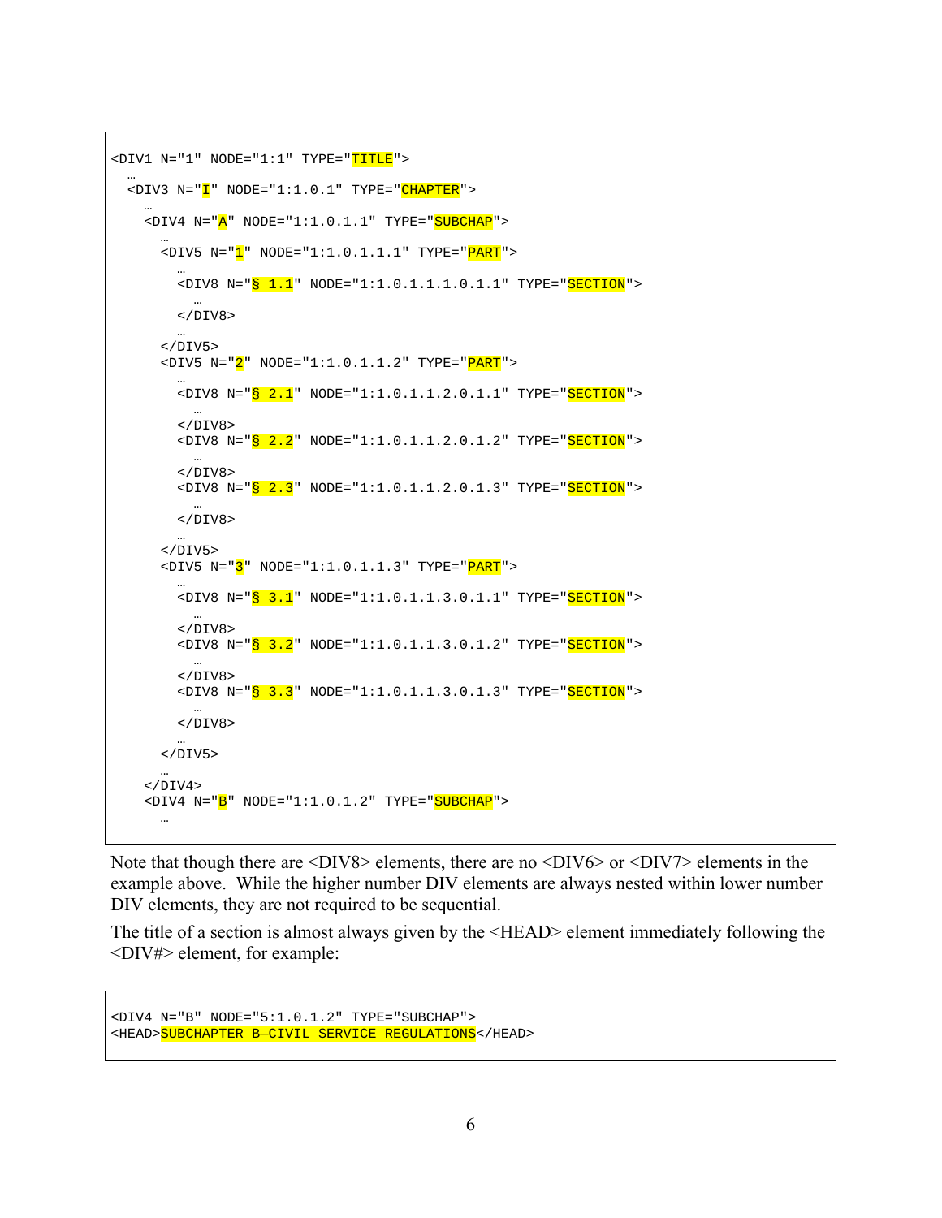```
<DIV1 N="1" NODE="1:1" TYPE="TITLE">
  …
  <DIV3 N="I" NODE="1:1.0.1" TYPE="CHAPTER">
    …
    <DIV4 N="A" NODE="1:1.0.1.1" TYPE="SUBCHAP">
      …
      <DIV5 N="1" NODE="1:1.0.1.1.1" TYPE="PART">
        …
        <DIV8 N="§ 1.1" NODE="1:1.0.1.1.1.0.1.1" TYPE="SECTION">
          …
        </DIV8>
        …
      </DIV5>
      <DIV5 N="2" NODE="1:1.0.1.1.2" TYPE="PART">
        …
        <DIV8 N="§ 2.1" NODE="1:1.0.1.1.2.0.1.1" TYPE="SECTION">
          …
        </DIV8>
        <DIV8 N="§ 2.2" NODE="1:1.0.1.1.2.0.1.2" TYPE="SECTION">
          …
        </DIV8>
        <DIV8 N="§ 2.3" NODE="1:1.0.1.1.2.0.1.3" TYPE="SECTION">
          …
        </DIV8>
        …
      </DIV5>
      <DIV5 N="3" NODE="1:1.0.1.1.3" TYPE="PART">
        …
        <DIV8 N="§ 3.1" NODE="1:1.0.1.1.3.0.1.1" TYPE="SECTION">
          …
        </DIV8>
        <DIV8 N="§ 3.2" NODE="1:1.0.1.1.3.0.1.2" TYPE="SECTION">
          …
        </DIV8>
        <DIV8 N="§ 3.3" NODE="1:1.0.1.1.3.0.1.3" TYPE="SECTION">
          …
        </DIV8>
        …
      </DIV5>
      …
    </DIV4>
    <DIV4 N="B" NODE="1:1.0.1.2" TYPE="SUBCHAP">
      …
```

Note that though there are <DIV8> elements, there are no <DIV6> or <DIV7> elements in the example above. While the higher number DIV elements are always nested within lower number DIV elements, they are not required to be sequential.

The title of a section is almost always given by the <HEAD> element immediately following the <DIV#> element, for example:

```
<DIV4 N="B" NODE="5:1.0.1.2" TYPE="SUBCHAP">
<HEAD>SUBCHAPTER B—CIVIL SERVICE REGULATIONS</HEAD>
```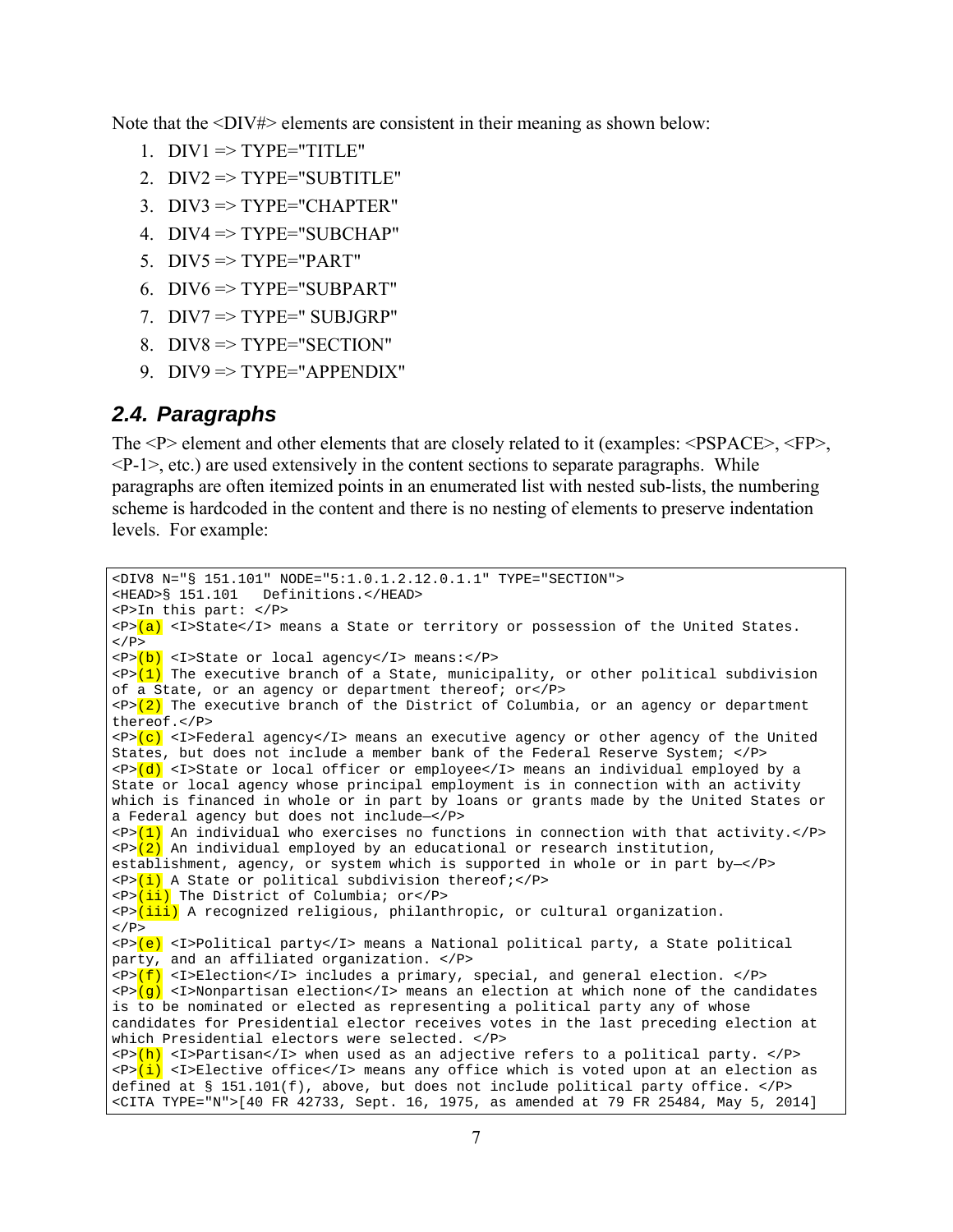Note that the <DIV#> elements are consistent in their meaning as shown below:

1. DIV1 => TYPE="TITLE"
2. DIV2 => TYPE="SUBTITLE"
3. DIV3 => TYPE="CHAPTER"
4. DIV4 => TYPE="SUBCHAP"
5. DIV5 => TYPE="PART"
6. DIV6 => TYPE="SUBPART"
7. DIV7 => TYPE=" SUBJGRP"
8. DIV8 => TYPE="SECTION"
9. DIV9 => TYPE="APPENDIX"

## 2.4. Paragraphs

The <P> element and other elements that are closely related to it (examples: <PSPACE>, <FP>, <P-1>, etc.) are used extensively in the content sections to separate paragraphs. While paragraphs are often itemized points in an enumerated list with nested sub-lists, the numbering scheme is hardcoded in the content and there is no nesting of elements to preserve indentation levels. For example:

```
<DIV8 N="§ 151.101" NODE="5:1.0.1.2.12.0.1.1" TYPE="SECTION">
<HEAD>§ 151.101   Definitions.</HEAD>
<P>In this part: </P>
<P>(a) <I>State</I> means a State or territory or possession of the United States.
</P>
<P>(b) <I>State or local agency</I> means:</P>
<P>(1) The executive branch of a State, municipality, or other political subdivision
of a State, or an agency or department thereof; or</P>
<P>(2) The executive branch of the District of Columbia, or an agency or department
thereof.</P>
<P>(c) <I>Federal agency</I> means an executive agency or other agency of the United
States, but does not include a member bank of the Federal Reserve System; </P>
<P>(d) <I>State or local officer or employee</I> means an individual employed by a
State or local agency whose principal employment is in connection with an activity
which is financed in whole or in part by loans or grants made by the United States or
a Federal agency but does not include—</P>
<P>(1) An individual who exercises no functions in connection with that activity.</P>
<P>(2) An individual employed by an educational or research institution,
establishment, agency, or system which is supported in whole or in part by—</P>
<P>(i) A State or political subdivision thereof;</P>
<P>(ii) The District of Columbia; or</P>
<P>(iii) A recognized religious, philanthropic, or cultural organization.
</P>
<P>(e) <I>Political party</I> means a National political party, a State political
party, and an affiliated organization. </P>
<P>(f) <I>Election</I> includes a primary, special, and general election. </P>
<P>(g) <I>Nonpartisan election</I> means an election at which none of the candidates
is to be nominated or elected as representing a political party any of whose
candidates for Presidential elector receives votes in the last preceding election at
which Presidential electors were selected. </P>
<P>(h) <I>Partisan</I> when used as an adjective refers to a political party. </P>
<P>(i) <I>Elective office</I> means any office which is voted upon at an election as
defined at § 151.101(f), above, but does not include political party office. </P>
<CITA TYPE="N">[40 FR 42733, Sept. 16, 1975, as amended at 79 FR 25484, May 5, 2014]
```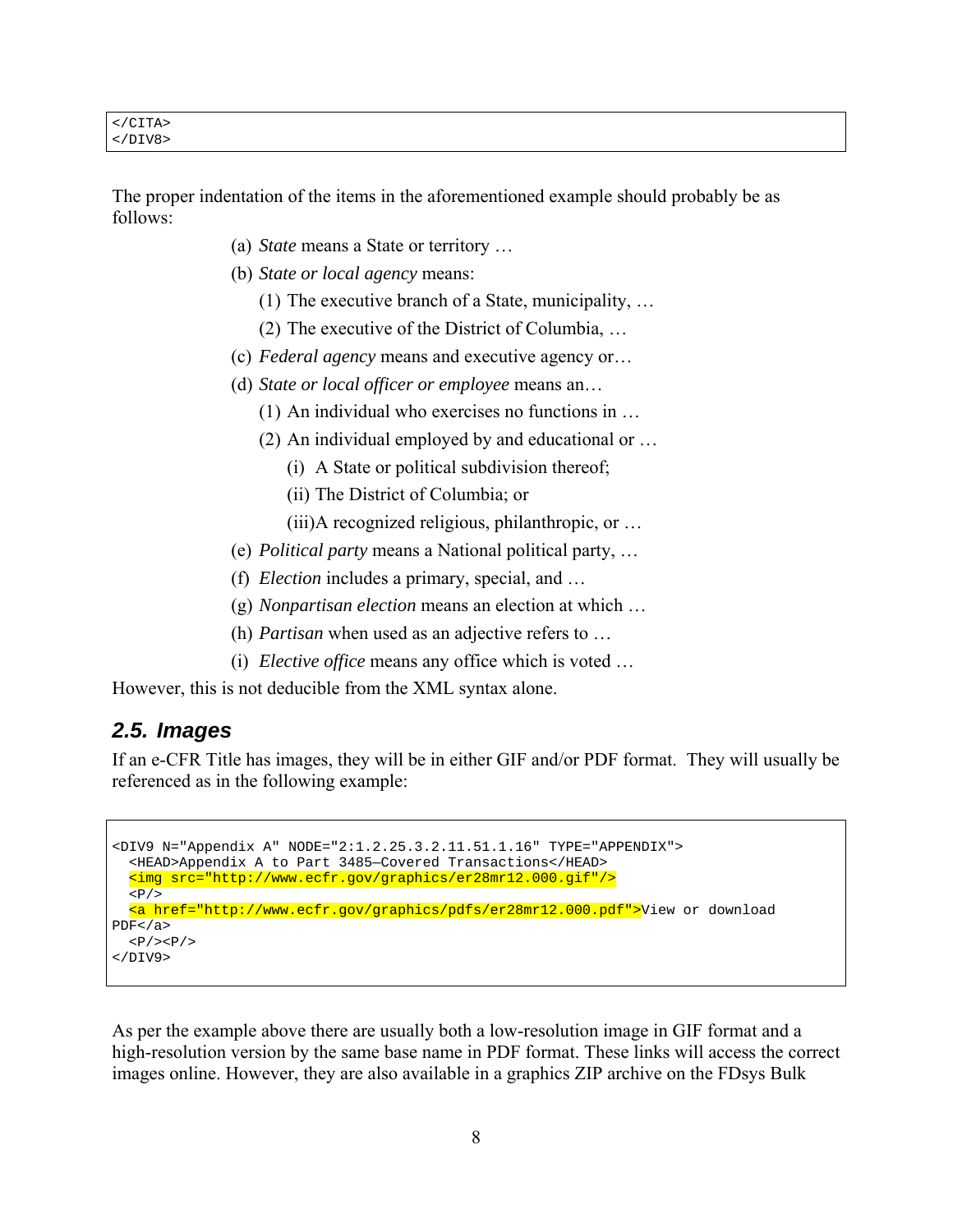```
</CITA>
</DIV8>
```

The proper indentation of the items in the aforementioned example should probably be as follows:

- (a) *State* means a State or territory …
- (b) *State or local agency* means:
  - (1) The executive branch of a State, municipality, …
  - (2) The executive of the District of Columbia, …
- (c) *Federal agency* means and executive agency or…
- (d) *State or local officer or employee* means an…
  - (1) An individual who exercises no functions in …
  - (2) An individual employed by and educational or …
    - (i) A State or political subdivision thereof;
    - (ii) The District of Columbia; or
    - (iii)A recognized religious, philanthropic, or …
- (e) *Political party* means a National political party, …
- (f) *Election* includes a primary, special, and …
- (g) *Nonpartisan election* means an election at which …
- (h) *Partisan* when used as an adjective refers to …
- (i) *Elective office* means any office which is voted …

However, this is not deducible from the XML syntax alone.

### 2.5. Images

If an e-CFR Title has images, they will be in either GIF and/or PDF format. They will usually be referenced as in the following example:

```
<DIV9 N="Appendix A" NODE="2:1.2.25.3.2.11.51.1.16" TYPE="APPENDIX">
  <HEAD>Appendix A to Part 3485—Covered Transactions</HEAD>
  <img src="http://www.ecfr.gov/graphics/er28mr12.000.gif"/>
  <P/>
  <a href="http://www.ecfr.gov/graphics/pdfs/er28mr12.000.pdf">View or download
PDF</a>
  <P/><P/>
</DIV9>
```

As per the example above there are usually both a low-resolution image in GIF format and a high-resolution version by the same base name in PDF format. These links will access the correct images online. However, they are also available in a graphics ZIP archive on the FDsys Bulk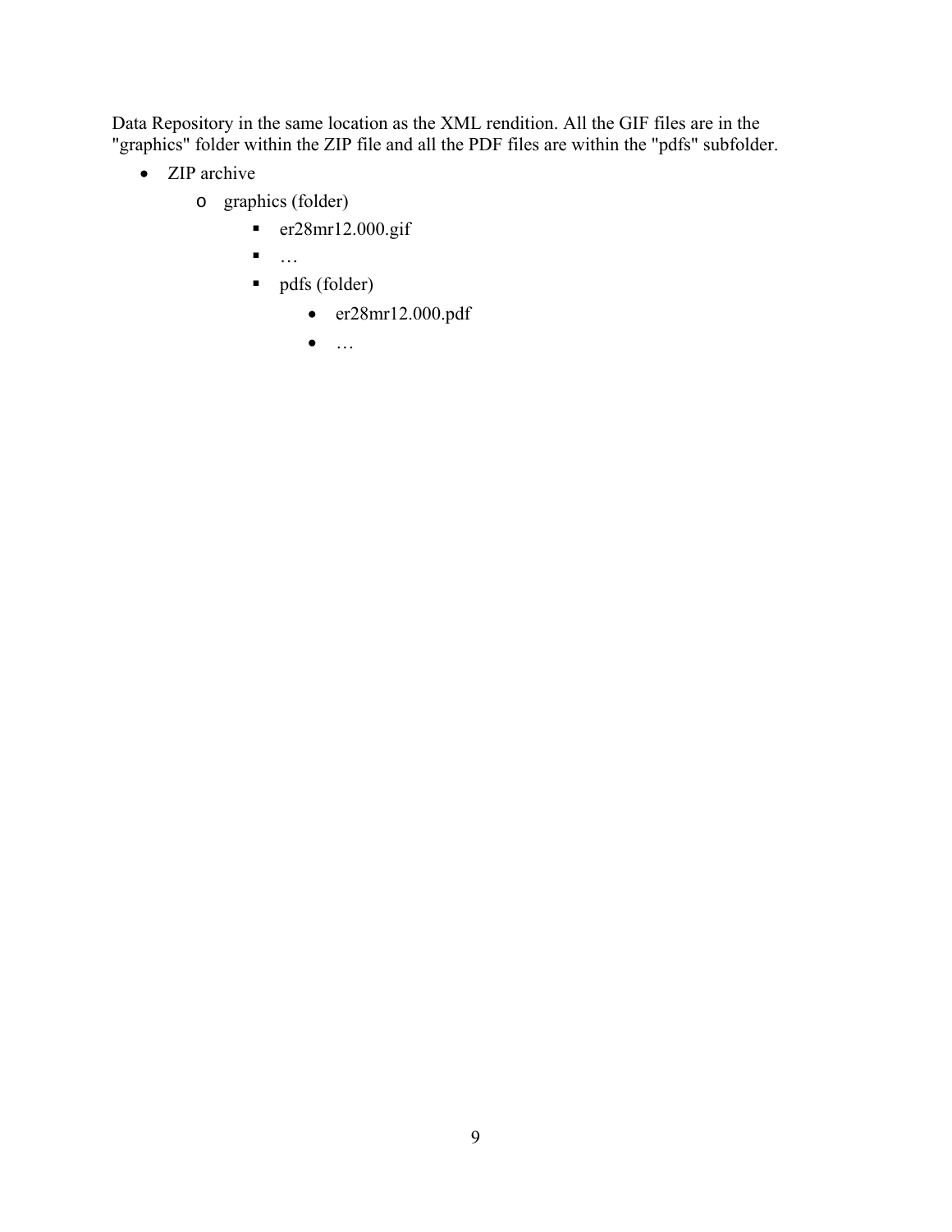Data Repository in the same location as the XML rendition. All the GIF files are in the "graphics" folder within the ZIP file and all the PDF files are within the "pdfs" subfolder.

- ZIP archive
  - graphics (folder)
    - er28mr12.000.gif
    - …
    - pdfs (folder)
      - er28mr12.000.pdf
      - …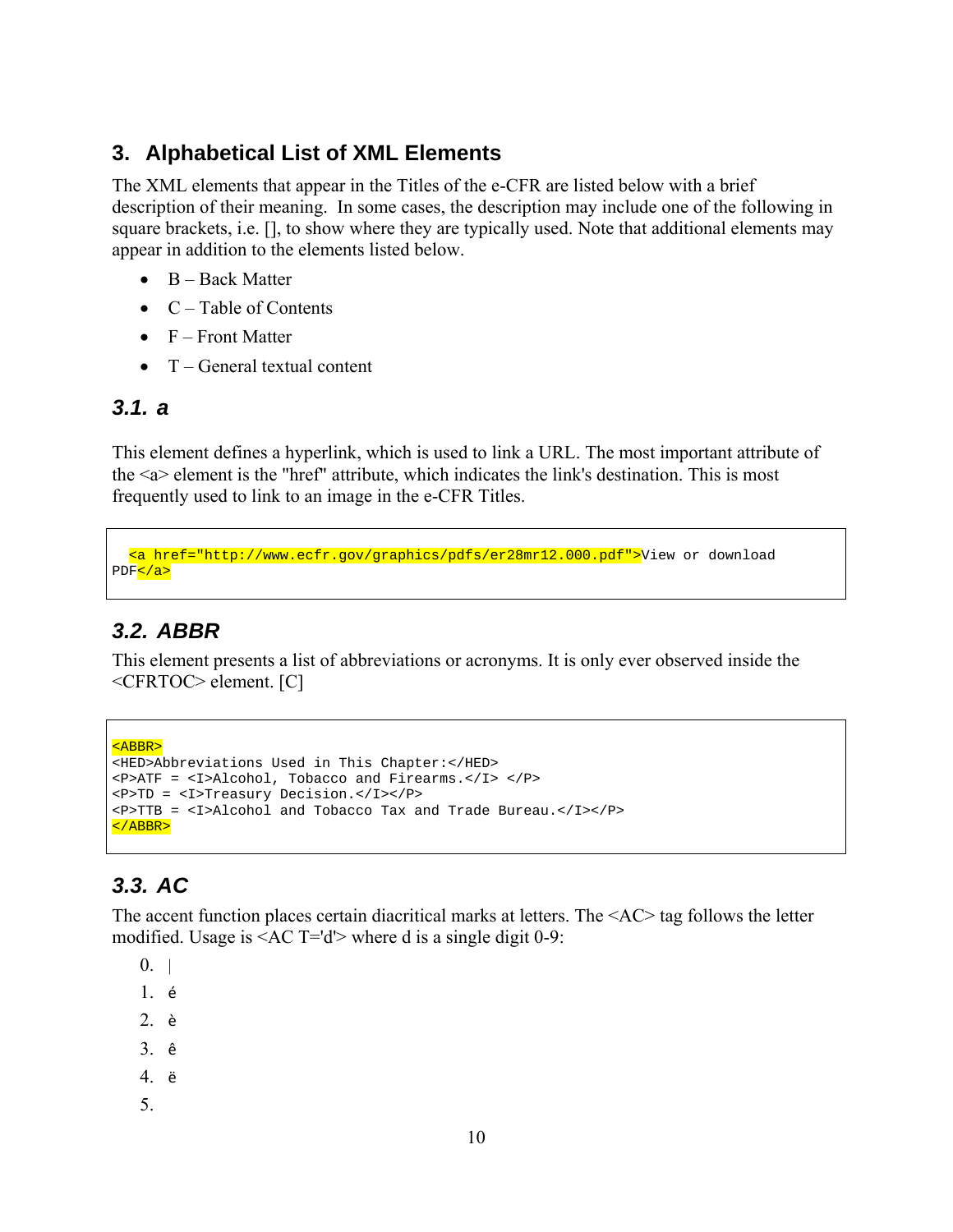## 3. Alphabetical List of XML Elements

The XML elements that appear in the Titles of the e-CFR are listed below with a brief description of their meaning. In some cases, the description may include one of the following in square brackets, i.e. [], to show where they are typically used. Note that additional elements may appear in addition to the elements listed below.

- B – Back Matter
- C – Table of Contents
- F – Front Matter
- T – General textual content

### 3.1. a

This element defines a hyperlink, which is used to link a URL. The most important attribute of the <a> element is the "href" attribute, which indicates the link's destination. This is most frequently used to link to an image in the e-CFR Titles.

```
  <a href="http://www.ecfr.gov/graphics/pdfs/er28mr12.000.pdf">View or download
PDF</a>
```

### 3.2. ABBR

This element presents a list of abbreviations or acronyms. It is only ever observed inside the <CFRTOC> element. [C]

```
<ABBR>
<HED>Abbreviations Used in This Chapter:</HED>
<P>ATF = <I>Alcohol, Tobacco and Firearms.</I> </P>
<P>TD = <I>Treasury Decision.</I></P>
<P>TTB = <I>Alcohol and Tobacco Tax and Trade Bureau.</I></P>
</ABBR>
```

### 3.3. AC

The accent function places certain diacritical marks at letters. The <AC> tag follows the letter modified. Usage is <AC T='d'> where d is a single digit 0-9:

0. |
1. é
2. è
3. ê
4. ë
5.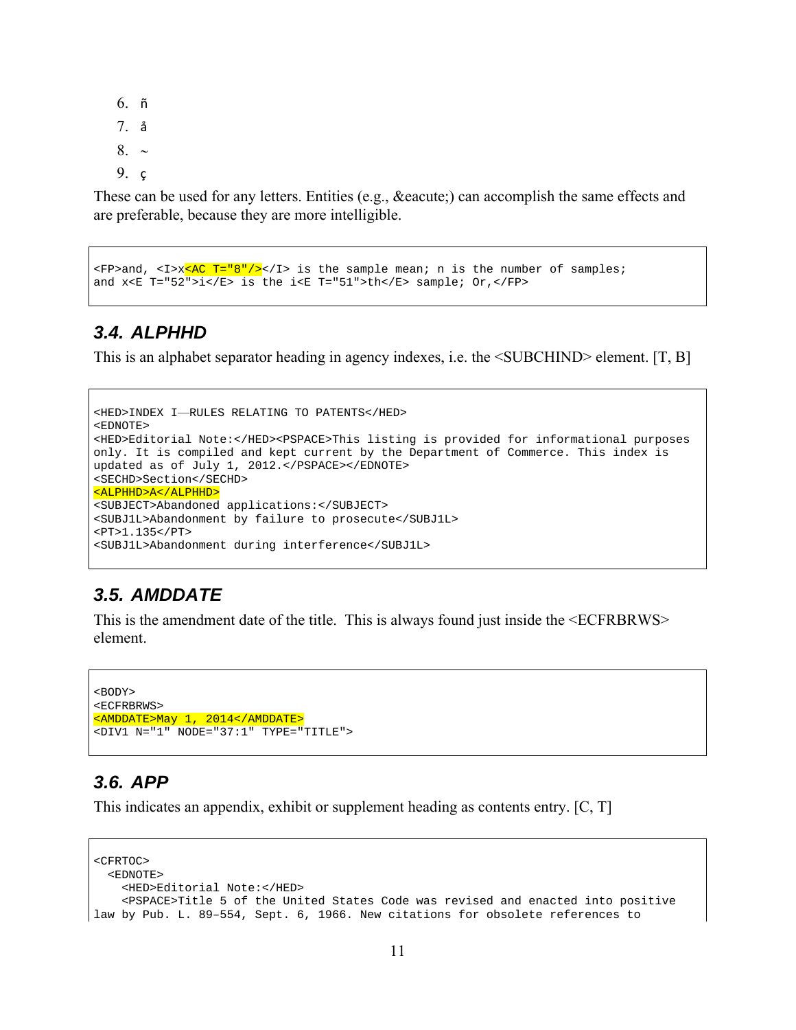6. ñ
7. å
8. ~
9. ç

These can be used for any letters. Entities (e.g., &eacute;) can accomplish the same effects and are preferable, because they are more intelligible.

```
<FP>and, <I>x<AC T="8"/></I> is the sample mean; n is the number of samples;
and x<E T="52">i</E> is the i<E T="51">th</E> sample; Or,</FP>
```

## 3.4. ALPHHD

This is an alphabet separator heading in agency indexes, i.e. the <SUBCHIND> element. [T, B]

```
<HED>INDEX I—RULES RELATING TO PATENTS</HED>
<EDNOTE>
<HED>Editorial Note:</HED><PSPACE>This listing is provided for informational purposes
only. It is compiled and kept current by the Department of Commerce. This index is
updated as of July 1, 2012.</PSPACE></EDNOTE>
<SECHD>Section</SECHD>
<ALPHHD>A</ALPHHD>
<SUBJECT>Abandoned applications:</SUBJECT>
<SUBJ1L>Abandonment by failure to prosecute</SUBJ1L>
<PT>1.135</PT>
<SUBJ1L>Abandonment during interference</SUBJ1L>
```

## 3.5. AMDDATE

This is the amendment date of the title. This is always found just inside the <ECFRBRWS> element.

```
<BODY>
<ECFRBRWS>
<AMDDATE>May 1, 2014</AMDDATE>
<DIV1 N="1" NODE="37:1" TYPE="TITLE">
```

## 3.6. APP

This indicates an appendix, exhibit or supplement heading as contents entry. [C, T]

```
<CFRTOC>
  <EDNOTE>
    <HED>Editorial Note:</HED>
    <PSPACE>Title 5 of the United States Code was revised and enacted into positive
law by Pub. L. 89–554, Sept. 6, 1966. New citations for obsolete references to
```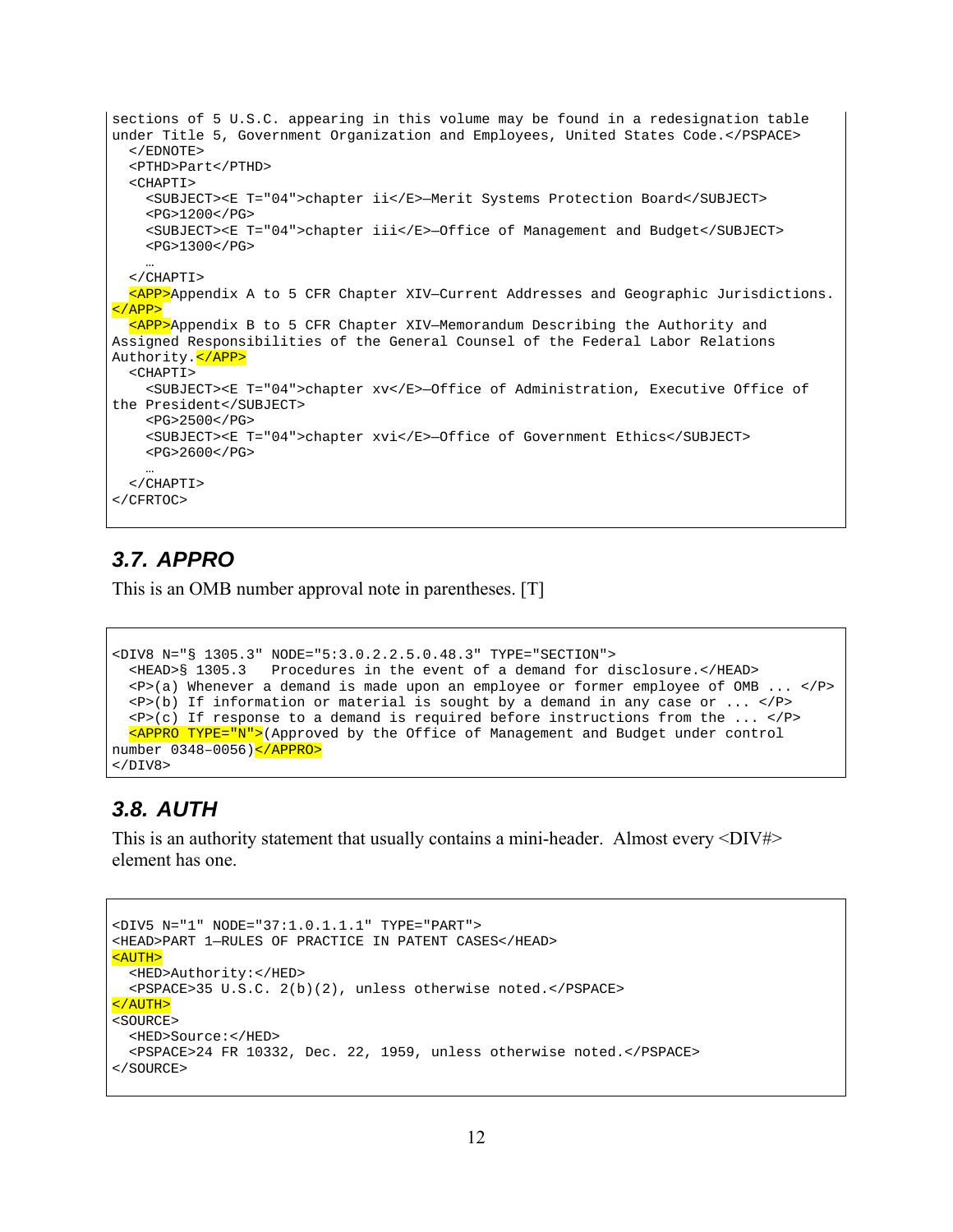```
sections of 5 U.S.C. appearing in this volume may be found in a redesignation table
under Title 5, Government Organization and Employees, United States Code.</PSPACE>
  </EDNOTE>
  <PTHD>Part</PTHD>
  <CHAPTI>
    <SUBJECT><E T="04">chapter ii</E>—Merit Systems Protection Board</SUBJECT>
    <PG>1200</PG>
    <SUBJECT><E T="04">chapter iii</E>—Office of Management and Budget</SUBJECT>
    <PG>1300</PG>
    …
  </CHAPTI>
  <APP>Appendix A to 5 CFR Chapter XIV—Current Addresses and Geographic Jurisdictions.
</APP>
  <APP>Appendix B to 5 CFR Chapter XIV—Memorandum Describing the Authority and
Assigned Responsibilities of the General Counsel of the Federal Labor Relations
Authority.</APP>
  <CHAPTI>
    <SUBJECT><E T="04">chapter xv</E>—Office of Administration, Executive Office of
the President</SUBJECT>
    <PG>2500</PG>
    <SUBJECT><E T="04">chapter xvi</E>—Office of Government Ethics</SUBJECT>
    <PG>2600</PG>
    …
  </CHAPTI>
</CFRTOC>
```

### *3.7. APPRO*

This is an OMB number approval note in parentheses. [T]

```
<DIV8 N="§ 1305.3" NODE="5:3.0.2.2.5.0.48.3" TYPE="SECTION">
  <HEAD>§ 1305.3   Procedures in the event of a demand for disclosure.</HEAD>
  <P>(a) Whenever a demand is made upon an employee or former employee of OMB ... </P>
  <P>(b) If information or material is sought by a demand in any case or ... </P>
  <P>(c) If response to a demand is required before instructions from the ... </P>
  <APPRO TYPE="N">(Approved by the Office of Management and Budget under control
number 0348–0056)</APPRO>
</DIV8>
```

### *3.8. AUTH*

This is an authority statement that usually contains a mini-header. Almost every <DIV#> element has one.

```
<DIV5 N="1" NODE="37:1.0.1.1.1" TYPE="PART">
<HEAD>PART 1—RULES OF PRACTICE IN PATENT CASES</HEAD>
<AUTH>
  <HED>Authority:</HED>
  <PSPACE>35 U.S.C. 2(b)(2), unless otherwise noted.</PSPACE>
</AUTH>
<SOURCE>
  <HED>Source:</HED>
  <PSPACE>24 FR 10332, Dec. 22, 1959, unless otherwise noted.</PSPACE>
</SOURCE>
```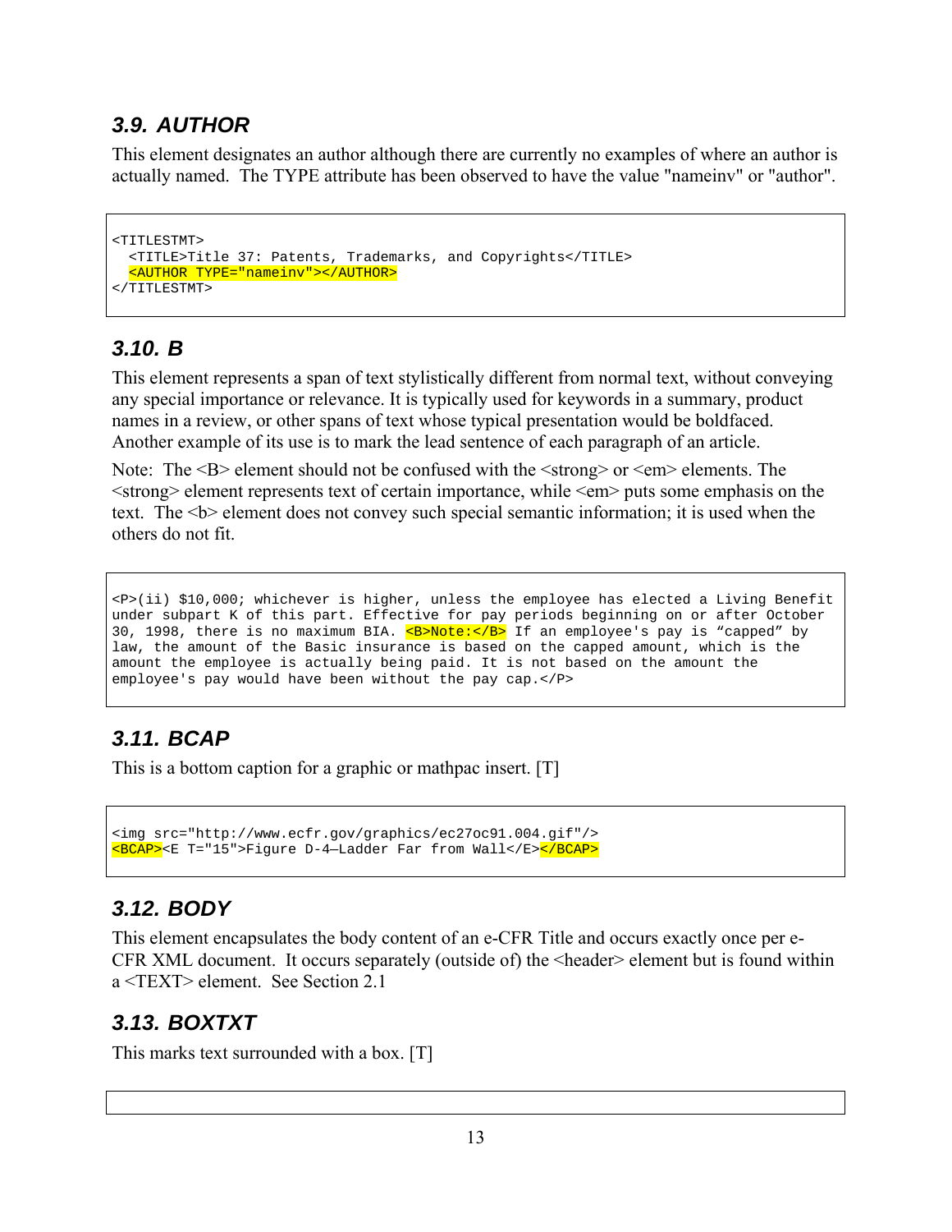### 3.9. AUTHOR

This element designates an author although there are currently no examples of where an author is actually named. The TYPE attribute has been observed to have the value "nameinv" or "author".

```
<TITLESTMT>
  <TITLE>Title 37: Patents, Trademarks, and Copyrights</TITLE>
  <AUTHOR TYPE="nameinv"></AUTHOR>
</TITLESTMT>
```

### 3.10. B

This element represents a span of text stylistically different from normal text, without conveying any special importance or relevance. It is typically used for keywords in a summary, product names in a review, or other spans of text whose typical presentation would be boldfaced. Another example of its use is to mark the lead sentence of each paragraph of an article.

Note: The <B> element should not be confused with the <strong> or <em> elements. The <strong> element represents text of certain importance, while <em> puts some emphasis on the text. The <b> element does not convey such special semantic information; it is used when the others do not fit.

```
<P>(ii) $10,000; whichever is higher, unless the employee has elected a Living Benefit
under subpart K of this part. Effective for pay periods beginning on or after October
30, 1998, there is no maximum BIA. <B>Note:</B> If an employee's pay is “capped” by
law, the amount of the Basic insurance is based on the capped amount, which is the
amount the employee is actually being paid. It is not based on the amount the
employee's pay would have been without the pay cap.</P>
```

### 3.11. BCAP

This is a bottom caption for a graphic or mathpac insert. [T]

```
<img src="http://www.ecfr.gov/graphics/ec27oc91.004.gif"/>
<BCAP><E T="15">Figure D-4—Ladder Far from Wall</E></BCAP>
```

### 3.12. BODY

This element encapsulates the body content of an e-CFR Title and occurs exactly once per e-CFR XML document. It occurs separately (outside of) the <header> element but is found within a <TEXT> element. See Section 2.1

### 3.13. BOXTXT

This marks text surrounded with a box. [T]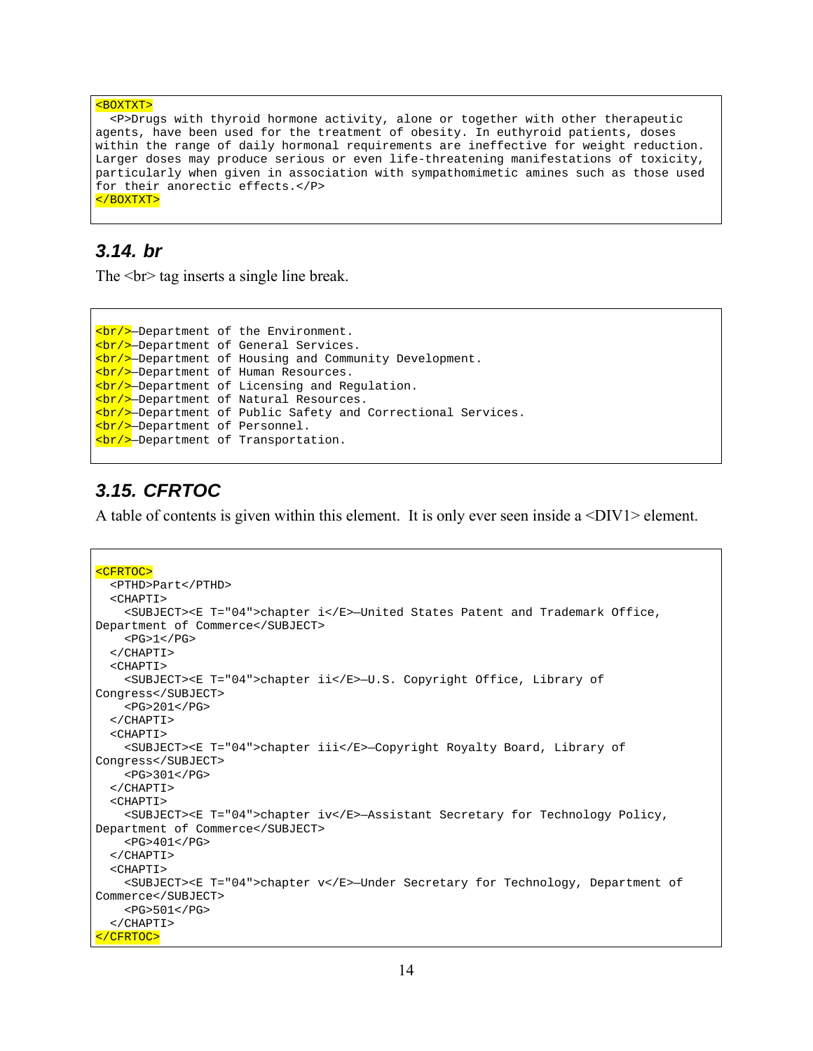```
<BOXTXT>
  <P>Drugs with thyroid hormone activity, alone or together with other therapeutic
agents, have been used for the treatment of obesity. In euthyroid patients, doses
within the range of daily hormonal requirements are ineffective for weight reduction.
Larger doses may produce serious or even life-threatening manifestations of toxicity,
particularly when given in association with sympathomimetic amines such as those used
for their anorectic effects.</P>
</BOXTXT>
```

### 3.14. br

The <br> tag inserts a single line break.

```
<br/>—Department of the Environment.
<br/>—Department of General Services.
<br/>—Department of Housing and Community Development.
<br/>—Department of Human Resources.
<br/>—Department of Licensing and Regulation.
<br/>—Department of Natural Resources.
<br/>—Department of Public Safety and Correctional Services.
<br/>—Department of Personnel.
<br/>—Department of Transportation.
```

### 3.15. CFRTOC

A table of contents is given within this element. It is only ever seen inside a <DIV1> element.

```
<CFRTOC>
  <PTHD>Part</PTHD>
  <CHAPTI>
    <SUBJECT><E T="04">chapter i</E>—United States Patent and Trademark Office,
Department of Commerce</SUBJECT>
    <PG>1</PG>
  </CHAPTI>
  <CHAPTI>
    <SUBJECT><E T="04">chapter ii</E>—U.S. Copyright Office, Library of
Congress</SUBJECT>
    <PG>201</PG>
  </CHAPTI>
  <CHAPTI>
    <SUBJECT><E T="04">chapter iii</E>—Copyright Royalty Board, Library of
Congress</SUBJECT>
    <PG>301</PG>
  </CHAPTI>
  <CHAPTI>
    <SUBJECT><E T="04">chapter iv</E>—Assistant Secretary for Technology Policy,
Department of Commerce</SUBJECT>
    <PG>401</PG>
  </CHAPTI>
  <CHAPTI>
    <SUBJECT><E T="04">chapter v</E>—Under Secretary for Technology, Department of
Commerce</SUBJECT>
    <PG>501</PG>
  </CHAPTI>
</CFRTOC>
```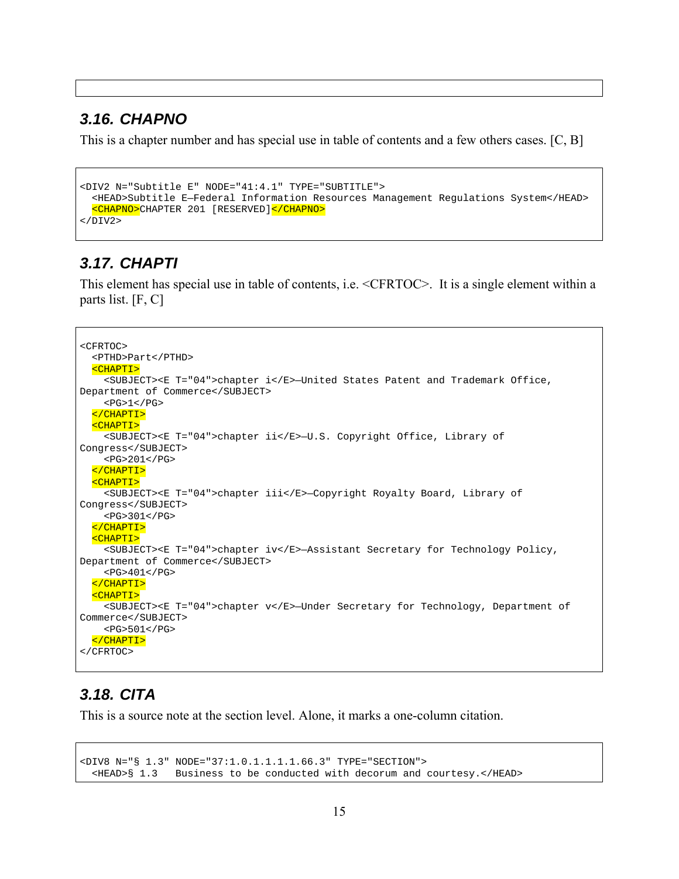```
```

### 3.16. CHAPNO

This is a chapter number and has special use in table of contents and a few others cases. [C, B]

```
<DIV2 N="Subtitle E" NODE="41:4.1" TYPE="SUBTITLE">
  <HEAD>Subtitle E—Federal Information Resources Management Regulations System</HEAD>
  <CHAPNO>CHAPTER 201 [RESERVED]</CHAPNO>
</DIV2>
```

### 3.17. CHAPTI

This element has special use in table of contents, i.e. <CFRTOC>.  It is a single element within a parts list. [F, C]

```
<CFRTOC>
  <PTHD>Part</PTHD>
  <CHAPTI>
    <SUBJECT><E T="04">chapter i</E>—United States Patent and Trademark Office,
Department of Commerce</SUBJECT>
    <PG>1</PG>
  </CHAPTI>
  <CHAPTI>
    <SUBJECT><E T="04">chapter ii</E>—U.S. Copyright Office, Library of
Congress</SUBJECT>
    <PG>201</PG>
  </CHAPTI>
  <CHAPTI>
    <SUBJECT><E T="04">chapter iii</E>—Copyright Royalty Board, Library of
Congress</SUBJECT>
    <PG>301</PG>
  </CHAPTI>
  <CHAPTI>
    <SUBJECT><E T="04">chapter iv</E>—Assistant Secretary for Technology Policy,
Department of Commerce</SUBJECT>
    <PG>401</PG>
  </CHAPTI>
  <CHAPTI>
    <SUBJECT><E T="04">chapter v</E>—Under Secretary for Technology, Department of
Commerce</SUBJECT>
    <PG>501</PG>
  </CHAPTI>
</CFRTOC>
```

### 3.18. CITA

This is a source note at the section level. Alone, it marks a one-column citation.

```
<DIV8 N="§ 1.3" NODE="37:1.0.1.1.1.1.66.3" TYPE="SECTION">
  <HEAD>§ 1.3   Business to be conducted with decorum and courtesy.</HEAD>
```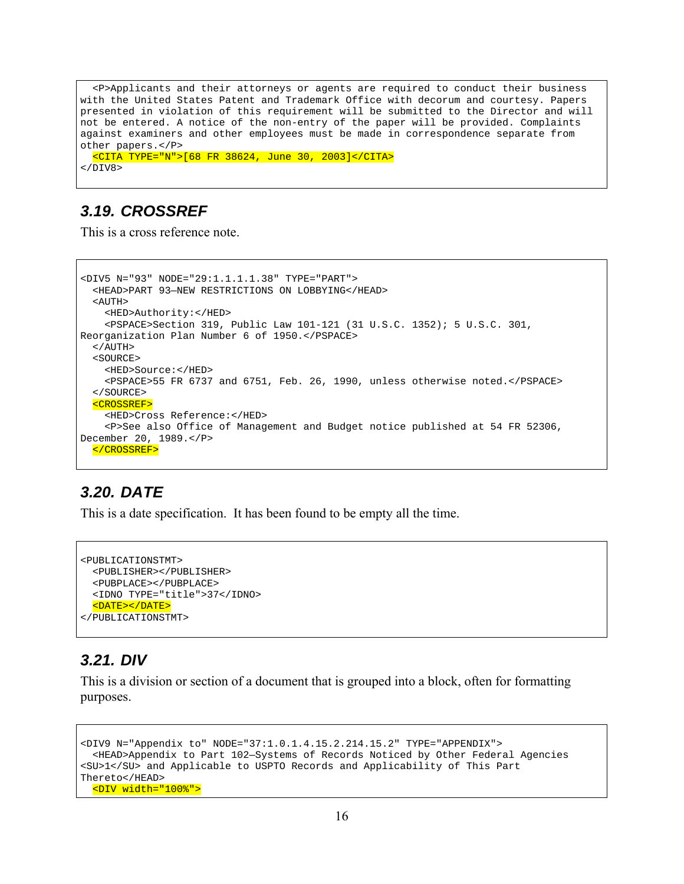```
  <P>Applicants and their attorneys or agents are required to conduct their business
with the United States Patent and Trademark Office with decorum and courtesy. Papers
presented in violation of this requirement will be submitted to the Director and will
not be entered. A notice of the non-entry of the paper will be provided. Complaints
against examiners and other employees must be made in correspondence separate from
other papers.</P>
  <CITA TYPE="N">[68 FR 38624, June 30, 2003]</CITA>
</DIV8>
```

### 3.19. CROSSREF

This is a cross reference note.

```
<DIV5 N="93" NODE="29:1.1.1.1.38" TYPE="PART">
  <HEAD>PART 93—NEW RESTRICTIONS ON LOBBYING</HEAD>
  <AUTH>
    <HED>Authority:</HED>
    <PSPACE>Section 319, Public Law 101-121 (31 U.S.C. 1352); 5 U.S.C. 301,
Reorganization Plan Number 6 of 1950.</PSPACE>
  </AUTH>
  <SOURCE>
    <HED>Source:</HED>
    <PSPACE>55 FR 6737 and 6751, Feb. 26, 1990, unless otherwise noted.</PSPACE>
  </SOURCE>
  <CROSSREF>
    <HED>Cross Reference:</HED>
    <P>See also Office of Management and Budget notice published at 54 FR 52306,
December 20, 1989.</P>
  </CROSSREF>
```

### 3.20. DATE

This is a date specification. It has been found to be empty all the time.

```
<PUBLICATIONSTMT>
  <PUBLISHER></PUBLISHER>
  <PUBPLACE></PUBPLACE>
  <IDNO TYPE="title">37</IDNO>
  <DATE></DATE>
</PUBLICATIONSTMT>
```

### 3.21. DIV

This is a division or section of a document that is grouped into a block, often for formatting purposes.

```
<DIV9 N="Appendix to" NODE="37:1.0.1.4.15.2.214.15.2" TYPE="APPENDIX">
  <HEAD>Appendix to Part 102—Systems of Records Noticed by Other Federal Agencies
<SU>1</SU> and Applicable to USPTO Records and Applicability of This Part
Thereto</HEAD>
  <DIV width="100%">
```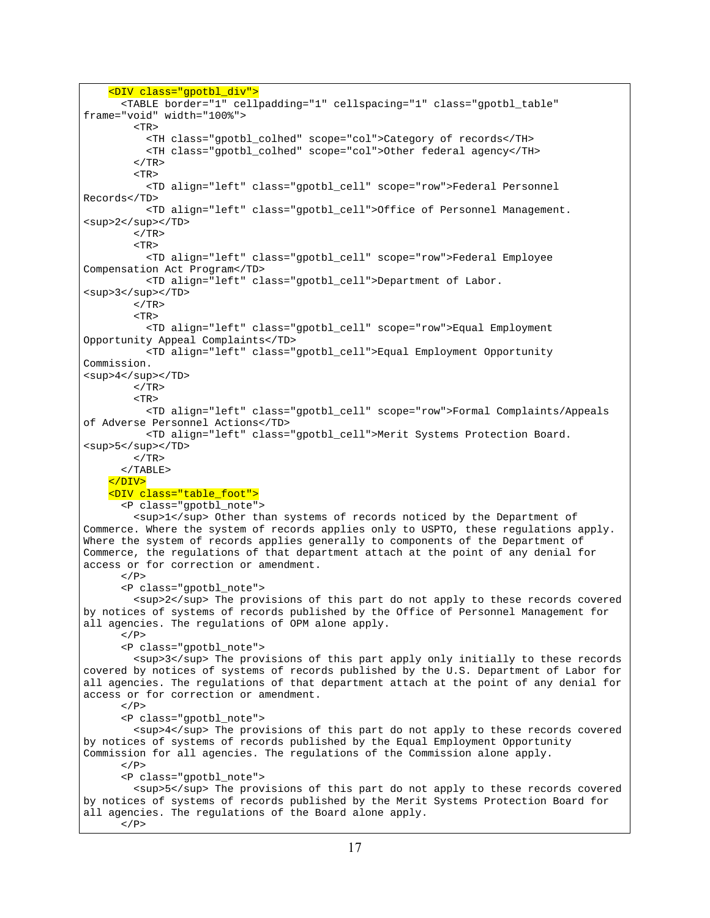```
    <DIV class="gpotbl_div">
      <TABLE border="1" cellpadding="1" cellspacing="1" class="gpotbl_table"
frame="void" width="100%">
        <TR>
          <TH class="gpotbl_colhed" scope="col">Category of records</TH>
          <TH class="gpotbl_colhed" scope="col">Other federal agency</TH>
        </TR>
        <TR>
          <TD align="left" class="gpotbl_cell" scope="row">Federal Personnel
Records</TD>
          <TD align="left" class="gpotbl_cell">Office of Personnel Management.
<sup>2</sup></TD>
        </TR>
        <TR>
          <TD align="left" class="gpotbl_cell" scope="row">Federal Employee
Compensation Act Program</TD>
          <TD align="left" class="gpotbl_cell">Department of Labor.
<sup>3</sup></TD>
        </TR>
        <TR>
          <TD align="left" class="gpotbl_cell" scope="row">Equal Employment
Opportunity Appeal Complaints</TD>
          <TD align="left" class="gpotbl_cell">Equal Employment Opportunity
Commission.
<sup>4</sup></TD>
        </TR>
        <TR>
          <TD align="left" class="gpotbl_cell" scope="row">Formal Complaints/Appeals
of Adverse Personnel Actions</TD>
          <TD align="left" class="gpotbl_cell">Merit Systems Protection Board.
<sup>5</sup></TD>
        </TR>
      </TABLE>
    </DIV>
    <DIV class="table_foot">
      <P class="gpotbl_note">
        <sup>1</sup> Other than systems of records noticed by the Department of
Commerce. Where the system of records applies only to USPTO, these regulations apply.
Where the system of records applies generally to components of the Department of
Commerce, the regulations of that department attach at the point of any denial for
access or for correction or amendment.
      </P>
      <P class="gpotbl_note">
        <sup>2</sup> The provisions of this part do not apply to these records covered
by notices of systems of records published by the Office of Personnel Management for
all agencies. The regulations of OPM alone apply.
      </P>
      <P class="gpotbl_note">
        <sup>3</sup> The provisions of this part apply only initially to these records
covered by notices of systems of records published by the U.S. Department of Labor for
all agencies. The regulations of that department attach at the point of any denial for
access or for correction or amendment.
      </P>
      <P class="gpotbl_note">
        <sup>4</sup> The provisions of this part do not apply to these records covered
by notices of systems of records published by the Equal Employment Opportunity
Commission for all agencies. The regulations of the Commission alone apply.
      </P>
      <P class="gpotbl_note">
        <sup>5</sup> The provisions of this part do not apply to these records covered
by notices of systems of records published by the Merit Systems Protection Board for
all agencies. The regulations of the Board alone apply.
      </P>
```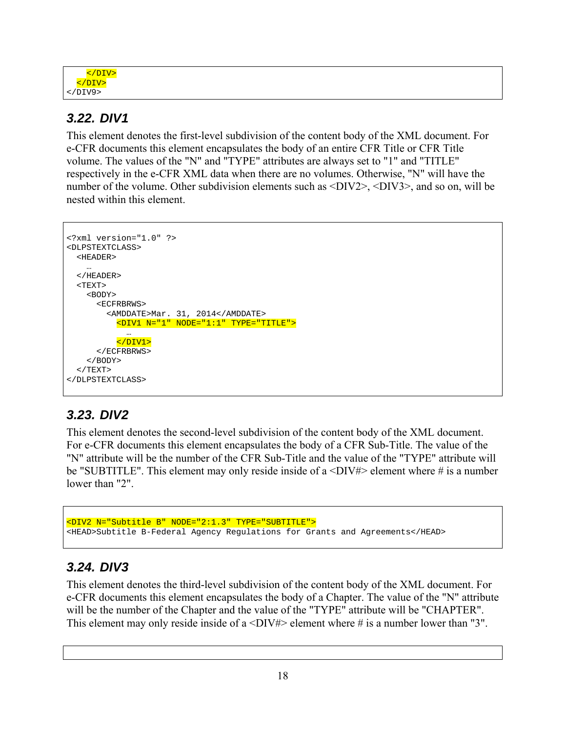```
    </DIV>
  </DIV>
</DIV9>
```

### 3.22. DIV1

This element denotes the first-level subdivision of the content body of the XML document. For e-CFR documents this element encapsulates the body of an entire CFR Title or CFR Title volume. The values of the "N" and "TYPE" attributes are always set to "1" and "TITLE" respectively in the e-CFR XML data when there are no volumes. Otherwise, "N" will have the number of the volume. Other subdivision elements such as <DIV2>, <DIV3>, and so on, will be nested within this element.

```
<?xml version="1.0" ?>
<DLPSTEXTCLASS>
  <HEADER>
    …
  </HEADER>
  <TEXT>
    <BODY>
      <ECFRBRWS>
        <AMDDATE>Mar. 31, 2014</AMDDATE>
          <DIV1 N="1" NODE="1:1" TYPE="TITLE">
            …
          </DIV1>
      </ECFRBRWS>
    </BODY>
  </TEXT>
</DLPSTEXTCLASS>
```

### 3.23. DIV2

This element denotes the second-level subdivision of the content body of the XML document. For e-CFR documents this element encapsulates the body of a CFR Sub-Title. The value of the "N" attribute will be the number of the CFR Sub-Title and the value of the "TYPE" attribute will be "SUBTITLE". This element may only reside inside of a <DIV#> element where # is a number lower than "2".

```
<DIV2 N="Subtitle B" NODE="2:1.3" TYPE="SUBTITLE">
<HEAD>Subtitle B-Federal Agency Regulations for Grants and Agreements</HEAD>
```

### 3.24. DIV3

This element denotes the third-level subdivision of the content body of the XML document. For e-CFR documents this element encapsulates the body of a Chapter. The value of the "N" attribute will be the number of the Chapter and the value of the "TYPE" attribute will be "CHAPTER". This element may only reside inside of a <DIV#> element where # is a number lower than "3".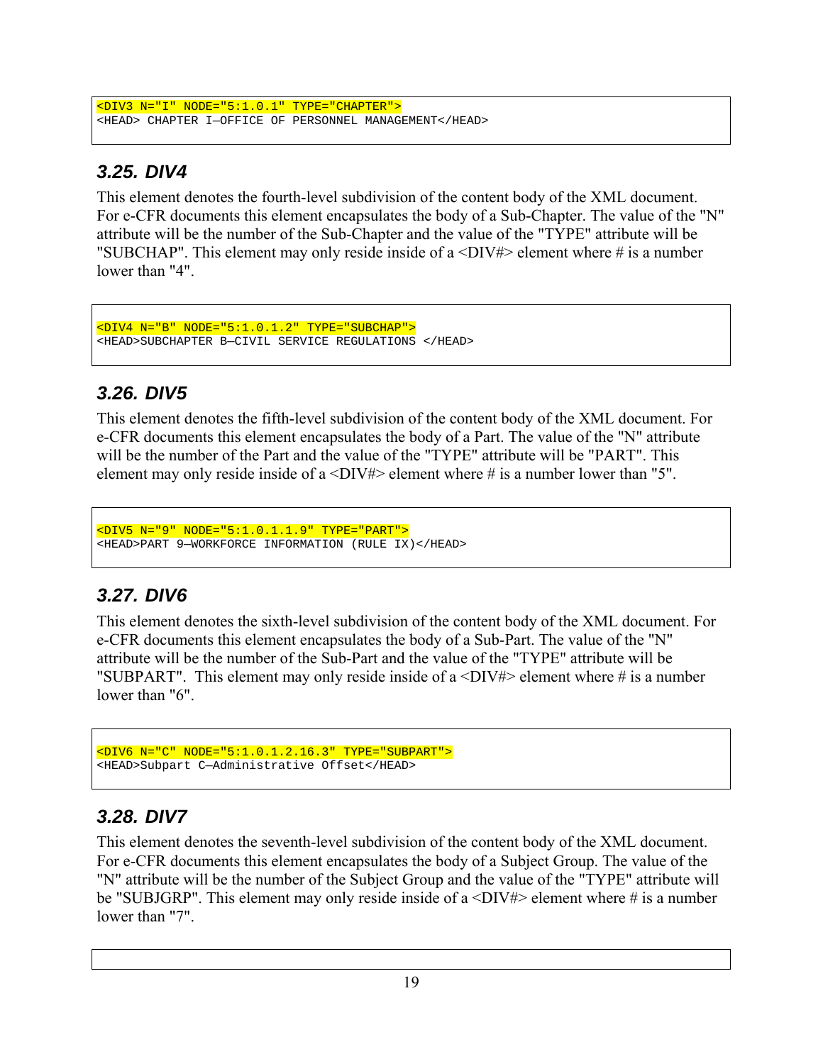```
<DIV3 N="I" NODE="5:1.0.1" TYPE="CHAPTER">
<HEAD> CHAPTER I—OFFICE OF PERSONNEL MANAGEMENT</HEAD>
```

### 3.25. DIV4

This element denotes the fourth-level subdivision of the content body of the XML document. For e-CFR documents this element encapsulates the body of a Sub-Chapter. The value of the "N" attribute will be the number of the Sub-Chapter and the value of the "TYPE" attribute will be "SUBCHAP". This element may only reside inside of a <DIV#> element where # is a number lower than "4".

```
<DIV4 N="B" NODE="5:1.0.1.2" TYPE="SUBCHAP">
<HEAD>SUBCHAPTER B—CIVIL SERVICE REGULATIONS </HEAD>
```

### 3.26. DIV5

This element denotes the fifth-level subdivision of the content body of the XML document. For e-CFR documents this element encapsulates the body of a Part. The value of the "N" attribute will be the number of the Part and the value of the "TYPE" attribute will be "PART". This element may only reside inside of a <DIV#> element where # is a number lower than "5".

```
<DIV5 N="9" NODE="5:1.0.1.1.9" TYPE="PART">
<HEAD>PART 9—WORKFORCE INFORMATION (RULE IX)</HEAD>
```

### 3.27. DIV6

This element denotes the sixth-level subdivision of the content body of the XML document. For e-CFR documents this element encapsulates the body of a Sub-Part. The value of the "N" attribute will be the number of the Sub-Part and the value of the "TYPE" attribute will be "SUBPART". This element may only reside inside of a <DIV#> element where # is a number lower than "6".

```
<DIV6 N="C" NODE="5:1.0.1.2.16.3" TYPE="SUBPART">
<HEAD>Subpart C—Administrative Offset</HEAD>
```

### 3.28. DIV7

This element denotes the seventh-level subdivision of the content body of the XML document. For e-CFR documents this element encapsulates the body of a Subject Group. The value of the "N" attribute will be the number of the Subject Group and the value of the "TYPE" attribute will be "SUBJGRP". This element may only reside inside of a <DIV#> element where # is a number lower than "7".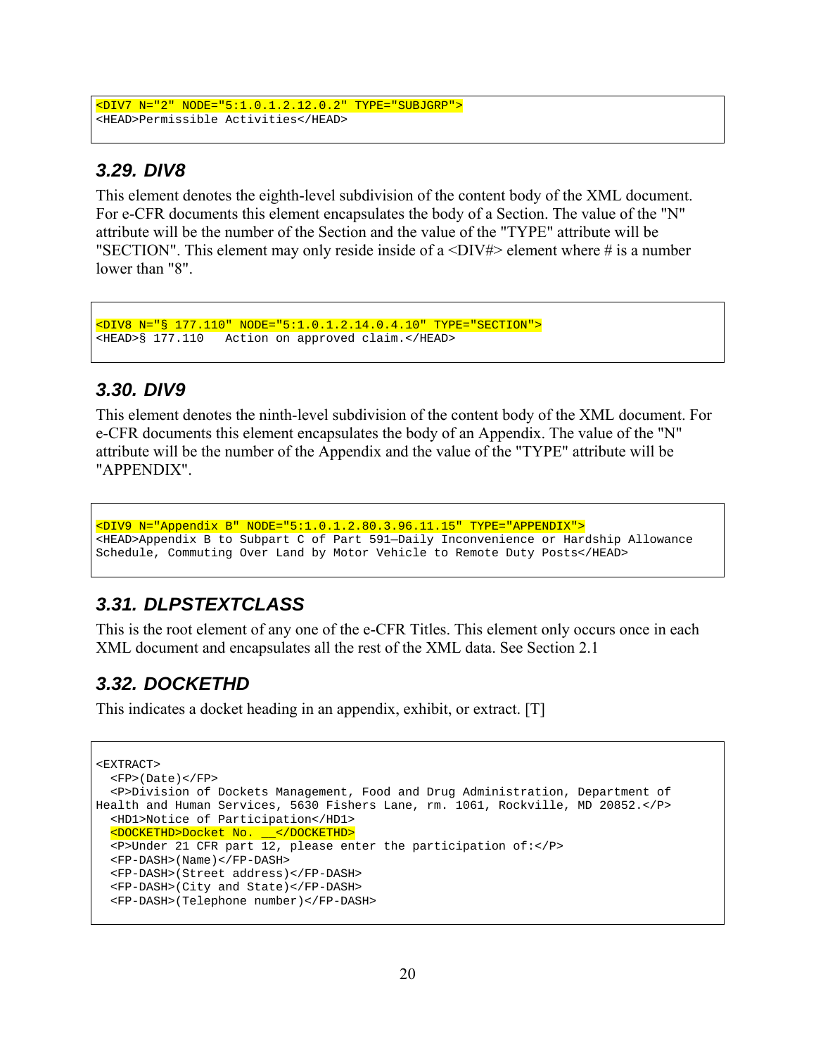```
<DIV7 N="2" NODE="5:1.0.1.2.12.0.2" TYPE="SUBJGRP">
<HEAD>Permissible Activities</HEAD>
```

### 3.29. DIV8

This element denotes the eighth-level subdivision of the content body of the XML document. For e-CFR documents this element encapsulates the body of a Section. The value of the "N" attribute will be the number of the Section and the value of the "TYPE" attribute will be "SECTION". This element may only reside inside of a <DIV#> element where # is a number lower than "8".

```
<DIV8 N="§ 177.110" NODE="5:1.0.1.2.14.0.4.10" TYPE="SECTION">
<HEAD>§ 177.110   Action on approved claim.</HEAD>
```

### 3.30. DIV9

This element denotes the ninth-level subdivision of the content body of the XML document. For e-CFR documents this element encapsulates the body of an Appendix. The value of the "N" attribute will be the number of the Appendix and the value of the "TYPE" attribute will be "APPENDIX".

```
<DIV9 N="Appendix B" NODE="5:1.0.1.2.80.3.96.11.15" TYPE="APPENDIX">
<HEAD>Appendix B to Subpart C of Part 591—Daily Inconvenience or Hardship Allowance
Schedule, Commuting Over Land by Motor Vehicle to Remote Duty Posts</HEAD>
```

### 3.31. DLPSTEXTCLASS

This is the root element of any one of the e-CFR Titles. This element only occurs once in each XML document and encapsulates all the rest of the XML data. See Section 2.1

### 3.32. DOCKETHD

This indicates a docket heading in an appendix, exhibit, or extract. [T]

```
<EXTRACT>
  <FP>(Date)</FP>
  <P>Division of Dockets Management, Food and Drug Administration, Department of
Health and Human Services, 5630 Fishers Lane, rm. 1061, Rockville, MD 20852.</P>
  <HD1>Notice of Participation</HD1>
  <DOCKETHD>Docket No. __</DOCKETHD>
  <P>Under 21 CFR part 12, please enter the participation of:</P>
  <FP-DASH>(Name)</FP-DASH>
  <FP-DASH>(Street address)</FP-DASH>
  <FP-DASH>(City and State)</FP-DASH>
  <FP-DASH>(Telephone number)</FP-DASH>
```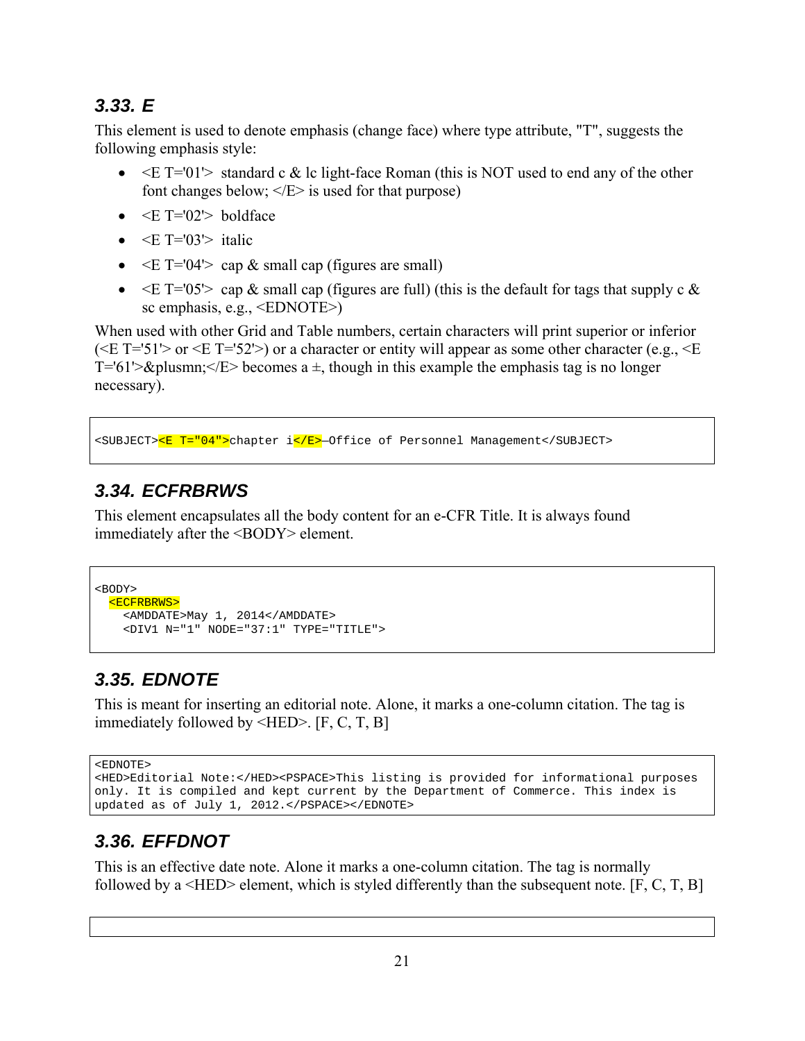### 3.33. E

This element is used to denote emphasis (change face) where type attribute, "T", suggests the following emphasis style:

- <E T='01'> standard c & lc light-face Roman (this is NOT used to end any of the other font changes below; </E> is used for that purpose)
- <E T='02'> boldface
- <E T='03'> italic
- <E T='04'> cap & small cap (figures are small)
- <E T='05'> cap & small cap (figures are full) (this is the default for tags that supply c & sc emphasis, e.g., <EDNOTE>)

When used with other Grid and Table numbers, certain characters will print superior or inferior (<E T='51'> or <E T='52'>) or a character or entity will appear as some other character (e.g., <E T='61'>&plusmn;</E> becomes a ±, though in this example the emphasis tag is no longer necessary).

```
<SUBJECT><E T="04">chapter i</E>—Office of Personnel Management</SUBJECT>
```

### 3.34. ECFRBRWS

This element encapsulates all the body content for an e-CFR Title. It is always found immediately after the <BODY> element.

```
<BODY>
  <ECFRBRWS>
    <AMDDATE>May 1, 2014</AMDDATE>
    <DIV1 N="1" NODE="37:1" TYPE="TITLE">
```

### 3.35. EDNOTE

This is meant for inserting an editorial note. Alone, it marks a one-column citation. The tag is immediately followed by <HED>. [F, C, T, B]

```
<EDNOTE>
<HED>Editorial Note:</HED><PSPACE>This listing is provided for informational purposes
only. It is compiled and kept current by the Department of Commerce. This index is
updated as of July 1, 2012.</PSPACE></EDNOTE>
```

### 3.36. EFFDNOT

This is an effective date note. Alone it marks a one-column citation. The tag is normally followed by a <HED> element, which is styled differently than the subsequent note. [F, C, T, B]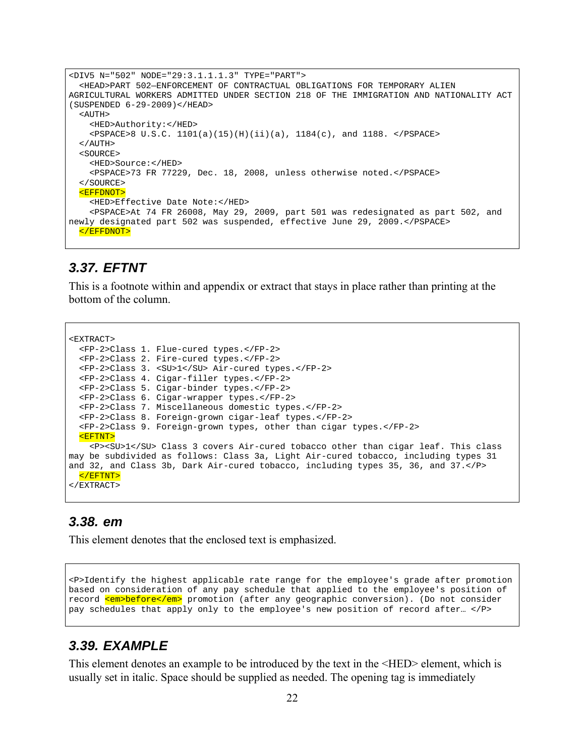```
<DIV5 N="502" NODE="29:3.1.1.1.3" TYPE="PART">
  <HEAD>PART 502—ENFORCEMENT OF CONTRACTUAL OBLIGATIONS FOR TEMPORARY ALIEN
AGRICULTURAL WORKERS ADMITTED UNDER SECTION 218 OF THE IMMIGRATION AND NATIONALITY ACT
(SUSPENDED 6-29-2009)</HEAD>
  <AUTH>
    <HED>Authority:</HED>
    <PSPACE>8 U.S.C. 1101(a)(15)(H)(ii)(a), 1184(c), and 1188. </PSPACE>
  </AUTH>
  <SOURCE>
    <HED>Source:</HED>
    <PSPACE>73 FR 77229, Dec. 18, 2008, unless otherwise noted.</PSPACE>
  </SOURCE>
  <EFFDNOT>
    <HED>Effective Date Note:</HED>
    <PSPACE>At 74 FR 26008, May 29, 2009, part 501 was redesignated as part 502, and
newly designated part 502 was suspended, effective June 29, 2009.</PSPACE>
  </EFFDNOT>
```

### 3.37. EFTNT

This is a footnote within and appendix or extract that stays in place rather than printing at the bottom of the column.

```
<EXTRACT>
  <FP-2>Class 1. Flue-cured types.</FP-2>
  <FP-2>Class 2. Fire-cured types.</FP-2>
  <FP-2>Class 3. <SU>1</SU> Air-cured types.</FP-2>
  <FP-2>Class 4. Cigar-filler types.</FP-2>
  <FP-2>Class 5. Cigar-binder types.</FP-2>
  <FP-2>Class 6. Cigar-wrapper types.</FP-2>
  <FP-2>Class 7. Miscellaneous domestic types.</FP-2>
  <FP-2>Class 8. Foreign-grown cigar-leaf types.</FP-2>
  <FP-2>Class 9. Foreign-grown types, other than cigar types.</FP-2>
  <EFTNT>
    <P><SU>1</SU> Class 3 covers Air-cured tobacco other than cigar leaf. This class
may be subdivided as follows: Class 3a, Light Air-cured tobacco, including types 31
and 32, and Class 3b, Dark Air-cured tobacco, including types 35, 36, and 37.</P>
  </EFTNT>
</EXTRACT>
```

### 3.38. em

This element denotes that the enclosed text is emphasized.

```
<P>Identify the highest applicable rate range for the employee's grade after promotion
based on consideration of any pay schedule that applied to the employee's position of
record <em>before</em> promotion (after any geographic conversion). (Do not consider
pay schedules that apply only to the employee's new position of record after… </P>
```

### 3.39. EXAMPLE

This element denotes an example to be introduced by the text in the <HED> element, which is usually set in italic. Space should be supplied as needed. The opening tag is immediately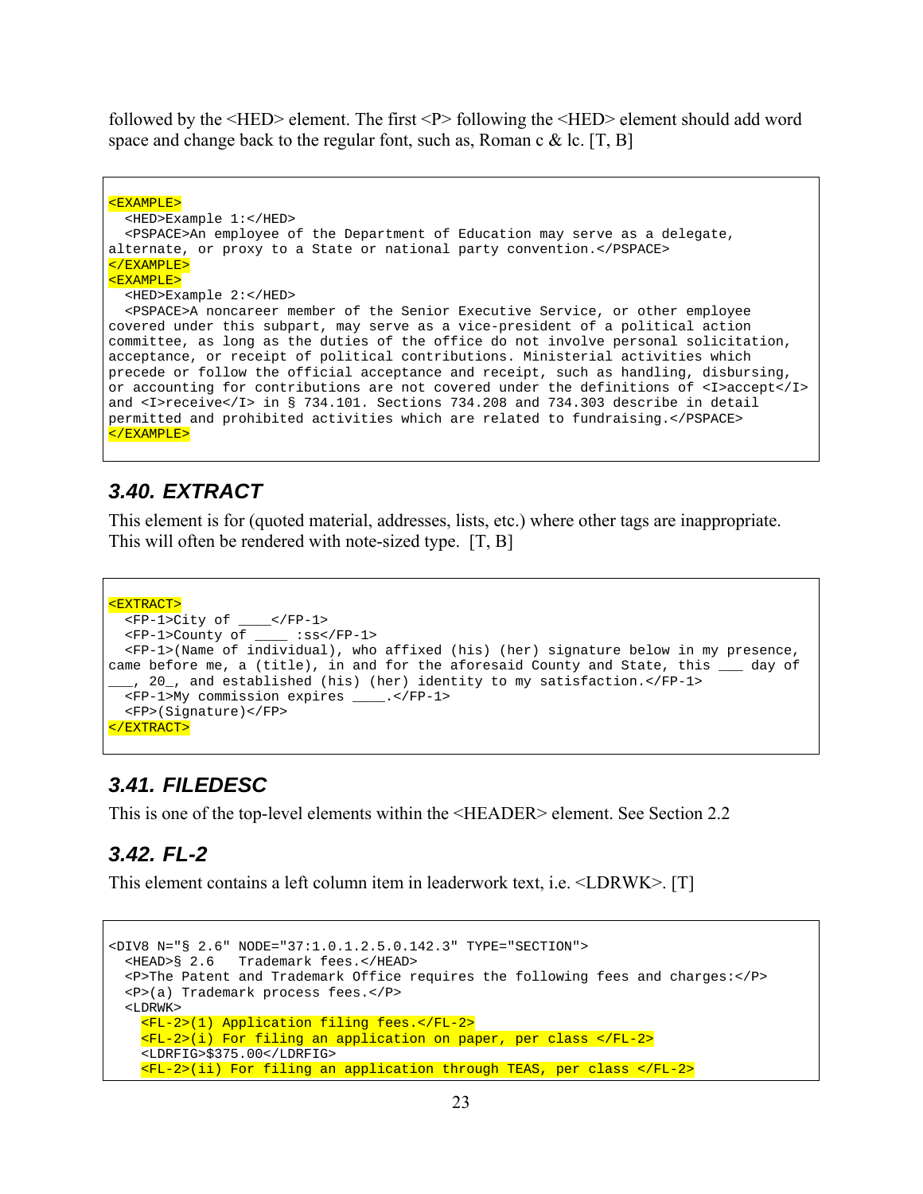followed by the <HED> element. The first <P> following the <HED> element should add word space and change back to the regular font, such as, Roman c & lc. [T, B]

```
<EXAMPLE>
  <HED>Example 1:</HED>
  <PSPACE>An employee of the Department of Education may serve as a delegate,
alternate, or proxy to a State or national party convention.</PSPACE>
</EXAMPLE>
<EXAMPLE>
  <HED>Example 2:</HED>
  <PSPACE>A noncareer member of the Senior Executive Service, or other employee
covered under this subpart, may serve as a vice-president of a political action
committee, as long as the duties of the office do not involve personal solicitation,
acceptance, or receipt of political contributions. Ministerial activities which
precede or follow the official acceptance and receipt, such as handling, disbursing,
or accounting for contributions are not covered under the definitions of <I>accept</I>
and <I>receive</I> in § 734.101. Sections 734.208 and 734.303 describe in detail
permitted and prohibited activities which are related to fundraising.</PSPACE>
</EXAMPLE>
```

### 3.40. EXTRACT

This element is for (quoted material, addresses, lists, etc.) where other tags are inappropriate. This will often be rendered with note-sized type. [T, B]

```
<EXTRACT>
  <FP-1>City of ____</FP-1>
  <FP-1>County of ____ :ss</FP-1>
  <FP-1>(Name of individual), who affixed (his) (her) signature below in my presence,
came before me, a (title), in and for the aforesaid County and State, this ___ day of
___, 20_, and established (his) (her) identity to my satisfaction.</FP-1>
  <FP-1>My commission expires ____.</FP-1>
  <FP>(Signature)</FP>
</EXTRACT>
```

### 3.41. FILEDESC

This is one of the top-level elements within the <HEADER> element. See Section 2.2

### 3.42. FL-2

This element contains a left column item in leaderwork text, i.e. <LDRWK>. [T]

```
<DIV8 N="§ 2.6" NODE="37:1.0.1.2.5.0.142.3" TYPE="SECTION">
  <HEAD>§ 2.6   Trademark fees.</HEAD>
  <P>The Patent and Trademark Office requires the following fees and charges:</P>
  <P>(a) Trademark process fees.</P>
  <LDRWK>
    <FL-2>(1) Application filing fees.</FL-2>
    <FL-2>(i) For filing an application on paper, per class </FL-2>
    <LDRFIG>$375.00</LDRFIG>
    <FL-2>(ii) For filing an application through TEAS, per class </FL-2>
```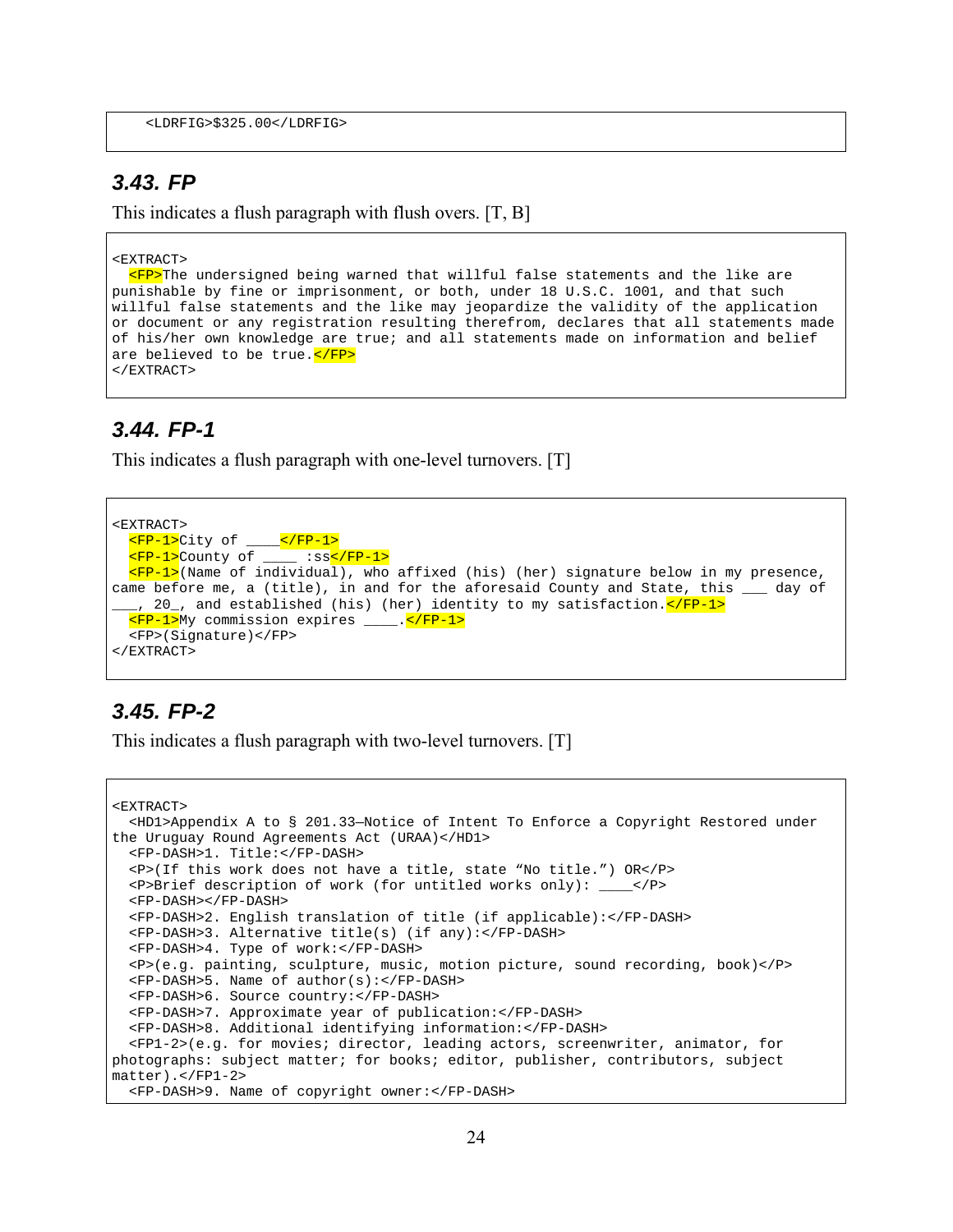```
    <LDRFIG>$325.00</LDRFIG>
```

### 3.43. FP

This indicates a flush paragraph with flush overs. [T, B]

```
<EXTRACT>
  <FP>The undersigned being warned that willful false statements and the like are
punishable by fine or imprisonment, or both, under 18 U.S.C. 1001, and that such
willful false statements and the like may jeopardize the validity of the application
or document or any registration resulting therefrom, declares that all statements made
of his/her own knowledge are true; and all statements made on information and belief
are believed to be true.</FP>
</EXTRACT>
```

### 3.44. FP-1

This indicates a flush paragraph with one-level turnovers. [T]

```
<EXTRACT>
  <FP-1>City of ____</FP-1>
  <FP-1>County of ____ :ss</FP-1>
  <FP-1>(Name of individual), who affixed (his) (her) signature below in my presence,
came before me, a (title), in and for the aforesaid County and State, this ___ day of
___, 20_, and established (his) (her) identity to my satisfaction.</FP-1>
  <FP-1>My commission expires ____.</FP-1>
  <FP>(Signature)</FP>
</EXTRACT>
```

### 3.45. FP-2

This indicates a flush paragraph with two-level turnovers. [T]

```
<EXTRACT>
  <HD1>Appendix A to § 201.33—Notice of Intent To Enforce a Copyright Restored under
the Uruguay Round Agreements Act (URAA)</HD1>
  <FP-DASH>1. Title:</FP-DASH>
  <P>(If this work does not have a title, state “No title.”) OR</P>
  <P>Brief description of work (for untitled works only): ____</P>
  <FP-DASH></FP-DASH>
  <FP-DASH>2. English translation of title (if applicable):</FP-DASH>
  <FP-DASH>3. Alternative title(s) (if any):</FP-DASH>
  <FP-DASH>4. Type of work:</FP-DASH>
  <P>(e.g. painting, sculpture, music, motion picture, sound recording, book)</P>
  <FP-DASH>5. Name of author(s):</FP-DASH>
  <FP-DASH>6. Source country:</FP-DASH>
  <FP-DASH>7. Approximate year of publication:</FP-DASH>
  <FP-DASH>8. Additional identifying information:</FP-DASH>
  <FP1-2>(e.g. for movies; director, leading actors, screenwriter, animator, for
photographs: subject matter; for books; editor, publisher, contributors, subject
matter).</FP1-2>
  <FP-DASH>9. Name of copyright owner:</FP-DASH>
```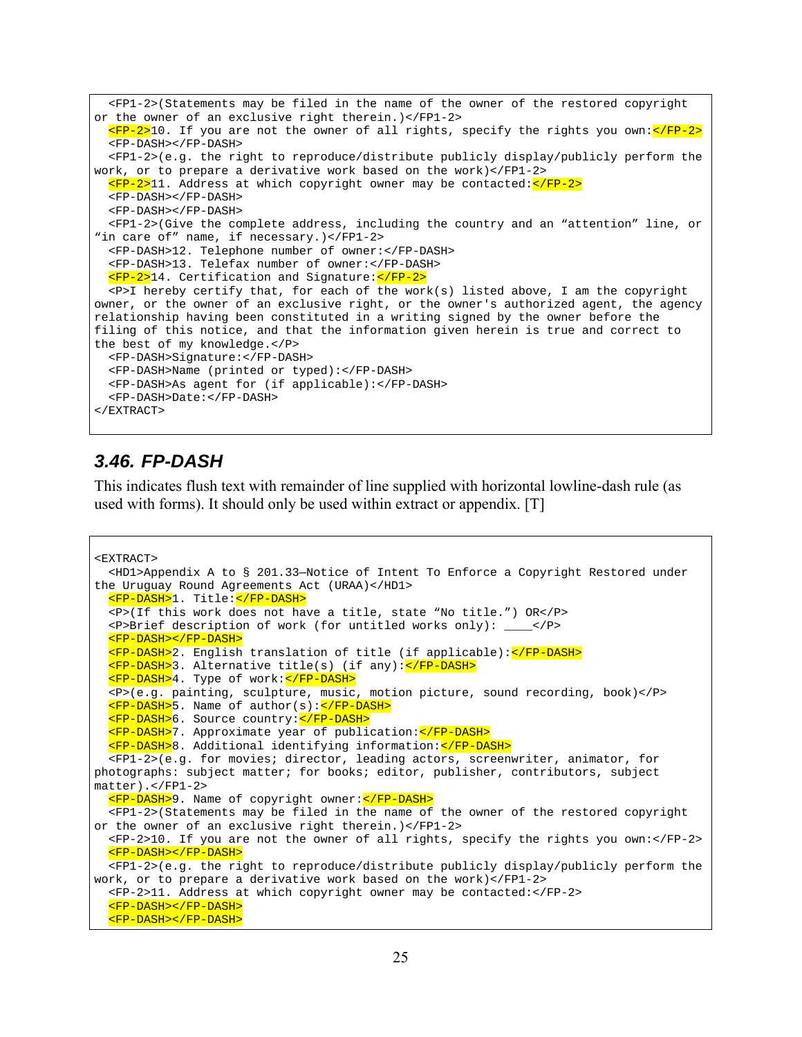```
  <FP1-2>(Statements may be filed in the name of the owner of the restored copyright
or the owner of an exclusive right therein.)</FP1-2>
  <FP-2>10. If you are not the owner of all rights, specify the rights you own:</FP-2>
  <FP-DASH></FP-DASH>
  <FP1-2>(e.g. the right to reproduce/distribute publicly display/publicly perform the
work, or to prepare a derivative work based on the work)</FP1-2>
  <FP-2>11. Address at which copyright owner may be contacted:</FP-2>
  <FP-DASH></FP-DASH>
  <FP-DASH></FP-DASH>
  <FP1-2>(Give the complete address, including the country and an "attention" line, or
"in care of" name, if necessary.)</FP1-2>
  <FP-DASH>12. Telephone number of owner:</FP-DASH>
  <FP-DASH>13. Telefax number of owner:</FP-DASH>
  <FP-2>14. Certification and Signature:</FP-2>
  <P>I hereby certify that, for each of the work(s) listed above, I am the copyright
owner, or the owner of an exclusive right, or the owner's authorized agent, the agency
relationship having been constituted in a writing signed by the owner before the
filing of this notice, and that the information given herein is true and correct to
the best of my knowledge.</P>
  <FP-DASH>Signature:</FP-DASH>
  <FP-DASH>Name (printed or typed):</FP-DASH>
  <FP-DASH>As agent for (if applicable):</FP-DASH>
  <FP-DASH>Date:</FP-DASH>
</EXTRACT>
```

## 3.46. FP-DASH

This indicates flush text with remainder of line supplied with horizontal lowline-dash rule (as used with forms). It should only be used within extract or appendix. [T]

```
<EXTRACT>
  <HD1>Appendix A to § 201.33—Notice of Intent To Enforce a Copyright Restored under
the Uruguay Round Agreements Act (URAA)</HD1>
  <FP-DASH>1. Title:</FP-DASH>
  <P>(If this work does not have a title, state "No title.") OR</P>
  <P>Brief description of work (for untitled works only): ____</P>
  <FP-DASH></FP-DASH>
  <FP-DASH>2. English translation of title (if applicable):</FP-DASH>
  <FP-DASH>3. Alternative title(s) (if any):</FP-DASH>
  <FP-DASH>4. Type of work:</FP-DASH>
  <P>(e.g. painting, sculpture, music, motion picture, sound recording, book)</P>
  <FP-DASH>5. Name of author(s):</FP-DASH>
  <FP-DASH>6. Source country:</FP-DASH>
  <FP-DASH>7. Approximate year of publication:</FP-DASH>
  <FP-DASH>8. Additional identifying information:</FP-DASH>
  <FP1-2>(e.g. for movies; director, leading actors, screenwriter, animator, for
photographs: subject matter; for books; editor, publisher, contributors, subject
matter).</FP1-2>
  <FP-DASH>9. Name of copyright owner:</FP-DASH>
  <FP1-2>(Statements may be filed in the name of the owner of the restored copyright
or the owner of an exclusive right therein.)</FP1-2>
  <FP-2>10. If you are not the owner of all rights, specify the rights you own:</FP-2>
  <FP-DASH></FP-DASH>
  <FP1-2>(e.g. the right to reproduce/distribute publicly display/publicly perform the
work, or to prepare a derivative work based on the work)</FP1-2>
  <FP-2>11. Address at which copyright owner may be contacted:</FP-2>
  <FP-DASH></FP-DASH>
  <FP-DASH></FP-DASH>
```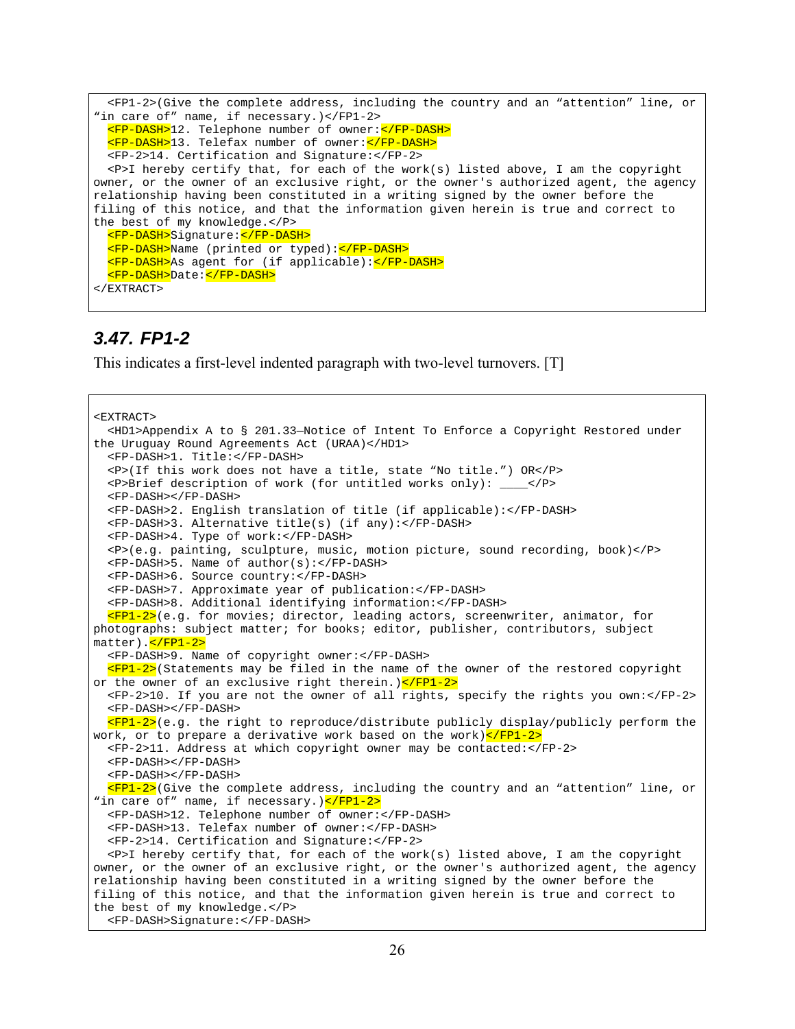```
  <FP1-2>(Give the complete address, including the country and an “attention” line, or
“in care of” name, if necessary.)</FP1-2>
  <FP-DASH>12. Telephone number of owner:</FP-DASH>
  <FP-DASH>13. Telefax number of owner:</FP-DASH>
  <FP-2>14. Certification and Signature:</FP-2>
  <P>I hereby certify that, for each of the work(s) listed above, I am the copyright
owner, or the owner of an exclusive right, or the owner's authorized agent, the agency
relationship having been constituted in a writing signed by the owner before the
filing of this notice, and that the information given herein is true and correct to
the best of my knowledge.</P>
  <FP-DASH>Signature:</FP-DASH>
  <FP-DASH>Name (printed or typed):</FP-DASH>
  <FP-DASH>As agent for (if applicable):</FP-DASH>
  <FP-DASH>Date:</FP-DASH>
</EXTRACT>
```

### 3.47. FP1-2

This indicates a first-level indented paragraph with two-level turnovers. [T]

```
<EXTRACT>
  <HD1>Appendix A to § 201.33—Notice of Intent To Enforce a Copyright Restored under
the Uruguay Round Agreements Act (URAA)</HD1>
  <FP-DASH>1. Title:</FP-DASH>
  <P>(If this work does not have a title, state “No title.”) OR</P>
  <P>Brief description of work (for untitled works only): ____</P>
  <FP-DASH></FP-DASH>
  <FP-DASH>2. English translation of title (if applicable):</FP-DASH>
  <FP-DASH>3. Alternative title(s) (if any):</FP-DASH>
  <FP-DASH>4. Type of work:</FP-DASH>
  <P>(e.g. painting, sculpture, music, motion picture, sound recording, book)</P>
  <FP-DASH>5. Name of author(s):</FP-DASH>
  <FP-DASH>6. Source country:</FP-DASH>
  <FP-DASH>7. Approximate year of publication:</FP-DASH>
  <FP-DASH>8. Additional identifying information:</FP-DASH>
  <FP1-2>(e.g. for movies; director, leading actors, screenwriter, animator, for
photographs: subject matter; for books; editor, publisher, contributors, subject
matter).</FP1-2>
  <FP-DASH>9. Name of copyright owner:</FP-DASH>
  <FP1-2>(Statements may be filed in the name of the owner of the restored copyright
or the owner of an exclusive right therein.)</FP1-2>
  <FP-2>10. If you are not the owner of all rights, specify the rights you own:</FP-2>
  <FP-DASH></FP-DASH>
  <FP1-2>(e.g. the right to reproduce/distribute publicly display/publicly perform the
work, or to prepare a derivative work based on the work)</FP1-2>
  <FP-2>11. Address at which copyright owner may be contacted:</FP-2>
  <FP-DASH></FP-DASH>
  <FP-DASH></FP-DASH>
  <FP1-2>(Give the complete address, including the country and an “attention” line, or
“in care of” name, if necessary.)</FP1-2>
  <FP-DASH>12. Telephone number of owner:</FP-DASH>
  <FP-DASH>13. Telefax number of owner:</FP-DASH>
  <FP-2>14. Certification and Signature:</FP-2>
  <P>I hereby certify that, for each of the work(s) listed above, I am the copyright
owner, or the owner of an exclusive right, or the owner's authorized agent, the agency
relationship having been constituted in a writing signed by the owner before the
filing of this notice, and that the information given herein is true and correct to
the best of my knowledge.</P>
  <FP-DASH>Signature:</FP-DASH>
```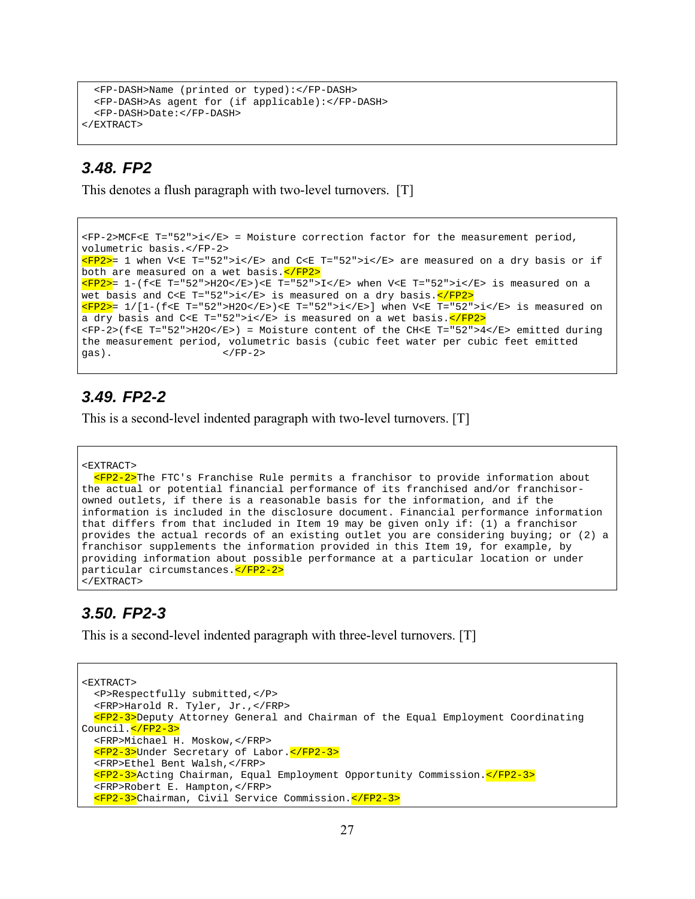```
  <FP-DASH>Name (printed or typed):</FP-DASH>
  <FP-DASH>As agent for (if applicable):</FP-DASH>
  <FP-DASH>Date:</FP-DASH>
</EXTRACT>
```

### 3.48. FP2

This denotes a flush paragraph with two-level turnovers. [T]

```
<FP-2>MCF<E T="52">i</E> = Moisture correction factor for the measurement period, volumetric basis.</FP-2>
<FP2>= 1 when V<E T="52">i</E> and C<E T="52">i</E> are measured on a dry basis or if both are measured on a wet basis.</FP2>
<FP2>= 1-(f<E T="52">H2O</E>)<E T="52">I</E> when V<E T="52">i</E> is measured on a wet basis and C<E T="52">i</E> is measured on a dry basis.</FP2>
<FP2>= 1/[1-(f<E T="52">H2O</E>)<E T="52">i</E>] when V<E T="52">i</E> is measured on a dry basis and C<E T="52">i</E> is measured on a wet basis.</FP2>
<FP-2>(f<E T="52">H2O</E>) = Moisture content of the CH<E T="52">4</E> emitted during the measurement period, volumetric basis (cubic feet water per cubic feet emitted gas).                  </FP-2>
```

### 3.49. FP2-2

This is a second-level indented paragraph with two-level turnovers. [T]

```
<EXTRACT>
  <FP2-2>The FTC's Franchise Rule permits a franchisor to provide information about the actual or potential financial performance of its franchised and/or franchisor-owned outlets, if there is a reasonable basis for the information, and if the information is included in the disclosure document. Financial performance information that differs from that included in Item 19 may be given only if: (1) a franchisor provides the actual records of an existing outlet you are considering buying; or (2) a franchisor supplements the information provided in this Item 19, for example, by providing information about possible performance at a particular location or under particular circumstances.</FP2-2>
</EXTRACT>
```

### 3.50. FP2-3

This is a second-level indented paragraph with three-level turnovers. [T]

```
<EXTRACT>
  <P>Respectfully submitted,</P>
  <FRP>Harold R. Tyler, Jr.,</FRP>
  <FP2-3>Deputy Attorney General and Chairman of the Equal Employment Coordinating Council.</FP2-3>
  <FRP>Michael H. Moskow,</FRP>
  <FP2-3>Under Secretary of Labor.</FP2-3>
  <FRP>Ethel Bent Walsh,</FRP>
  <FP2-3>Acting Chairman, Equal Employment Opportunity Commission.</FP2-3>
  <FRP>Robert E. Hampton,</FRP>
  <FP2-3>Chairman, Civil Service Commission.</FP2-3>
```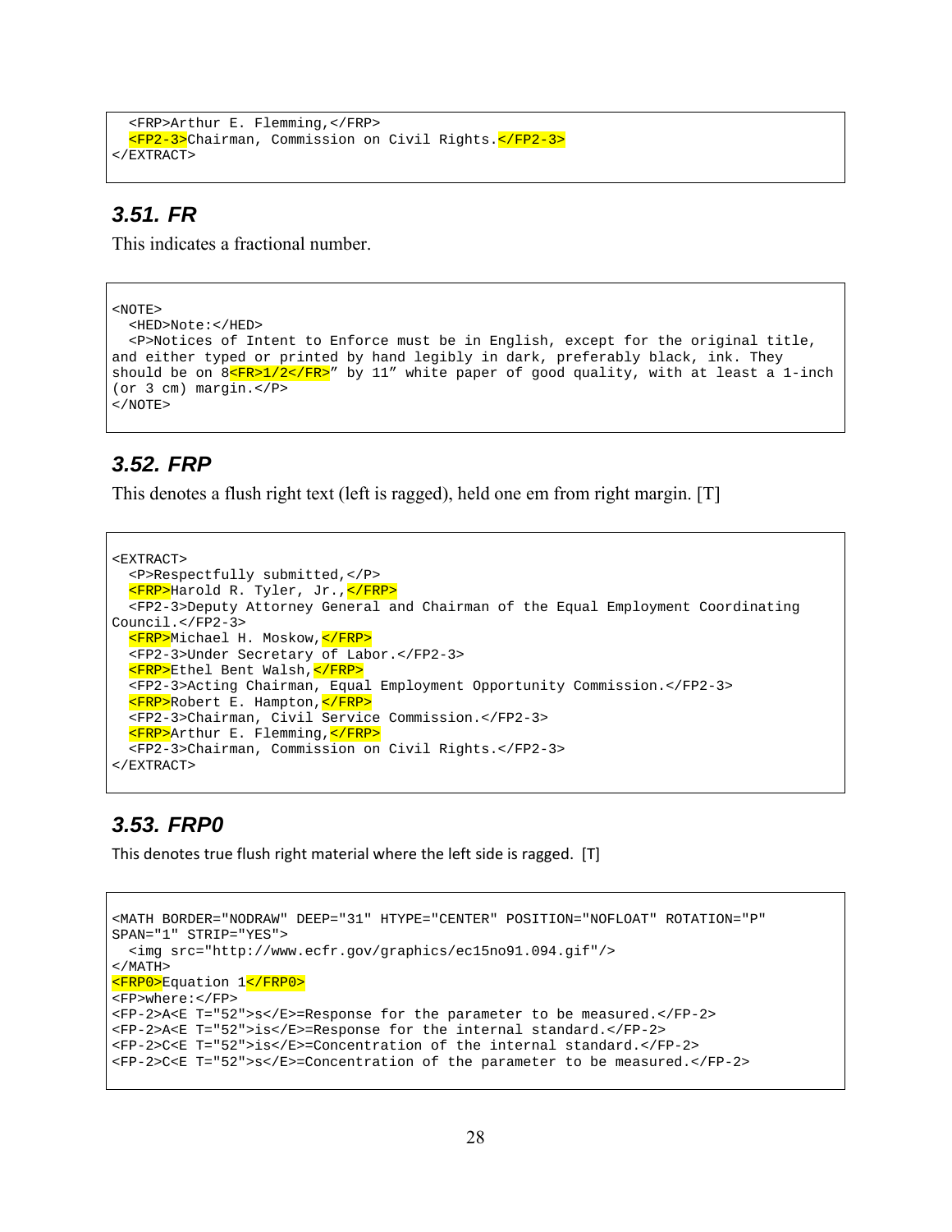```
  <FRP>Arthur E. Flemming,</FRP>
  <FP2-3>Chairman, Commission on Civil Rights.</FP2-3>
</EXTRACT>
```

### 3.51. FR

This indicates a fractional number.

```
<NOTE>
  <HED>Note:</HED>
  <P>Notices of Intent to Enforce must be in English, except for the original title,
and either typed or printed by hand legibly in dark, preferably black, ink. They
should be on 8<FR>1/2</FR>″ by 11″ white paper of good quality, with at least a 1-inch
(or 3 cm) margin.</P>
</NOTE>
```

### 3.52. FRP

This denotes a flush right text (left is ragged), held one em from right margin. [T]

```
<EXTRACT>
  <P>Respectfully submitted,</P>
  <FRP>Harold R. Tyler, Jr.,</FRP>
  <FP2-3>Deputy Attorney General and Chairman of the Equal Employment Coordinating
Council.</FP2-3>
  <FRP>Michael H. Moskow,</FRP>
  <FP2-3>Under Secretary of Labor.</FP2-3>
  <FRP>Ethel Bent Walsh,</FRP>
  <FP2-3>Acting Chairman, Equal Employment Opportunity Commission.</FP2-3>
  <FRP>Robert E. Hampton,</FRP>
  <FP2-3>Chairman, Civil Service Commission.</FP2-3>
  <FRP>Arthur E. Flemming,</FRP>
  <FP2-3>Chairman, Commission on Civil Rights.</FP2-3>
</EXTRACT>
```

### 3.53. FRP0

This denotes true flush right material where the left side is ragged. [T]

```
<MATH BORDER="NODRAW" DEEP="31" HTYPE="CENTER" POSITION="NOFLOAT" ROTATION="P"
SPAN="1" STRIP="YES">
  <img src="http://www.ecfr.gov/graphics/ec15no91.094.gif"/>
</MATH>
<FRP0>Equation 1</FRP0>
<FP>where:</FP>
<FP-2>A<E T="52">s</E>=Response for the parameter to be measured.</FP-2>
<FP-2>A<E T="52">is</E>=Response for the internal standard.</FP-2>
<FP-2>C<E T="52">is</E>=Concentration of the internal standard.</FP-2>
<FP-2>C<E T="52">s</E>=Concentration of the parameter to be measured.</FP-2>
```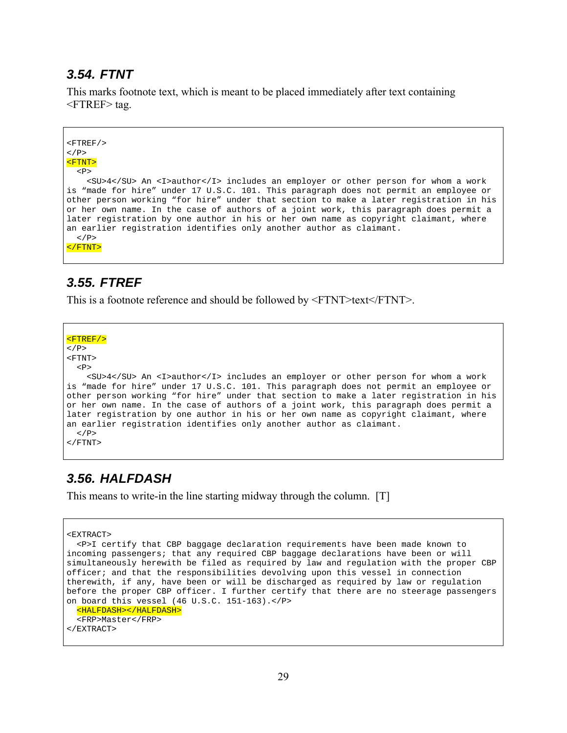### 3.54. FTNT

This marks footnote text, which is meant to be placed immediately after text containing <FTREF> tag.

```
<FTREF/>
</P>
<FTNT>
  <P>
    <SU>4</SU> An <I>author</I> includes an employer or other person for whom a work
is “made for hire” under 17 U.S.C. 101. This paragraph does not permit an employee or
other person working “for hire” under that section to make a later registration in his
or her own name. In the case of authors of a joint work, this paragraph does permit a
later registration by one author in his or her own name as copyright claimant, where
an earlier registration identifies only another author as claimant.
  </P>
</FTNT>
```

### 3.55. FTREF

This is a footnote reference and should be followed by <FTNT>text</FTNT>.

```
<FTREF/>
</P>
<FTNT>
  <P>
    <SU>4</SU> An <I>author</I> includes an employer or other person for whom a work
is “made for hire” under 17 U.S.C. 101. This paragraph does not permit an employee or
other person working “for hire” under that section to make a later registration in his
or her own name. In the case of authors of a joint work, this paragraph does permit a
later registration by one author in his or her own name as copyright claimant, where
an earlier registration identifies only another author as claimant.
  </P>
</FTNT>
```

### 3.56. HALFDASH

This means to write-in the line starting midway through the column. [T]

```
<EXTRACT>
  <P>I certify that CBP baggage declaration requirements have been made known to
incoming passengers; that any required CBP baggage declarations have been or will
simultaneously herewith be filed as required by law and regulation with the proper CBP
officer; and that the responsibilities devolving upon this vessel in connection
therewith, if any, have been or will be discharged as required by law or regulation
before the proper CBP officer. I further certify that there are no steerage passengers
on board this vessel (46 U.S.C. 151-163).</P>
  <HALFDASH></HALFDASH>
  <FRP>Master</FRP>
</EXTRACT>
```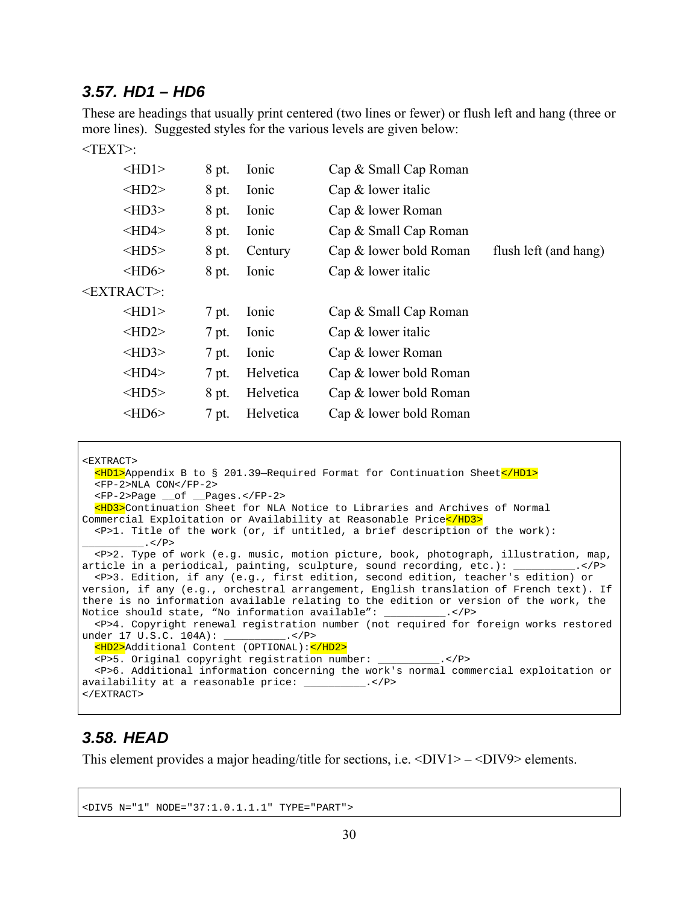### 3.57. HD1 – HD6

These are headings that usually print centered (two lines or fewer) or flush left and hang (three or more lines). Suggested styles for the various levels are given below:

<TEXT>:

| | | | | |
|---|---|---|---|---|
| <HD1> | 8 pt. | Ionic | Cap & Small Cap Roman | |
| <HD2> | 8 pt. | Ionic | Cap & lower italic | |
| <HD3> | 8 pt. | Ionic | Cap & lower Roman | |
| <HD4> | 8 pt. | Ionic | Cap & Small Cap Roman | |
| <HD5> | 8 pt. | Century | Cap & lower bold Roman | flush left (and hang) |
| <HD6> | 8 pt. | Ionic | Cap & lower italic | |

<EXTRACT>:

| | | | |
|---|---|---|---|
| <HD1> | 7 pt. | Ionic | Cap & Small Cap Roman |
| <HD2> | 7 pt. | Ionic | Cap & lower italic |
| <HD3> | 7 pt. | Ionic | Cap & lower Roman |
| <HD4> | 7 pt. | Helvetica | Cap & lower bold Roman |
| <HD5> | 8 pt. | Helvetica | Cap & lower bold Roman |
| <HD6> | 7 pt. | Helvetica | Cap & lower bold Roman |

```
<EXTRACT>
  <HD1>Appendix B to § 201.39—Required Format for Continuation Sheet</HD1>
  <FP-2>NLA CON</FP-2>
  <FP-2>Page __of __Pages.</FP-2>
  <HD3>Continuation Sheet for NLA Notice to Libraries and Archives of Normal
Commercial Exploitation or Availability at Reasonable Price</HD3>
  <P>1. Title of the work (or, if untitled, a brief description of the work):
__________.</P>
  <P>2. Type of work (e.g. music, motion picture, book, photograph, illustration, map,
article in a periodical, painting, sculpture, sound recording, etc.): __________.</P>
  <P>3. Edition, if any (e.g., first edition, second edition, teacher's edition) or
version, if any (e.g., orchestral arrangement, English translation of French text). If
there is no information available relating to the edition or version of the work, the
Notice should state, “No information available”: __________.</P>
  <P>4. Copyright renewal registration number (not required for foreign works restored
under 17 U.S.C. 104A): __________.</P>
  <HD2>Additional Content (OPTIONAL):</HD2>
  <P>5. Original copyright registration number: __________.</P>
  <P>6. Additional information concerning the work's normal commercial exploitation or
availability at a reasonable price: __________.</P>
</EXTRACT>
```

### 3.58. HEAD

This element provides a major heading/title for sections, i.e. <DIV1> – <DIV9> elements.

```
<DIV5 N="1" NODE="37:1.0.1.1.1" TYPE="PART">
```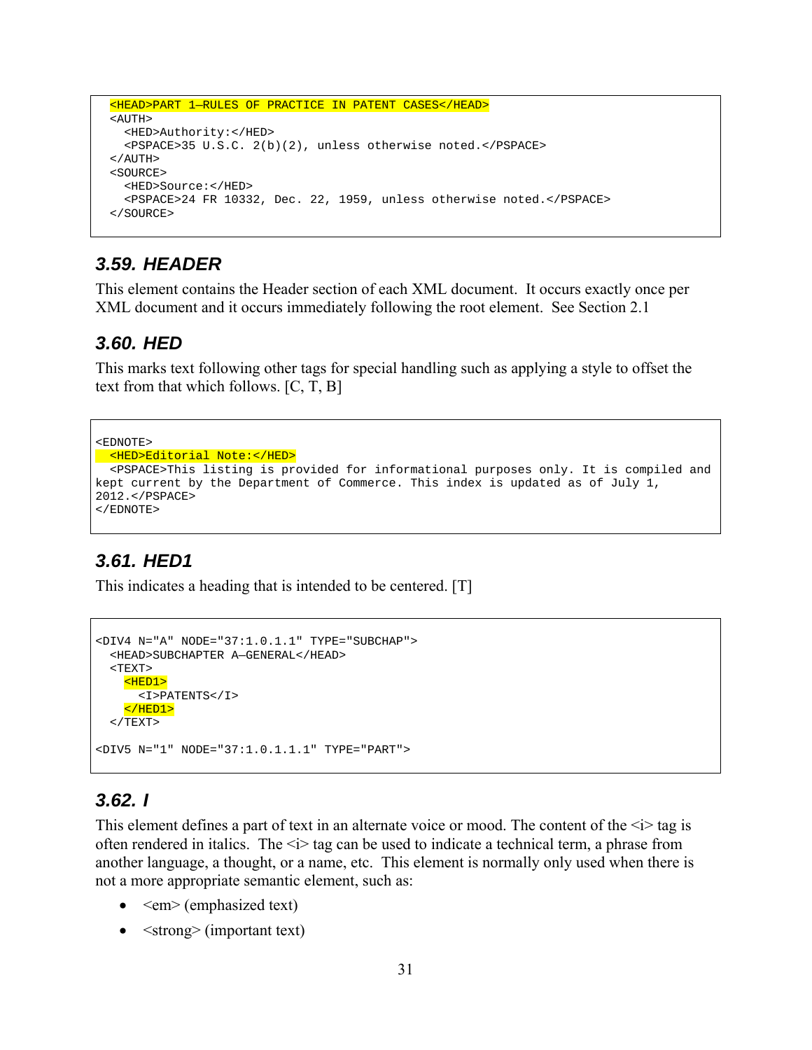```
  <HEAD>PART 1—RULES OF PRACTICE IN PATENT CASES</HEAD>
  <AUTH>
    <HED>Authority:</HED>
    <PSPACE>35 U.S.C. 2(b)(2), unless otherwise noted.</PSPACE>
  </AUTH>
  <SOURCE>
    <HED>Source:</HED>
    <PSPACE>24 FR 10332, Dec. 22, 1959, unless otherwise noted.</PSPACE>
  </SOURCE>
```

### 3.59. HEADER

This element contains the Header section of each XML document. It occurs exactly once per XML document and it occurs immediately following the root element. See Section 2.1

### 3.60. HED

This marks text following other tags for special handling such as applying a style to offset the text from that which follows. [C, T, B]

```
<EDNOTE>
  <HED>Editorial Note:</HED>
  <PSPACE>This listing is provided for informational purposes only. It is compiled and
kept current by the Department of Commerce. This index is updated as of July 1,
2012.</PSPACE>
</EDNOTE>
```

### 3.61. HED1

This indicates a heading that is intended to be centered. [T]

```
<DIV4 N="A" NODE="37:1.0.1.1" TYPE="SUBCHAP">
  <HEAD>SUBCHAPTER A—GENERAL</HEAD>
  <TEXT>
    <HED1>
      <I>PATENTS</I>
    </HED1>
  </TEXT>

<DIV5 N="1" NODE="37:1.0.1.1.1" TYPE="PART">
```

### 3.62. I

This element defines a part of text in an alternate voice or mood. The content of the <i> tag is often rendered in italics. The <i> tag can be used to indicate a technical term, a phrase from another language, a thought, or a name, etc. This element is normally only used when there is not a more appropriate semantic element, such as:

- <em> (emphasized text)
- <strong> (important text)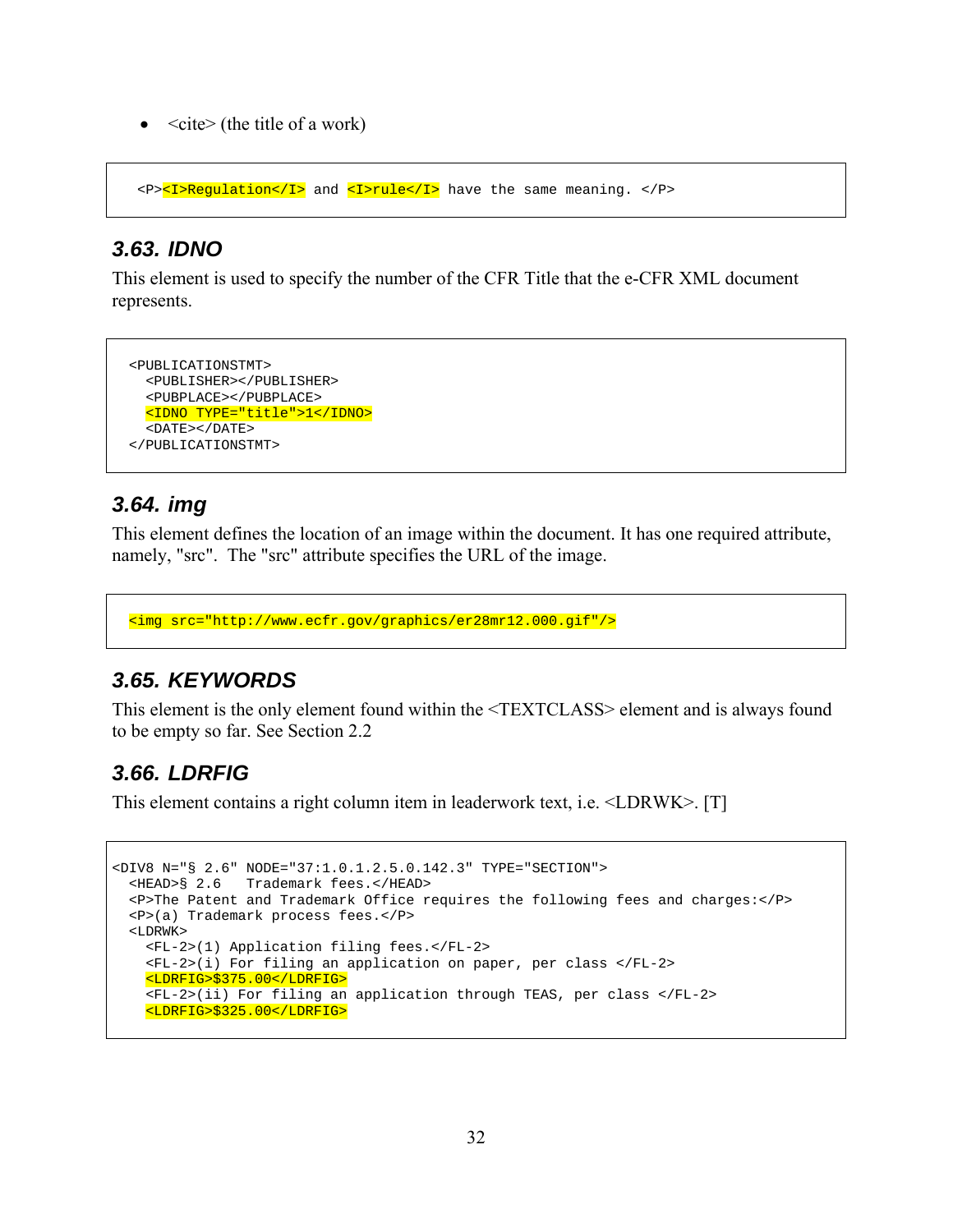- <cite> (the title of a work)

```
<P><I>Regulation</I> and <I>rule</I> have the same meaning. </P>
```

### 3.63. IDNO

This element is used to specify the number of the CFR Title that the e-CFR XML document represents.

```
<PUBLICATIONSTMT>
  <PUBLISHER></PUBLISHER>
  <PUBPLACE></PUBPLACE>
  <IDNO TYPE="title">1</IDNO>
  <DATE></DATE>
</PUBLICATIONSTMT>
```

### 3.64. img

This element defines the location of an image within the document. It has one required attribute, namely, "src". The "src" attribute specifies the URL of the image.

```
<img src="http://www.ecfr.gov/graphics/er28mr12.000.gif"/>
```

### 3.65. KEYWORDS

This element is the only element found within the <TEXTCLASS> element and is always found to be empty so far. See Section 2.2

### 3.66. LDRFIG

This element contains a right column item in leaderwork text, i.e. <LDRWK>. [T]

```
<DIV8 N="§ 2.6" NODE="37:1.0.1.2.5.0.142.3" TYPE="SECTION">
  <HEAD>§ 2.6   Trademark fees.</HEAD>
  <P>The Patent and Trademark Office requires the following fees and charges:</P>
  <P>(a) Trademark process fees.</P>
  <LDRWK>
    <FL-2>(1) Application filing fees.</FL-2>
    <FL-2>(i) For filing an application on paper, per class </FL-2>
    <LDRFIG>$375.00</LDRFIG>
    <FL-2>(ii) For filing an application through TEAS, per class </FL-2>
    <LDRFIG>$325.00</LDRFIG>
```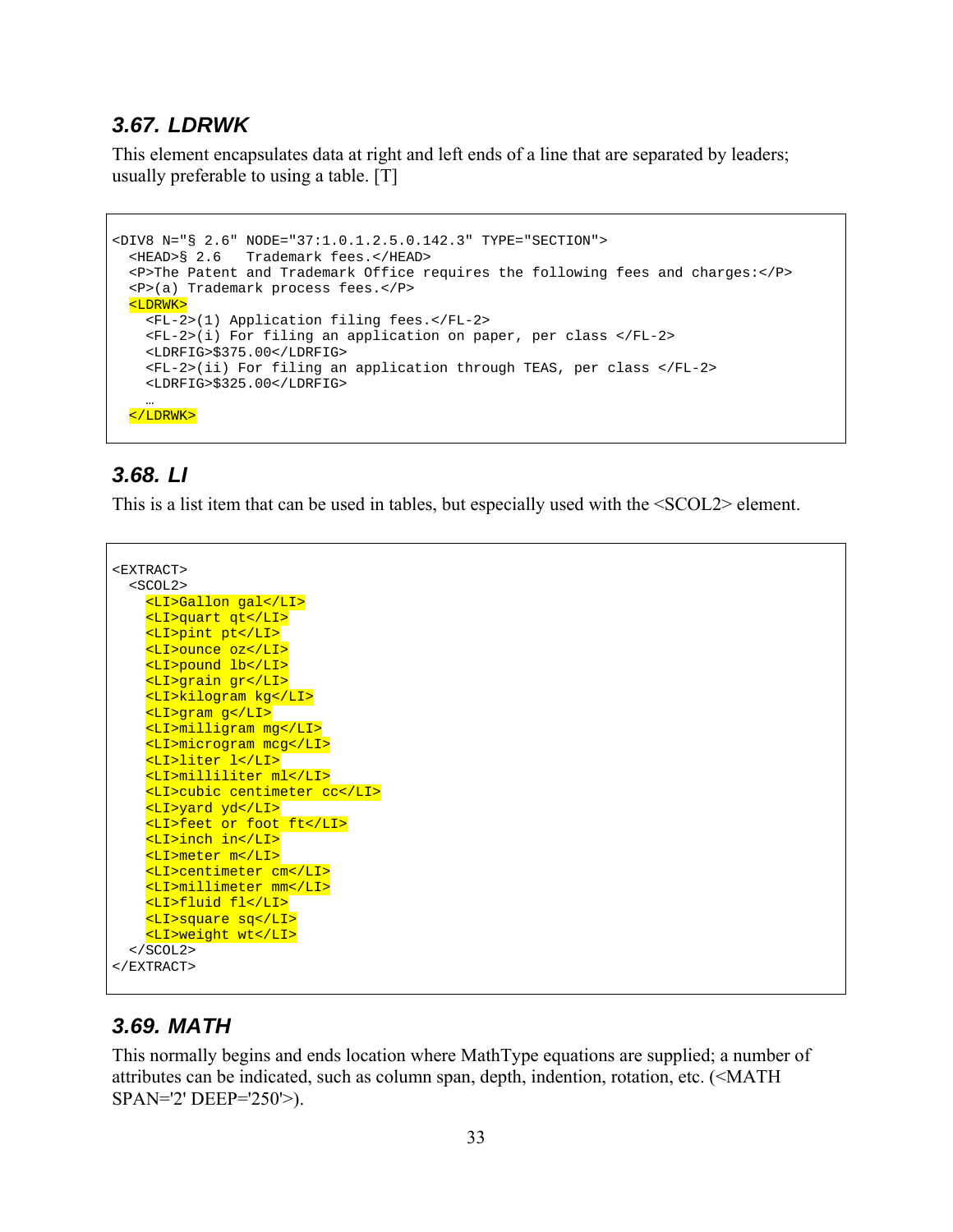### 3.67. LDRWK

This element encapsulates data at right and left ends of a line that are separated by leaders; usually preferable to using a table. [T]

```
<DIV8 N="§ 2.6" NODE="37:1.0.1.2.5.0.142.3" TYPE="SECTION">
  <HEAD>§ 2.6   Trademark fees.</HEAD>
  <P>The Patent and Trademark Office requires the following fees and charges:</P>
  <P>(a) Trademark process fees.</P>
  <LDRWK>
    <FL-2>(1) Application filing fees.</FL-2>
    <FL-2>(i) For filing an application on paper, per class </FL-2>
    <LDRFIG>$375.00</LDRFIG>
    <FL-2>(ii) For filing an application through TEAS, per class </FL-2>
    <LDRFIG>$325.00</LDRFIG>
    …
  </LDRWK>
```

### 3.68. LI

This is a list item that can be used in tables, but especially used with the <SCOL2> element.

```
<EXTRACT>
  <SCOL2>
    <LI>Gallon gal</LI>
    <LI>quart qt</LI>
    <LI>pint pt</LI>
    <LI>ounce oz</LI>
    <LI>pound lb</LI>
    <LI>grain gr</LI>
    <LI>kilogram kg</LI>
    <LI>gram g</LI>
    <LI>milligram mg</LI>
    <LI>microgram mcg</LI>
    <LI>liter l</LI>
    <LI>milliliter ml</LI>
    <LI>cubic centimeter cc</LI>
    <LI>yard yd</LI>
    <LI>feet or foot ft</LI>
    <LI>inch in</LI>
    <LI>meter m</LI>
    <LI>centimeter cm</LI>
    <LI>millimeter mm</LI>
    <LI>fluid fl</LI>
    <LI>square sq</LI>
    <LI>weight wt</LI>
  </SCOL2>
</EXTRACT>
```

### 3.69. MATH

This normally begins and ends location where MathType equations are supplied; a number of attributes can be indicated, such as column span, depth, indention, rotation, etc. (<MATH SPAN='2' DEEP='250'>).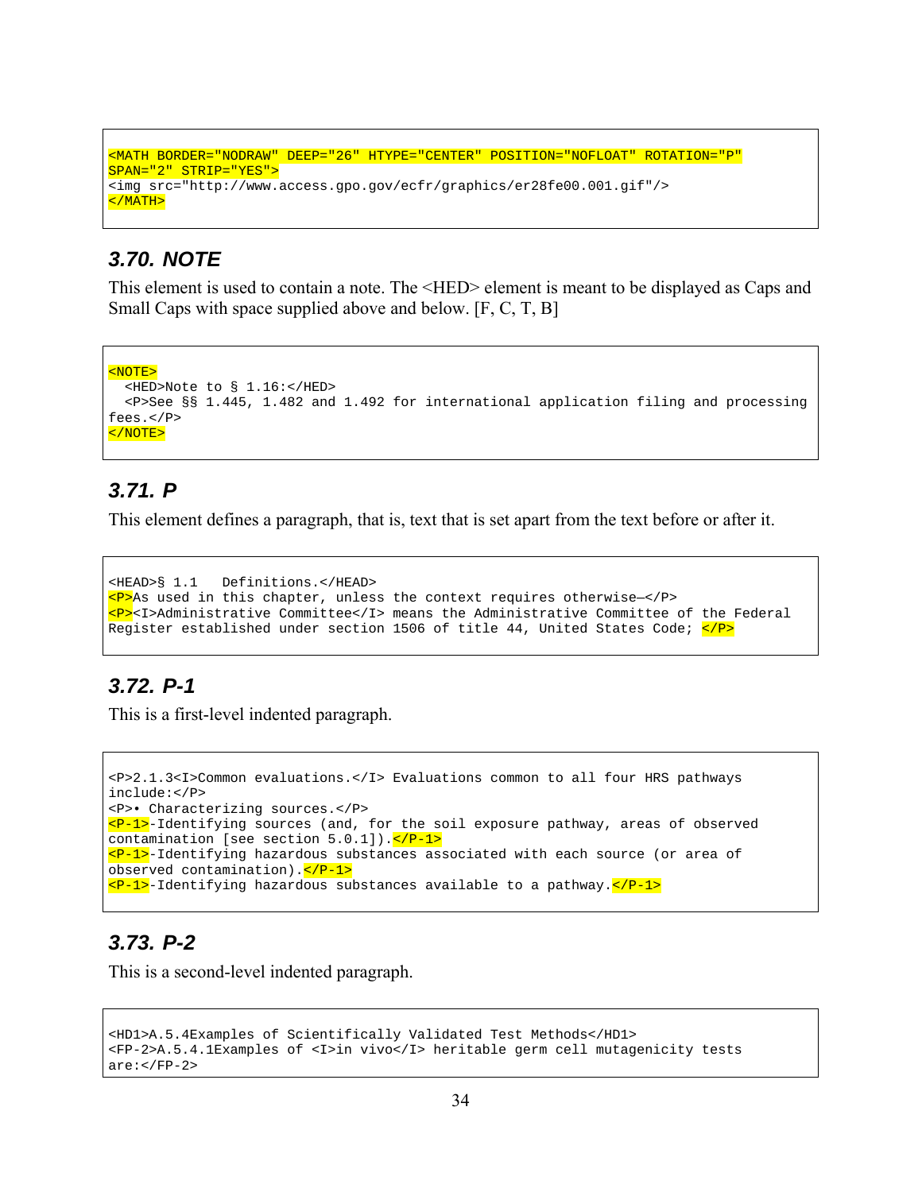```
<MATH BORDER="NODRAW" DEEP="26" HTYPE="CENTER" POSITION="NOFLOAT" ROTATION="P"
SPAN="2" STRIP="YES">
<img src="http://www.access.gpo.gov/ecfr/graphics/er28fe00.001.gif"/>
</MATH>
```

### 3.70. NOTE

This element is used to contain a note. The <HED> element is meant to be displayed as Caps and Small Caps with space supplied above and below. [F, C, T, B]

```
<NOTE>
  <HED>Note to § 1.16:</HED>
  <P>See §§ 1.445, 1.482 and 1.492 for international application filing and processing
fees.</P>
</NOTE>
```

### 3.71. P

This element defines a paragraph, that is, text that is set apart from the text before or after it.

```
<HEAD>§ 1.1   Definitions.</HEAD>
<P>As used in this chapter, unless the context requires otherwise—</P>
<P><I>Administrative Committee</I> means the Administrative Committee of the Federal
Register established under section 1506 of title 44, United States Code; </P>
```

### 3.72. P-1

This is a first-level indented paragraph.

```
<P>2.1.3<I>Common evaluations.</I> Evaluations common to all four HRS pathways
include:</P>
<P>• Characterizing sources.</P>
<P-1>-Identifying sources (and, for the soil exposure pathway, areas of observed
contamination [see section 5.0.1]).</P-1>
<P-1>-Identifying hazardous substances associated with each source (or area of
observed contamination).</P-1>
<P-1>-Identifying hazardous substances available to a pathway.</P-1>
```

### 3.73. P-2

This is a second-level indented paragraph.

```
<HD1>A.5.4Examples of Scientifically Validated Test Methods</HD1>
<FP-2>A.5.4.1Examples of <I>in vivo</I> heritable germ cell mutagenicity tests
are:</FP-2>
```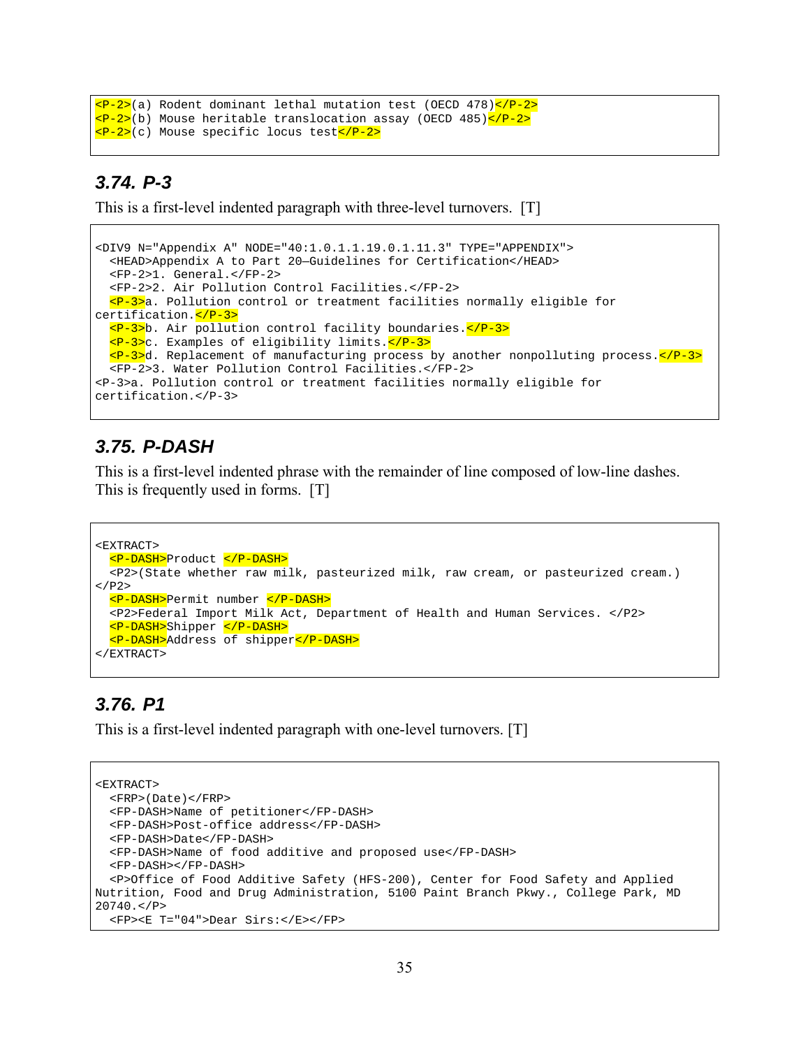```
<P-2>(a) Rodent dominant lethal mutation test (OECD 478)</P-2>
<P-2>(b) Mouse heritable translocation assay (OECD 485)</P-2>
<P-2>(c) Mouse specific locus test</P-2>
```

### 3.74. P-3

This is a first-level indented paragraph with three-level turnovers. [T]

```
<DIV9 N="Appendix A" NODE="40:1.0.1.1.19.0.1.11.3" TYPE="APPENDIX">
  <HEAD>Appendix A to Part 20—Guidelines for Certification</HEAD>
  <FP-2>1. General.</FP-2>
  <FP-2>2. Air Pollution Control Facilities.</FP-2>
  <P-3>a. Pollution control or treatment facilities normally eligible for
certification.</P-3>
  <P-3>b. Air pollution control facility boundaries.</P-3>
  <P-3>c. Examples of eligibility limits.</P-3>
  <P-3>d. Replacement of manufacturing process by another nonpolluting process.</P-3>
  <FP-2>3. Water Pollution Control Facilities.</FP-2>
<P-3>a. Pollution control or treatment facilities normally eligible for
certification.</P-3>
```

### 3.75. P-DASH

This is a first-level indented phrase with the remainder of line composed of low-line dashes. This is frequently used in forms. [T]

```
<EXTRACT>
  <P-DASH>Product </P-DASH>
  <P2>(State whether raw milk, pasteurized milk, raw cream, or pasteurized cream.)
</P2>
  <P-DASH>Permit number </P-DASH>
  <P2>Federal Import Milk Act, Department of Health and Human Services. </P2>
  <P-DASH>Shipper </P-DASH>
  <P-DASH>Address of shipper</P-DASH>
</EXTRACT>
```

### 3.76. P1

This is a first-level indented paragraph with one-level turnovers. [T]

```
<EXTRACT>
  <FRP>(Date)</FRP>
  <FP-DASH>Name of petitioner</FP-DASH>
  <FP-DASH>Post-office address</FP-DASH>
  <FP-DASH>Date</FP-DASH>
  <FP-DASH>Name of food additive and proposed use</FP-DASH>
  <FP-DASH></FP-DASH>
  <P>Office of Food Additive Safety (HFS-200), Center for Food Safety and Applied
Nutrition, Food and Drug Administration, 5100 Paint Branch Pkwy., College Park, MD
20740.</P>
  <FP><E T="04">Dear Sirs:</E></FP>
```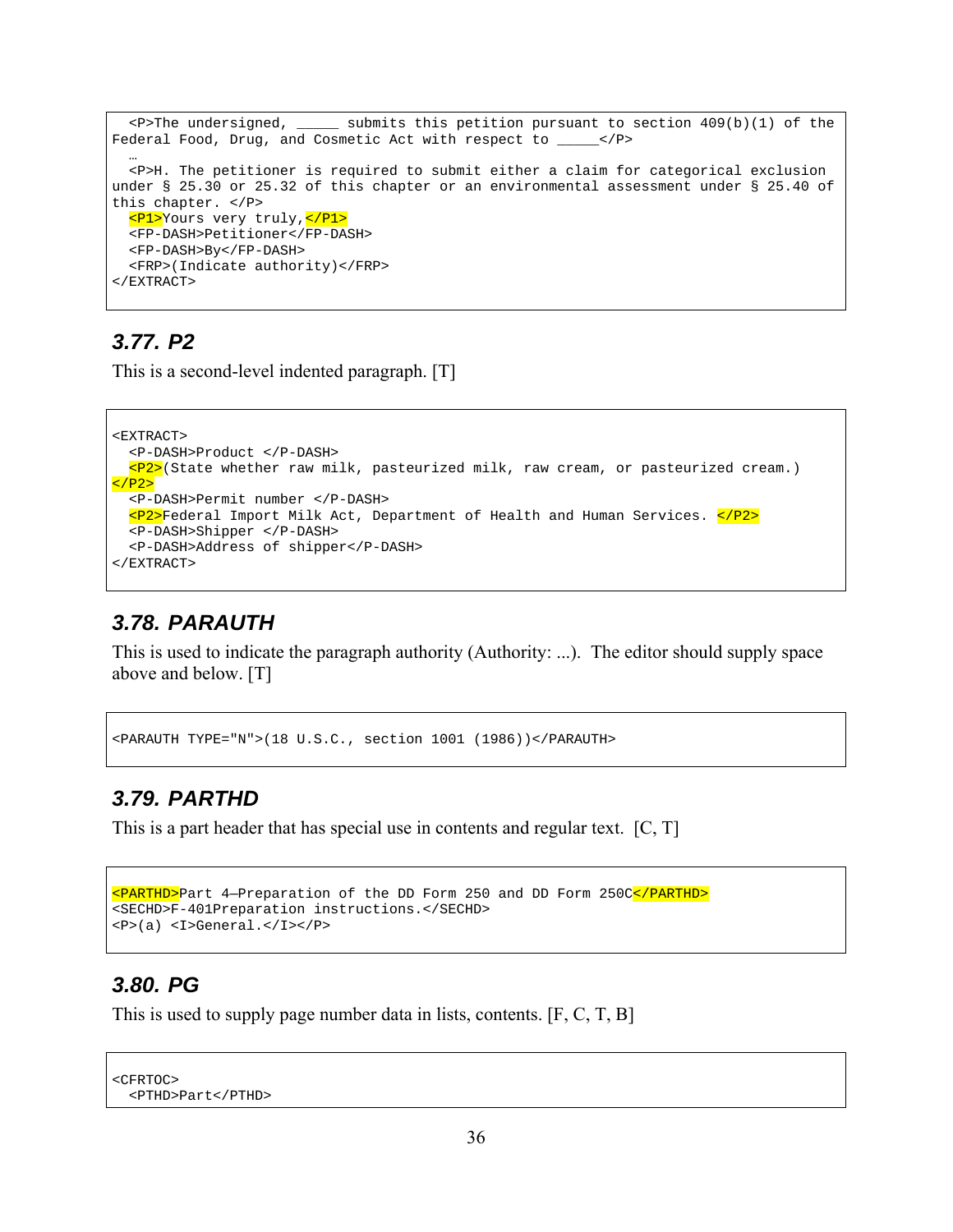```
  <P>The undersigned, _____ submits this petition pursuant to section 409(b)(1) of the
Federal Food, Drug, and Cosmetic Act with respect to _____</P>
  …
  <P>H. The petitioner is required to submit either a claim for categorical exclusion
under § 25.30 or 25.32 of this chapter or an environmental assessment under § 25.40 of
this chapter. </P>
  <P1>Yours very truly,</P1>
  <FP-DASH>Petitioner</FP-DASH>
  <FP-DASH>By</FP-DASH>
  <FRP>(Indicate authority)</FRP>
</EXTRACT>
```

### 3.77. P2

This is a second-level indented paragraph. [T]

```
<EXTRACT>
  <P-DASH>Product </P-DASH>
  <P2>(State whether raw milk, pasteurized milk, raw cream, or pasteurized cream.)
</P2>
  <P-DASH>Permit number </P-DASH>
  <P2>Federal Import Milk Act, Department of Health and Human Services. </P2>
  <P-DASH>Shipper </P-DASH>
  <P-DASH>Address of shipper</P-DASH>
</EXTRACT>
```

### 3.78. PARAUTH

This is used to indicate the paragraph authority (Authority: ...). The editor should supply space above and below. [T]

```
<PARAUTH TYPE="N">(18 U.S.C., section 1001 (1986))</PARAUTH>
```

### 3.79. PARTHD

This is a part header that has special use in contents and regular text. [C, T]

```
<PARTHD>Part 4—Preparation of the DD Form 250 and DD Form 250C</PARTHD>
<SECHD>F-401Preparation instructions.</SECHD>
<P>(a) <I>General.</I></P>
```

### 3.80. PG

This is used to supply page number data in lists, contents. [F, C, T, B]

```
<CFRTOC>
  <PTHD>Part</PTHD>
```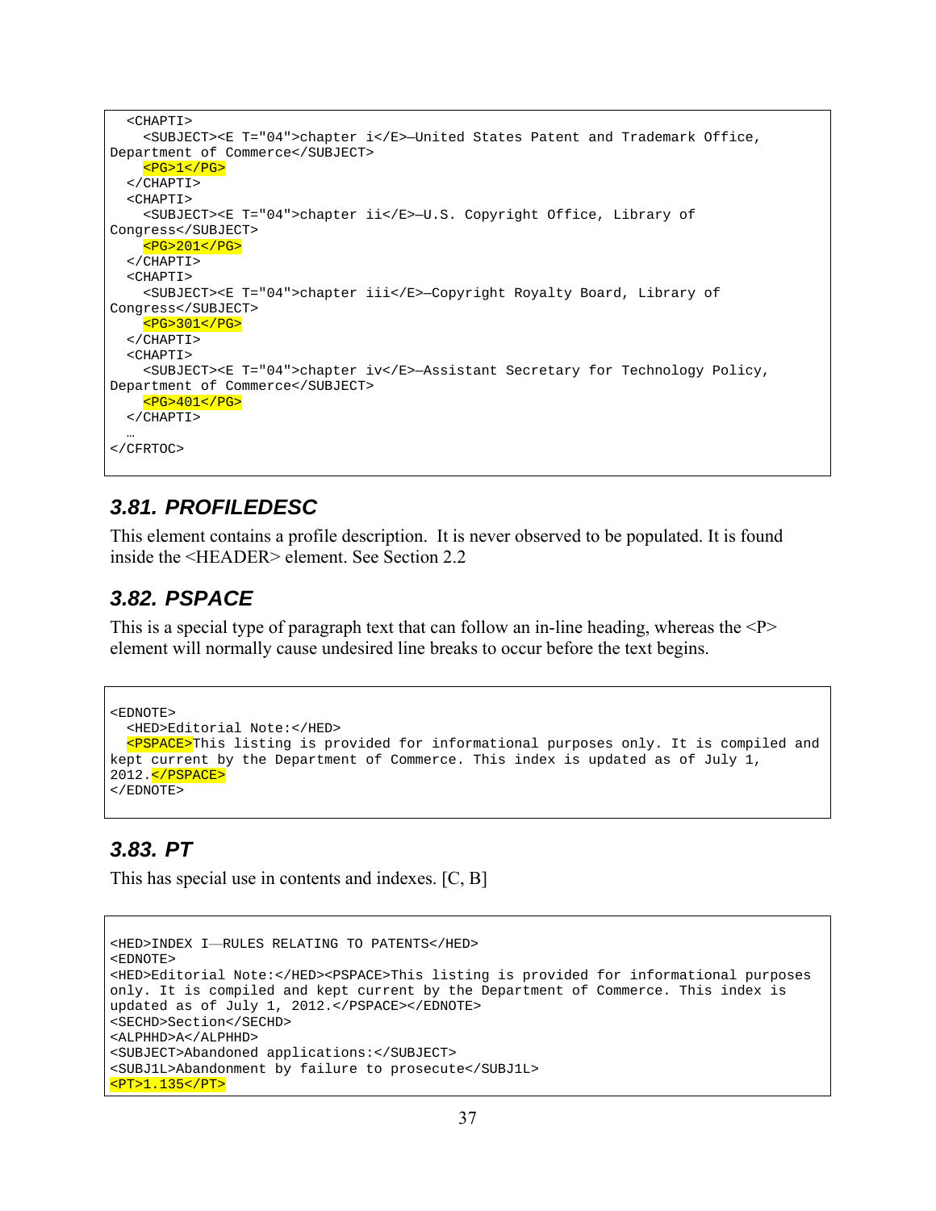```
  <CHAPTI>
    <SUBJECT><E T="04">chapter i</E>—United States Patent and Trademark Office,
Department of Commerce</SUBJECT>
    <PG>1</PG>
  </CHAPTI>
  <CHAPTI>
    <SUBJECT><E T="04">chapter ii</E>—U.S. Copyright Office, Library of
Congress</SUBJECT>
    <PG>201</PG>
  </CHAPTI>
  <CHAPTI>
    <SUBJECT><E T="04">chapter iii</E>—Copyright Royalty Board, Library of
Congress</SUBJECT>
    <PG>301</PG>
  </CHAPTI>
  <CHAPTI>
    <SUBJECT><E T="04">chapter iv</E>—Assistant Secretary for Technology Policy,
Department of Commerce</SUBJECT>
    <PG>401</PG>
  </CHAPTI>
  …
</CFRTOC>
```

### 3.81. PROFILEDESC

This element contains a profile description. It is never observed to be populated. It is found inside the <HEADER> element. See Section 2.2

### 3.82. PSPACE

This is a special type of paragraph text that can follow an in-line heading, whereas the <P> element will normally cause undesired line breaks to occur before the text begins.

```
<EDNOTE>
  <HED>Editorial Note:</HED>
  <PSPACE>This listing is provided for informational purposes only. It is compiled and
kept current by the Department of Commerce. This index is updated as of July 1,
2012.</PSPACE>
</EDNOTE>
```

### 3.83. PT

This has special use in contents and indexes. [C, B]

```
<HED>INDEX I—RULES RELATING TO PATENTS</HED>
<EDNOTE>
<HED>Editorial Note:</HED><PSPACE>This listing is provided for informational purposes
only. It is compiled and kept current by the Department of Commerce. This index is
updated as of July 1, 2012.</PSPACE></EDNOTE>
<SECHD>Section</SECHD>
<ALPHHD>A</ALPHHD>
<SUBJECT>Abandoned applications:</SUBJECT>
<SUBJ1L>Abandonment by failure to prosecute</SUBJ1L>
<PT>1.135</PT>
```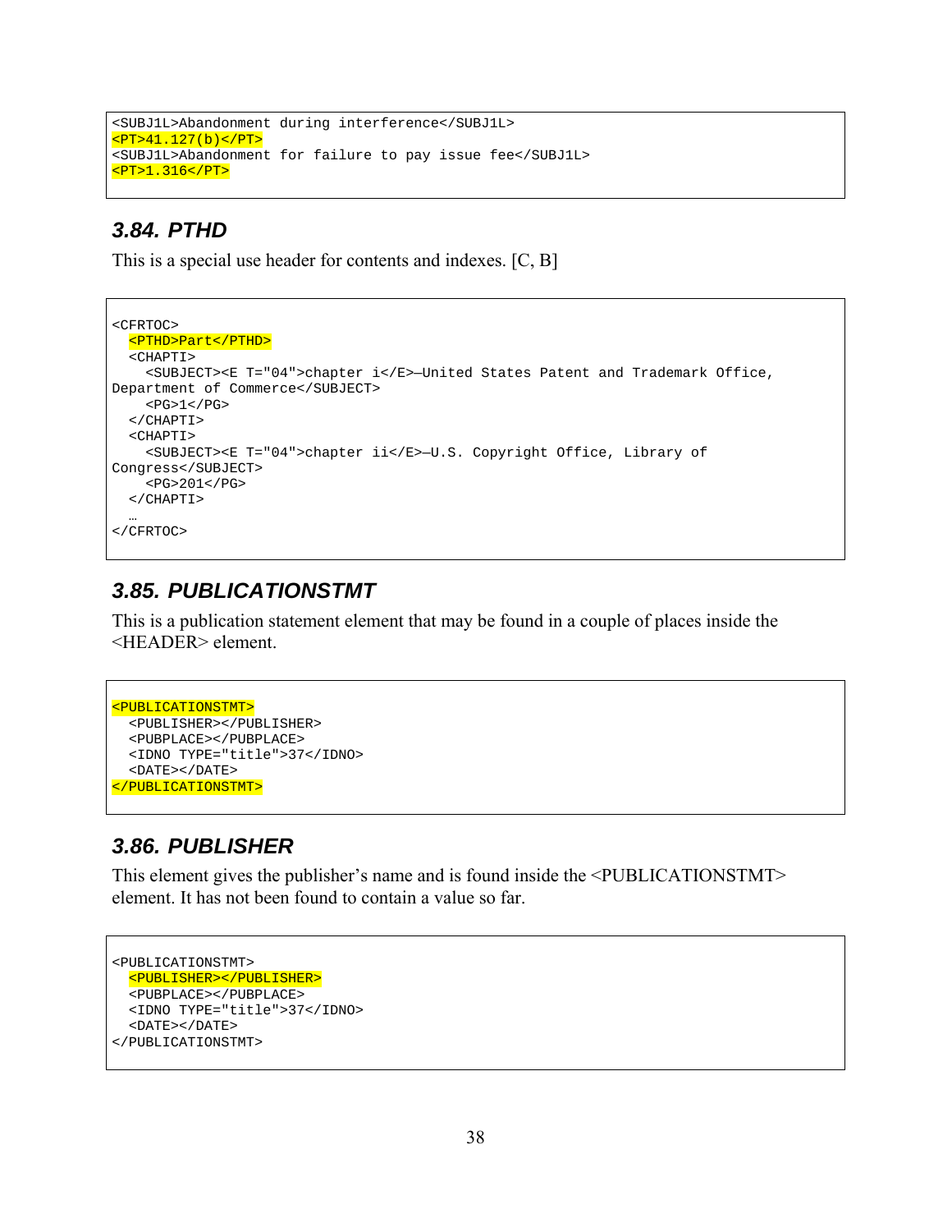```
<SUBJ1L>Abandonment during interference</SUBJ1L>
<PT>41.127(b)</PT>
<SUBJ1L>Abandonment for failure to pay issue fee</SUBJ1L>
<PT>1.316</PT>
```

### 3.84. PTHD

This is a special use header for contents and indexes. [C, B]

```
<CFRTOC>
  <PTHD>Part</PTHD>
  <CHAPTI>
    <SUBJECT><E T="04">chapter i</E>—United States Patent and Trademark Office,
Department of Commerce</SUBJECT>
    <PG>1</PG>
  </CHAPTI>
  <CHAPTI>
    <SUBJECT><E T="04">chapter ii</E>—U.S. Copyright Office, Library of
Congress</SUBJECT>
    <PG>201</PG>
  </CHAPTI>
  …
</CFRTOC>
```

### 3.85. PUBLICATIONSTMT

This is a publication statement element that may be found in a couple of places inside the <HEADER> element.

```
<PUBLICATIONSTMT>
  <PUBLISHER></PUBLISHER>
  <PUBPLACE></PUBPLACE>
  <IDNO TYPE="title">37</IDNO>
  <DATE></DATE>
</PUBLICATIONSTMT>
```

### 3.86. PUBLISHER

This element gives the publisher's name and is found inside the <PUBLICATIONSTMT> element. It has not been found to contain a value so far.

```
<PUBLICATIONSTMT>
  <PUBLISHER></PUBLISHER>
  <PUBPLACE></PUBPLACE>
  <IDNO TYPE="title">37</IDNO>
  <DATE></DATE>
</PUBLICATIONSTMT>
```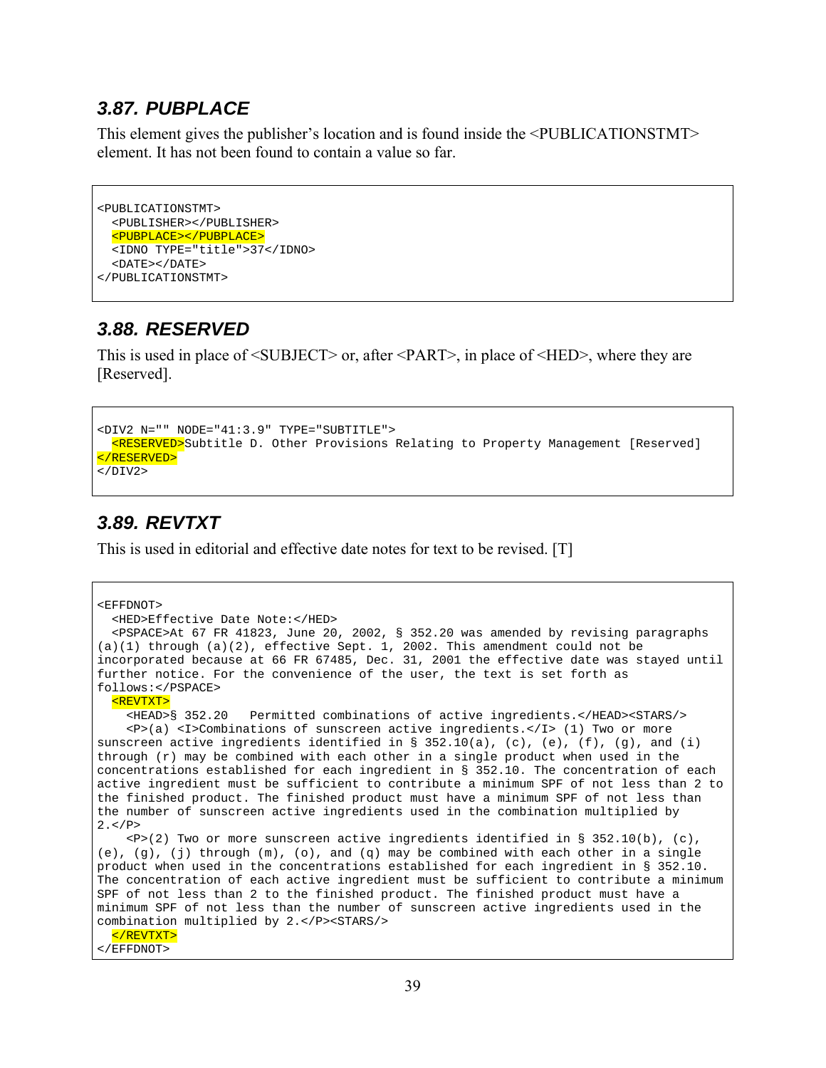### *3.87. PUBPLACE*

This element gives the publisher's location and is found inside the <PUBLICATIONSTMT> element. It has not been found to contain a value so far.

```
<PUBLICATIONSTMT>
  <PUBLISHER></PUBLISHER>
  <PUBPLACE></PUBPLACE>
  <IDNO TYPE="title">37</IDNO>
  <DATE></DATE>
</PUBLICATIONSTMT>
```

### *3.88. RESERVED*

This is used in place of <SUBJECT> or, after <PART>, in place of <HED>, where they are [Reserved].

```
<DIV2 N="" NODE="41:3.9" TYPE="SUBTITLE">
  <RESERVED>Subtitle D. Other Provisions Relating to Property Management [Reserved]
</RESERVED>
</DIV2>
```

### *3.89. REVTXT*

This is used in editorial and effective date notes for text to be revised. [T]

```
<EFFDNOT>
  <HED>Effective Date Note:</HED>
  <PSPACE>At 67 FR 41823, June 20, 2002, § 352.20 was amended by revising paragraphs
(a)(1) through (a)(2), effective Sept. 1, 2002. This amendment could not be
incorporated because at 66 FR 67485, Dec. 31, 2001 the effective date was stayed until
further notice. For the convenience of the user, the text is set forth as
follows:</PSPACE>
  <REVTXT>
    <HEAD>§ 352.20   Permitted combinations of active ingredients.</HEAD><STARS/>
    <P>(a) <I>Combinations of sunscreen active ingredients.</I> (1) Two or more
sunscreen active ingredients identified in § 352.10(a), (c), (e), (f), (g), and (i)
through (r) may be combined with each other in a single product when used in the
concentrations established for each ingredient in § 352.10. The concentration of each
active ingredient must be sufficient to contribute a minimum SPF of not less than 2 to
the finished product. The finished product must have a minimum SPF of not less than
the number of sunscreen active ingredients used in the combination multiplied by
2.</P>
    <P>(2) Two or more sunscreen active ingredients identified in § 352.10(b), (c),
(e), (g), (j) through (m), (o), and (q) may be combined with each other in a single
product when used in the concentrations established for each ingredient in § 352.10.
The concentration of each active ingredient must be sufficient to contribute a minimum
SPF of not less than 2 to the finished product. The finished product must have a
minimum SPF of not less than the number of sunscreen active ingredients used in the
combination multiplied by 2.</P><STARS/>
  </REVTXT>
</EFFDNOT>
```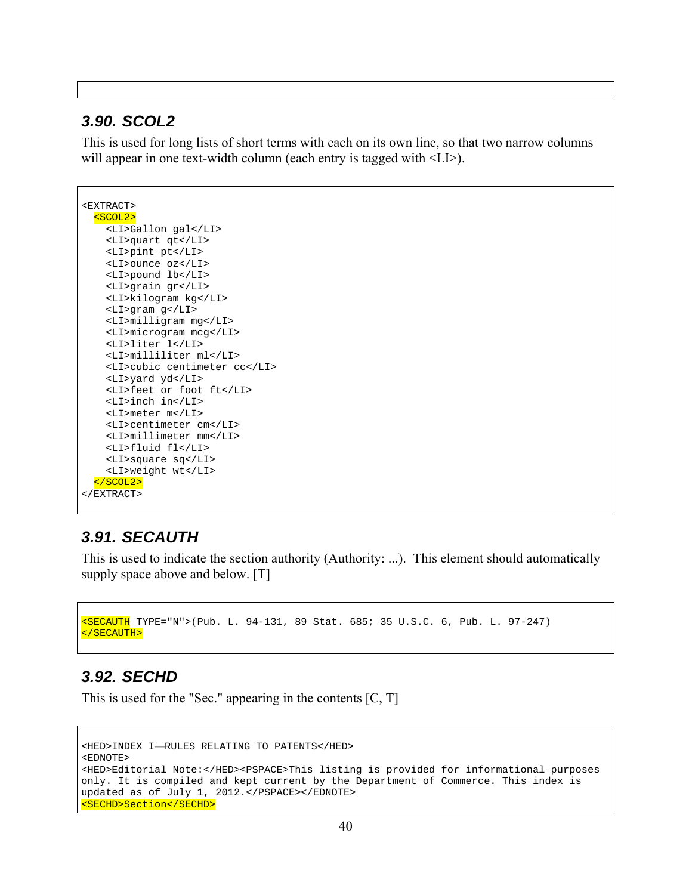### 3.90. SCOL2

This is used for long lists of short terms with each on its own line, so that two narrow columns will appear in one text-width column (each entry is tagged with <LI>).

```
<EXTRACT>
  <SCOL2>
    <LI>Gallon gal</LI>
    <LI>quart qt</LI>
    <LI>pint pt</LI>
    <LI>ounce oz</LI>
    <LI>pound lb</LI>
    <LI>grain gr</LI>
    <LI>kilogram kg</LI>
    <LI>gram g</LI>
    <LI>milligram mg</LI>
    <LI>microgram mcg</LI>
    <LI>liter l</LI>
    <LI>milliliter ml</LI>
    <LI>cubic centimeter cc</LI>
    <LI>yard yd</LI>
    <LI>feet or foot ft</LI>
    <LI>inch in</LI>
    <LI>meter m</LI>
    <LI>centimeter cm</LI>
    <LI>millimeter mm</LI>
    <LI>fluid fl</LI>
    <LI>square sq</LI>
    <LI>weight wt</LI>
  </SCOL2>
</EXTRACT>
```

### 3.91. SECAUTH

This is used to indicate the section authority (Authority: ...). This element should automatically supply space above and below. [T]

```
<SECAUTH TYPE="N">(Pub. L. 94-131, 89 Stat. 685; 35 U.S.C. 6, Pub. L. 97-247)
</SECAUTH>
```

### 3.92. SECHD

This is used for the "Sec." appearing in the contents [C, T]

```
<HED>INDEX I—RULES RELATING TO PATENTS</HED>
<EDNOTE>
<HED>Editorial Note:</HED><PSPACE>This listing is provided for informational purposes
only. It is compiled and kept current by the Department of Commerce. This index is
updated as of July 1, 2012.</PSPACE></EDNOTE>
<SECHD>Section</SECHD>
```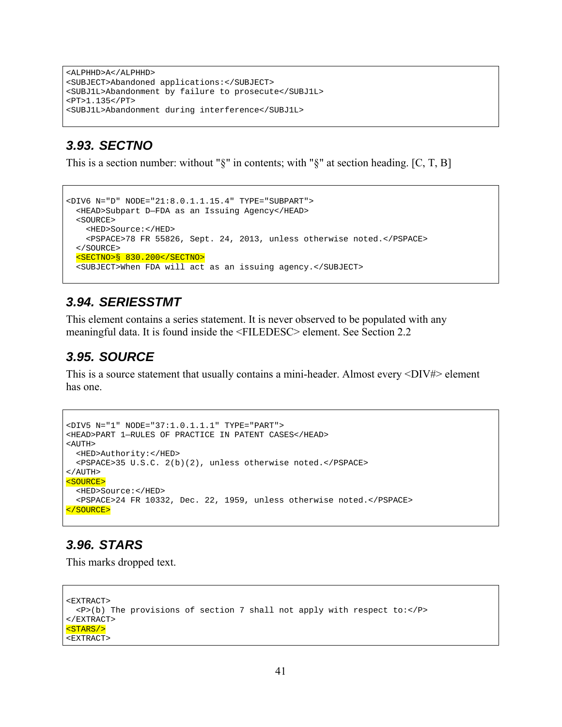```
<ALPHHD>A</ALPHHD>
<SUBJECT>Abandoned applications:</SUBJECT>
<SUBJ1L>Abandonment by failure to prosecute</SUBJ1L>
<PT>1.135</PT>
<SUBJ1L>Abandonment during interference</SUBJ1L>
```

### 3.93. SECTNO

This is a section number: without "§" in contents; with "§" at section heading. [C, T, B]

```
<DIV6 N="D" NODE="21:8.0.1.1.15.4" TYPE="SUBPART">
  <HEAD>Subpart D—FDA as an Issuing Agency</HEAD>
  <SOURCE>
    <HED>Source:</HED>
    <PSPACE>78 FR 55826, Sept. 24, 2013, unless otherwise noted.</PSPACE>
  </SOURCE>
  <SECTNO>§ 830.200</SECTNO>
  <SUBJECT>When FDA will act as an issuing agency.</SUBJECT>
```

### 3.94. SERIESSTMT

This element contains a series statement. It is never observed to be populated with any meaningful data. It is found inside the <FILEDESC> element. See Section 2.2

### 3.95. SOURCE

This is a source statement that usually contains a mini-header. Almost every <DIV#> element has one.

```
<DIV5 N="1" NODE="37:1.0.1.1.1" TYPE="PART">
<HEAD>PART 1—RULES OF PRACTICE IN PATENT CASES</HEAD>
<AUTH>
  <HED>Authority:</HED>
  <PSPACE>35 U.S.C. 2(b)(2), unless otherwise noted.</PSPACE>
</AUTH>
<SOURCE>
  <HED>Source:</HED>
  <PSPACE>24 FR 10332, Dec. 22, 1959, unless otherwise noted.</PSPACE>
</SOURCE>
```

### 3.96. STARS

This marks dropped text.

```
<EXTRACT>
  <P>(b) The provisions of section 7 shall not apply with respect to:</P>
</EXTRACT>
<STARS/>
<EXTRACT>
```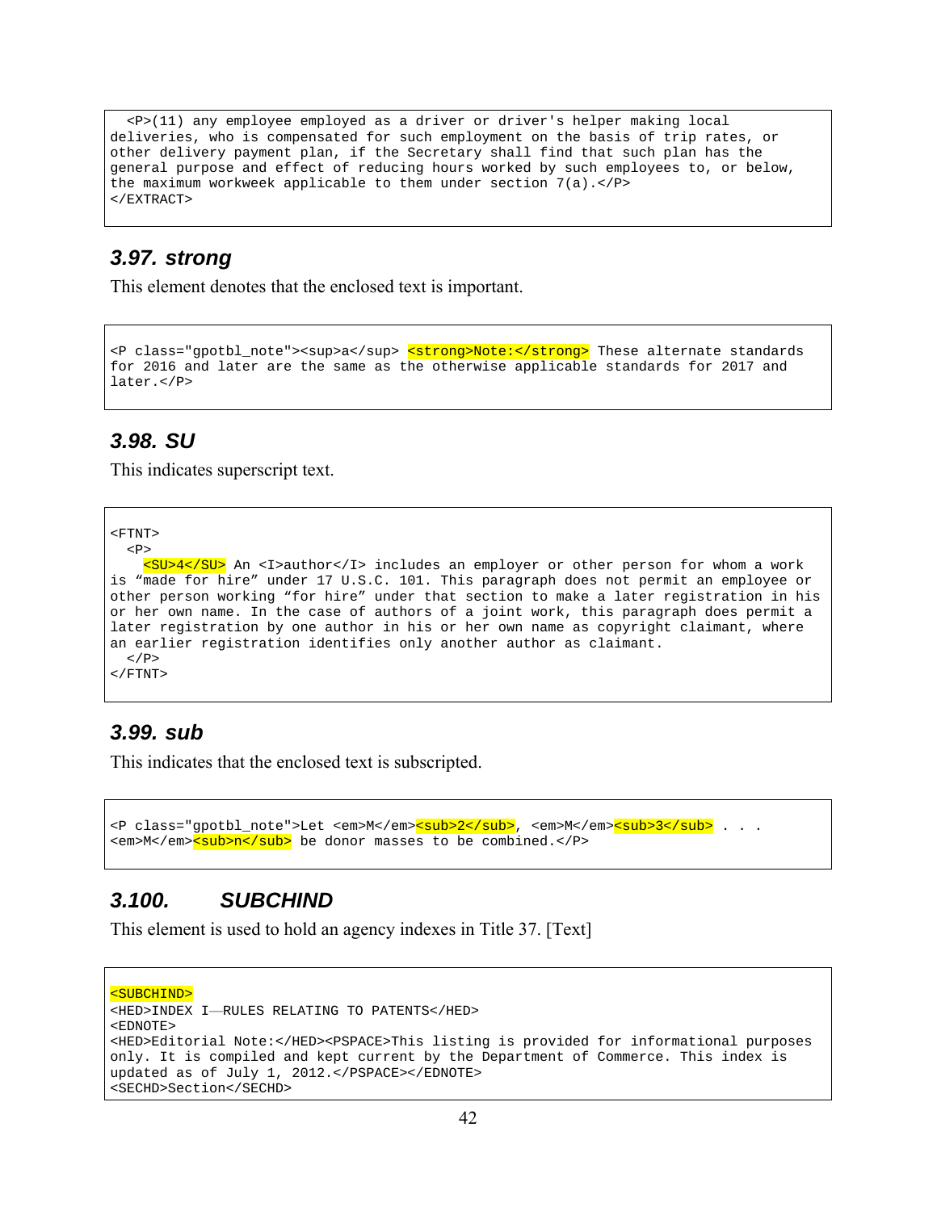```
  <P>(11) any employee employed as a driver or driver's helper making local
deliveries, who is compensated for such employment on the basis of trip rates, or
other delivery payment plan, if the Secretary shall find that such plan has the
general purpose and effect of reducing hours worked by such employees to, or below,
the maximum workweek applicable to them under section 7(a).</P>
</EXTRACT>
```

### 3.97. strong

This element denotes that the enclosed text is important.

```
<P class="gpotbl_note"><sup>a</sup> <strong>Note:</strong> These alternate standards
for 2016 and later are the same as the otherwise applicable standards for 2017 and
later.</P>
```

### 3.98. SU

This indicates superscript text.

```
<FTNT>
  <P>
    <SU>4</SU> An <I>author</I> includes an employer or other person for whom a work
is “made for hire” under 17 U.S.C. 101. This paragraph does not permit an employee or
other person working “for hire” under that section to make a later registration in his
or her own name. In the case of authors of a joint work, this paragraph does permit a
later registration by one author in his or her own name as copyright claimant, where
an earlier registration identifies only another author as claimant.
  </P>
</FTNT>
```

### 3.99. sub

This indicates that the enclosed text is subscripted.

```
<P class="gpotbl_note">Let <em>M</em><sub>2</sub>, <em>M</em><sub>3</sub> . . .
<em>M</em><sub>n</sub> be donor masses to be combined.</P>
```

### 3.100. SUBCHIND

This element is used to hold an agency indexes in Title 37. [Text]

```
<SUBCHIND>
<HED>INDEX I—RULES RELATING TO PATENTS</HED>
<EDNOTE>
<HED>Editorial Note:</HED><PSPACE>This listing is provided for informational purposes
only. It is compiled and kept current by the Department of Commerce. This index is
updated as of July 1, 2012.</PSPACE></EDNOTE>
<SECHD>Section</SECHD>
```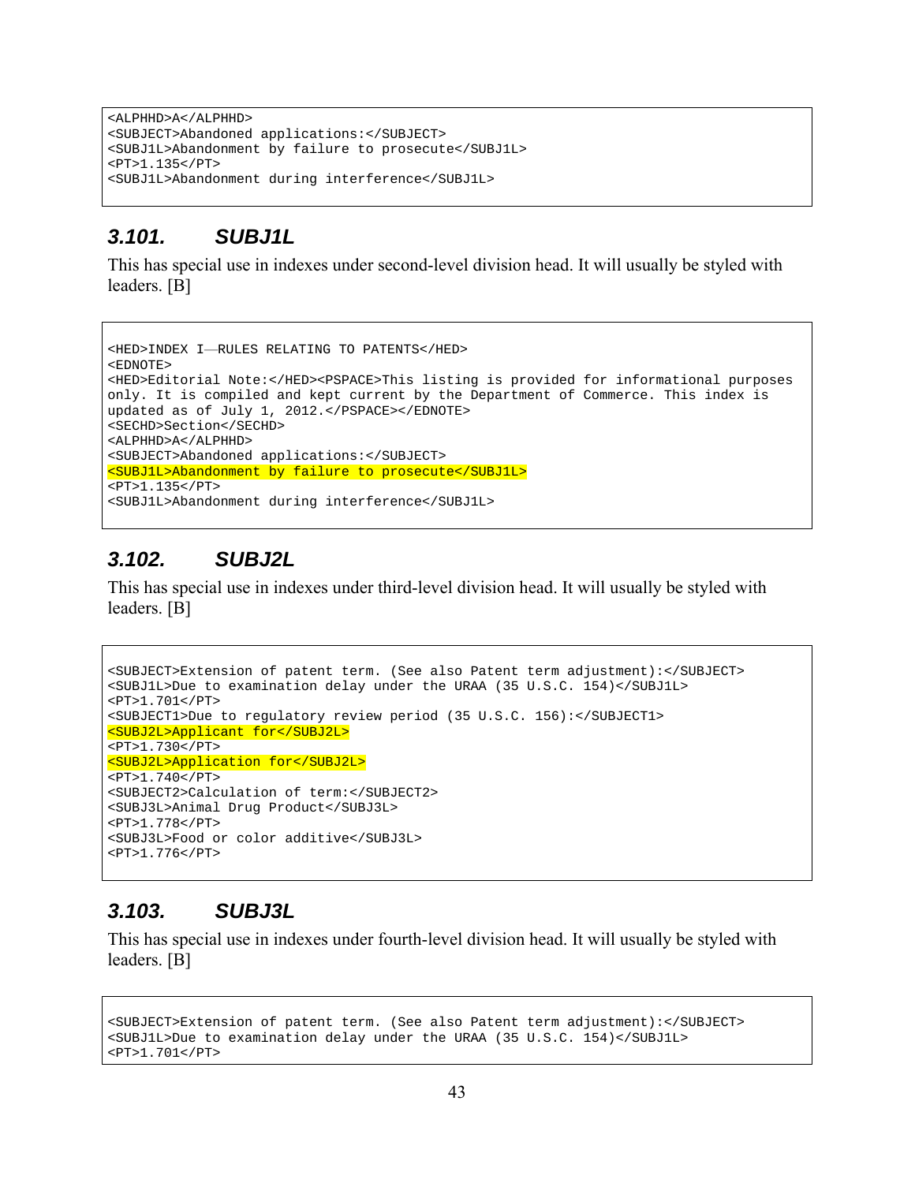```
<ALPHHD>A</ALPHHD>
<SUBJECT>Abandoned applications:</SUBJECT>
<SUBJ1L>Abandonment by failure to prosecute</SUBJ1L>
<PT>1.135</PT>
<SUBJ1L>Abandonment during interference</SUBJ1L>
```

### *3.101. SUBJ1L*

This has special use in indexes under second-level division head. It will usually be styled with leaders. [B]

```
<HED>INDEX I—RULES RELATING TO PATENTS</HED>
<EDNOTE>
<HED>Editorial Note:</HED><PSPACE>This listing is provided for informational purposes
only. It is compiled and kept current by the Department of Commerce. This index is
updated as of July 1, 2012.</PSPACE></EDNOTE>
<SECHD>Section</SECHD>
<ALPHHD>A</ALPHHD>
<SUBJECT>Abandoned applications:</SUBJECT>
<SUBJ1L>Abandonment by failure to prosecute</SUBJ1L>
<PT>1.135</PT>
<SUBJ1L>Abandonment during interference</SUBJ1L>
```

### *3.102. SUBJ2L*

This has special use in indexes under third-level division head. It will usually be styled with leaders. [B]

```
<SUBJECT>Extension of patent term. (See also Patent term adjustment):</SUBJECT>
<SUBJ1L>Due to examination delay under the URAA (35 U.S.C. 154)</SUBJ1L>
<PT>1.701</PT>
<SUBJECT1>Due to regulatory review period (35 U.S.C. 156):</SUBJECT1>
<SUBJ2L>Applicant for</SUBJ2L>
<PT>1.730</PT>
<SUBJ2L>Application for</SUBJ2L>
<PT>1.740</PT>
<SUBJECT2>Calculation of term:</SUBJECT2>
<SUBJ3L>Animal Drug Product</SUBJ3L>
<PT>1.778</PT>
<SUBJ3L>Food or color additive</SUBJ3L>
<PT>1.776</PT>
```

### *3.103. SUBJ3L*

This has special use in indexes under fourth-level division head. It will usually be styled with leaders. [B]

```
<SUBJECT>Extension of patent term. (See also Patent term adjustment):</SUBJECT>
<SUBJ1L>Due to examination delay under the URAA (35 U.S.C. 154)</SUBJ1L>
<PT>1.701</PT>
```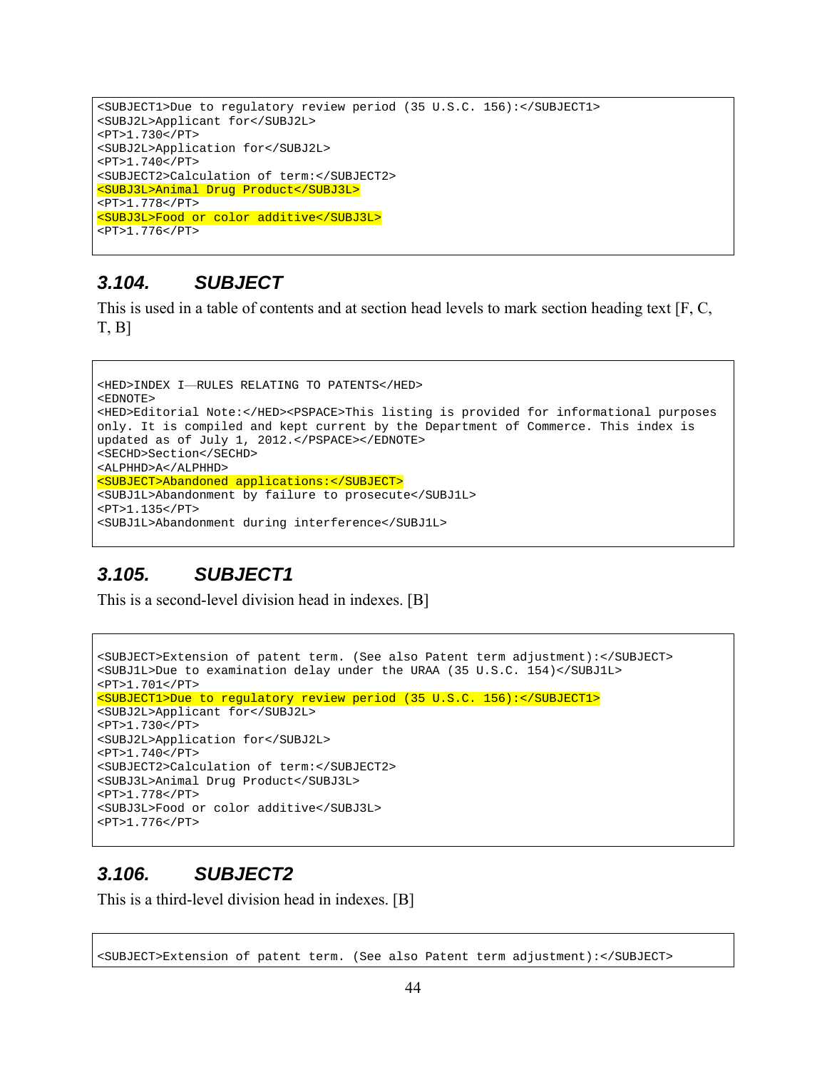```
<SUBJECT1>Due to regulatory review period (35 U.S.C. 156):</SUBJECT1>
<SUBJ2L>Applicant for</SUBJ2L>
<PT>1.730</PT>
<SUBJ2L>Application for</SUBJ2L>
<PT>1.740</PT>
<SUBJECT2>Calculation of term:</SUBJECT2>
<SUBJ3L>Animal Drug Product</SUBJ3L>
<PT>1.778</PT>
<SUBJ3L>Food or color additive</SUBJ3L>
<PT>1.776</PT>
```

### 3.104. SUBJECT

This is used in a table of contents and at section head levels to mark section heading text [F, C, T, B]

```
<HED>INDEX I—RULES RELATING TO PATENTS</HED>
<EDNOTE>
<HED>Editorial Note:</HED><PSPACE>This listing is provided for informational purposes only. It is compiled and kept current by the Department of Commerce. This index is updated as of July 1, 2012.</PSPACE></EDNOTE>
<SECHD>Section</SECHD>
<ALPHHD>A</ALPHHD>
<SUBJECT>Abandoned applications:</SUBJECT>
<SUBJ1L>Abandonment by failure to prosecute</SUBJ1L>
<PT>1.135</PT>
<SUBJ1L>Abandonment during interference</SUBJ1L>
```

### 3.105. SUBJECT1

This is a second-level division head in indexes. [B]

```
<SUBJECT>Extension of patent term. (See also Patent term adjustment):</SUBJECT>
<SUBJ1L>Due to examination delay under the URAA (35 U.S.C. 154)</SUBJ1L>
<PT>1.701</PT>
<SUBJECT1>Due to regulatory review period (35 U.S.C. 156):</SUBJECT1>
<SUBJ2L>Applicant for</SUBJ2L>
<PT>1.730</PT>
<SUBJ2L>Application for</SUBJ2L>
<PT>1.740</PT>
<SUBJECT2>Calculation of term:</SUBJECT2>
<SUBJ3L>Animal Drug Product</SUBJ3L>
<PT>1.778</PT>
<SUBJ3L>Food or color additive</SUBJ3L>
<PT>1.776</PT>
```

### 3.106. SUBJECT2

This is a third-level division head in indexes. [B]

```
<SUBJECT>Extension of patent term. (See also Patent term adjustment):</SUBJECT>
```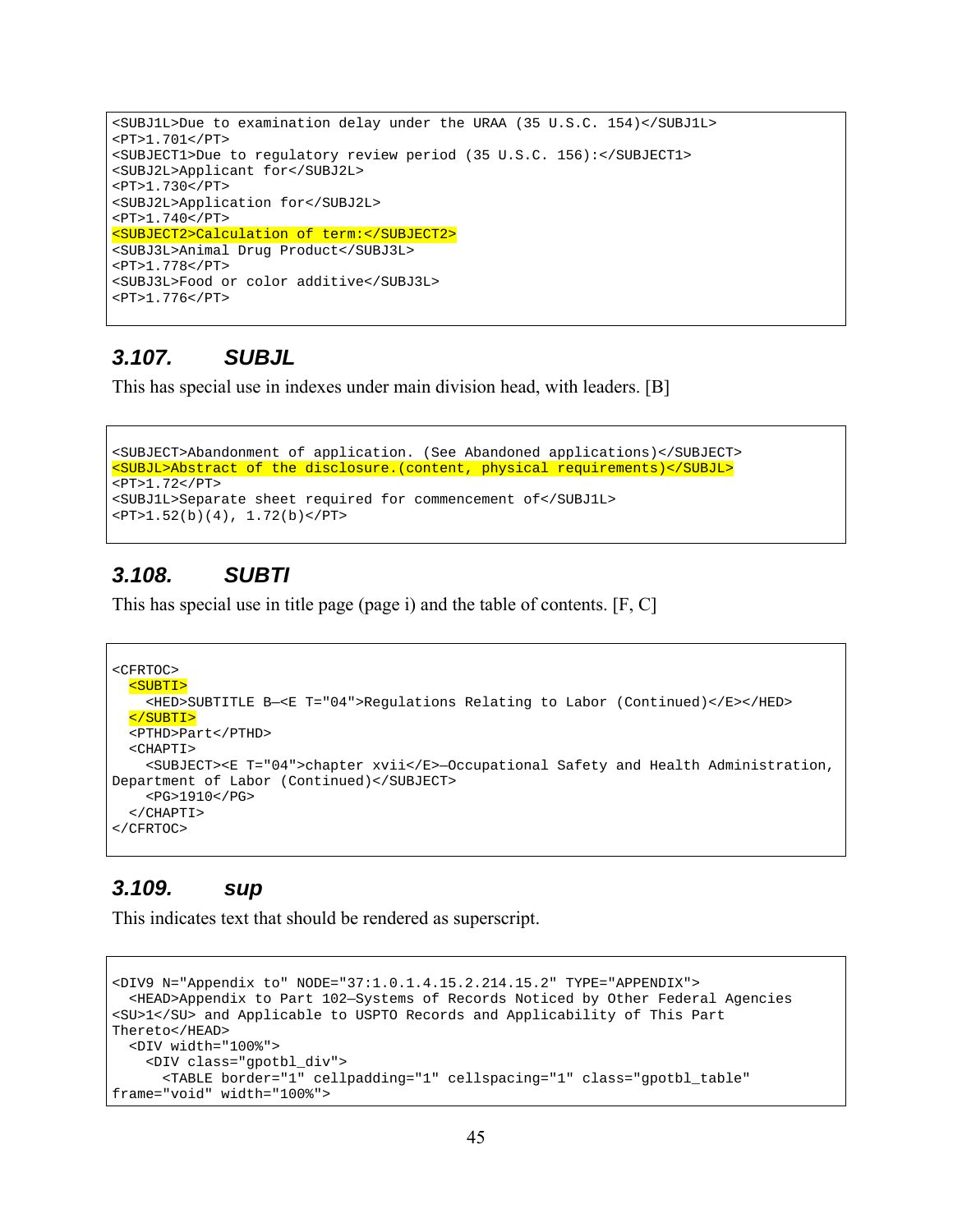```
<SUBJ1L>Due to examination delay under the URAA (35 U.S.C. 154)</SUBJ1L>
<PT>1.701</PT>
<SUBJECT1>Due to regulatory review period (35 U.S.C. 156):</SUBJECT1>
<SUBJ2L>Applicant for</SUBJ2L>
<PT>1.730</PT>
<SUBJ2L>Application for</SUBJ2L>
<PT>1.740</PT>
<SUBJECT2>Calculation of term:</SUBJECT2>
<SUBJ3L>Animal Drug Product</SUBJ3L>
<PT>1.778</PT>
<SUBJ3L>Food or color additive</SUBJ3L>
<PT>1.776</PT>
```

### *3.107. SUBJL*

This has special use in indexes under main division head, with leaders. [B]

```
<SUBJECT>Abandonment of application. (See Abandoned applications)</SUBJECT>
<SUBJL>Abstract of the disclosure.(content, physical requirements)</SUBJL>
<PT>1.72</PT>
<SUBJ1L>Separate sheet required for commencement of</SUBJ1L>
<PT>1.52(b)(4), 1.72(b)</PT>
```

### *3.108. SUBTI*

This has special use in title page (page i) and the table of contents. [F, C]

```
<CFRTOC>
  <SUBTI>
    <HED>SUBTITLE B—<E T="04">Regulations Relating to Labor (Continued)</E></HED>
  </SUBTI>
  <PTHD>Part</PTHD>
  <CHAPTI>
    <SUBJECT><E T="04">chapter xvii</E>—Occupational Safety and Health Administration,
Department of Labor (Continued)</SUBJECT>
    <PG>1910</PG>
  </CHAPTI>
</CFRTOC>
```

### *3.109. sup*

This indicates text that should be rendered as superscript.

```
<DIV9 N="Appendix to" NODE="37:1.0.1.4.15.2.214.15.2" TYPE="APPENDIX">
  <HEAD>Appendix to Part 102—Systems of Records Noticed by Other Federal Agencies
<SU>1</SU> and Applicable to USPTO Records and Applicability of This Part
Thereto</HEAD>
  <DIV width="100%">
    <DIV class="gpotbl_div">
      <TABLE border="1" cellpadding="1" cellspacing="1" class="gpotbl_table"
frame="void" width="100%">
```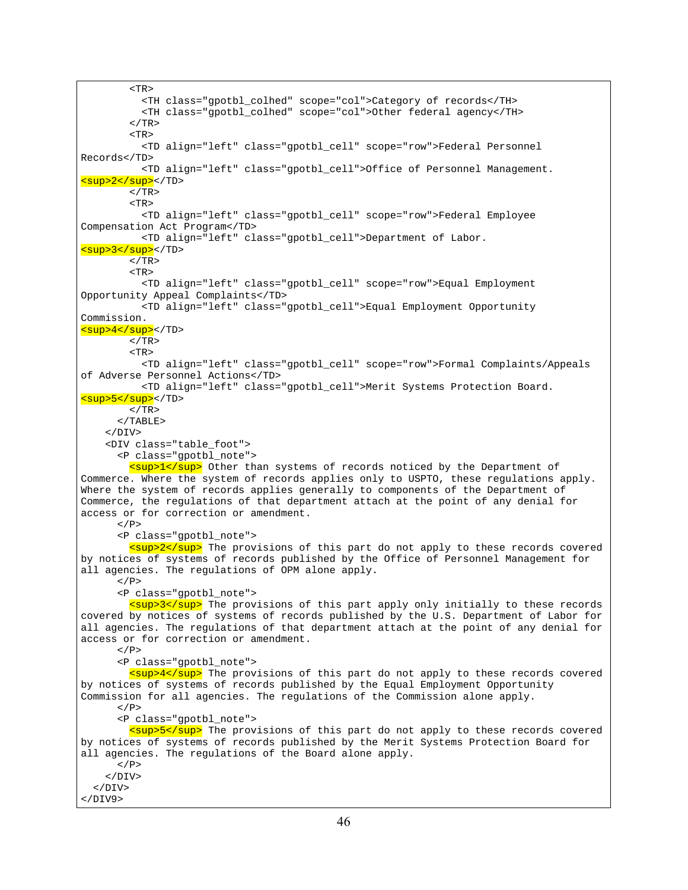```
        <TR>
          <TH class="gpotbl_colhed" scope="col">Category of records</TH>
          <TH class="gpotbl_colhed" scope="col">Other federal agency</TH>
        </TR>
        <TR>
          <TD align="left" class="gpotbl_cell" scope="row">Federal Personnel
Records</TD>
          <TD align="left" class="gpotbl_cell">Office of Personnel Management.
<sup>2</sup></TD>
        </TR>
        <TR>
          <TD align="left" class="gpotbl_cell" scope="row">Federal Employee
Compensation Act Program</TD>
          <TD align="left" class="gpotbl_cell">Department of Labor.
<sup>3</sup></TD>
        </TR>
        <TR>
          <TD align="left" class="gpotbl_cell" scope="row">Equal Employment
Opportunity Appeal Complaints</TD>
          <TD align="left" class="gpotbl_cell">Equal Employment Opportunity
Commission.
<sup>4</sup></TD>
        </TR>
        <TR>
          <TD align="left" class="gpotbl_cell" scope="row">Formal Complaints/Appeals
of Adverse Personnel Actions</TD>
          <TD align="left" class="gpotbl_cell">Merit Systems Protection Board.
<sup>5</sup></TD>
        </TR>
      </TABLE>
    </DIV>
    <DIV class="table_foot">
      <P class="gpotbl_note">
        <sup>1</sup> Other than systems of records noticed by the Department of
Commerce. Where the system of records applies only to USPTO, these regulations apply.
Where the system of records applies generally to components of the Department of
Commerce, the regulations of that department attach at the point of any denial for
access or for correction or amendment.
      </P>
      <P class="gpotbl_note">
        <sup>2</sup> The provisions of this part do not apply to these records covered
by notices of systems of records published by the Office of Personnel Management for
all agencies. The regulations of OPM alone apply.
      </P>
      <P class="gpotbl_note">
        <sup>3</sup> The provisions of this part apply only initially to these records
covered by notices of systems of records published by the U.S. Department of Labor for
all agencies. The regulations of that department attach at the point of any denial for
access or for correction or amendment.
      </P>
      <P class="gpotbl_note">
        <sup>4</sup> The provisions of this part do not apply to these records covered
by notices of systems of records published by the Equal Employment Opportunity
Commission for all agencies. The regulations of the Commission alone apply.
      </P>
      <P class="gpotbl_note">
        <sup>5</sup> The provisions of this part do not apply to these records covered
by notices of systems of records published by the Merit Systems Protection Board for
all agencies. The regulations of the Board alone apply.
      </P>
    </DIV>
  </DIV>
</DIV9>
```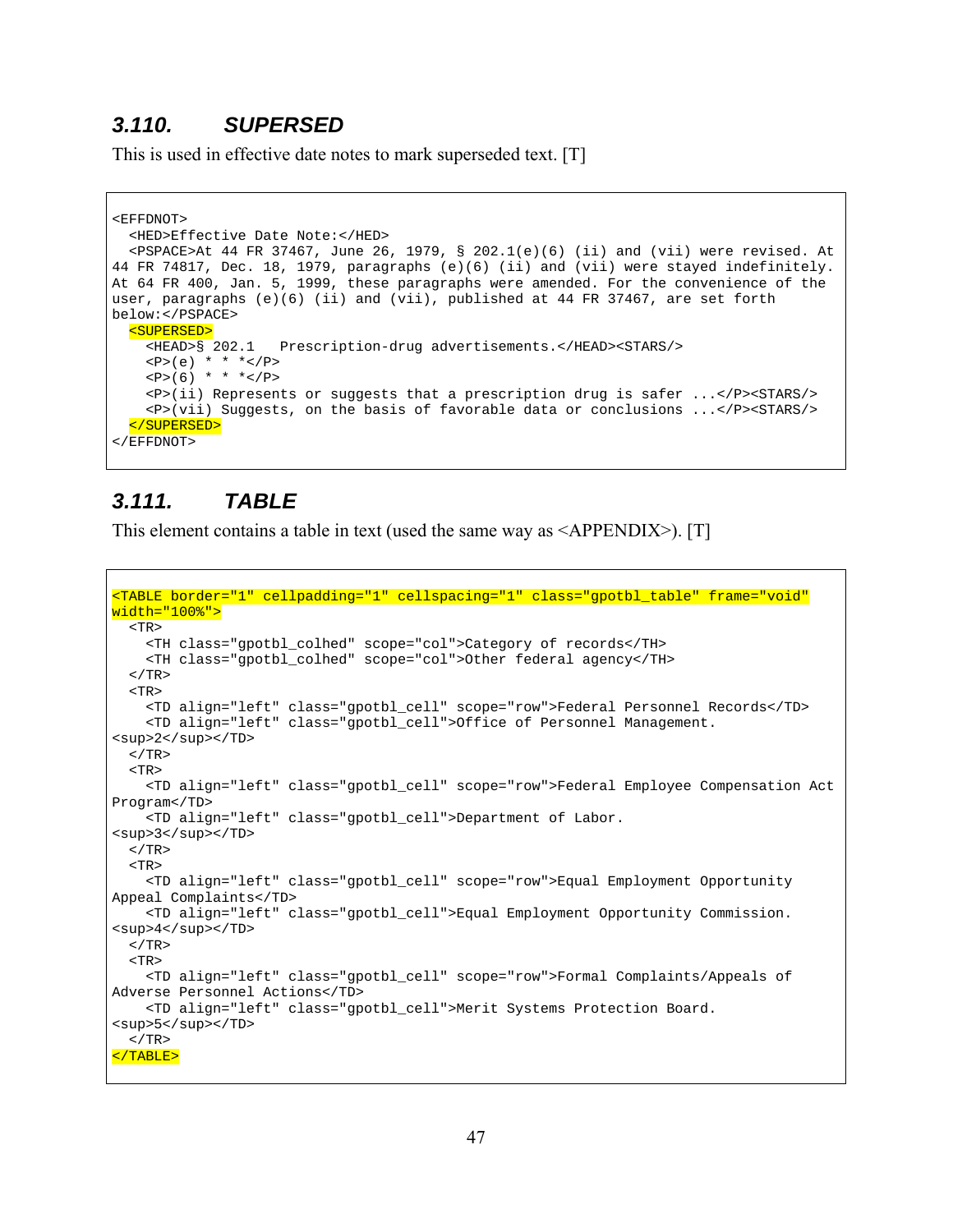## 3.110. SUPERSED

This is used in effective date notes to mark superseded text. [T]

```
<EFFDNOT>
  <HED>Effective Date Note:</HED>
  <PSPACE>At 44 FR 37467, June 26, 1979, § 202.1(e)(6) (ii) and (vii) were revised. At 
44 FR 74817, Dec. 18, 1979, paragraphs (e)(6) (ii) and (vii) were stayed indefinitely. 
At 64 FR 400, Jan. 5, 1999, these paragraphs were amended. For the convenience of the 
user, paragraphs (e)(6) (ii) and (vii), published at 44 FR 37467, are set forth 
below:</PSPACE>
  <SUPERSED>
    <HEAD>§ 202.1   Prescription-drug advertisements.</HEAD><STARS/>
    <P>(e) * * *</P>
    <P>(6) * * *</P>
    <P>(ii) Represents or suggests that a prescription drug is safer ...</P><STARS/>
    <P>(vii) Suggests, on the basis of favorable data or conclusions ...</P><STARS/>
  </SUPERSED>
</EFFDNOT>
```

## 3.111. TABLE

This element contains a table in text (used the same way as <APPENDIX>). [T]

```
<TABLE border="1" cellpadding="1" cellspacing="1" class="gpotbl_table" frame="void" 
width="100%">
  <TR>
    <TH class="gpotbl_colhed" scope="col">Category of records</TH>
    <TH class="gpotbl_colhed" scope="col">Other federal agency</TH>
  </TR>
  <TR>
    <TD align="left" class="gpotbl_cell" scope="row">Federal Personnel Records</TD>
    <TD align="left" class="gpotbl_cell">Office of Personnel Management.
<sup>2</sup></TD>
  </TR>
  <TR>
    <TD align="left" class="gpotbl_cell" scope="row">Federal Employee Compensation Act 
Program</TD>
    <TD align="left" class="gpotbl_cell">Department of Labor.
<sup>3</sup></TD>
  </TR>
  <TR>
    <TD align="left" class="gpotbl_cell" scope="row">Equal Employment Opportunity 
Appeal Complaints</TD>
    <TD align="left" class="gpotbl_cell">Equal Employment Opportunity Commission.
<sup>4</sup></TD>
  </TR>
  <TR>
    <TD align="left" class="gpotbl_cell" scope="row">Formal Complaints/Appeals of 
Adverse Personnel Actions</TD>
    <TD align="left" class="gpotbl_cell">Merit Systems Protection Board.
<sup>5</sup></TD>
  </TR>
</TABLE>
```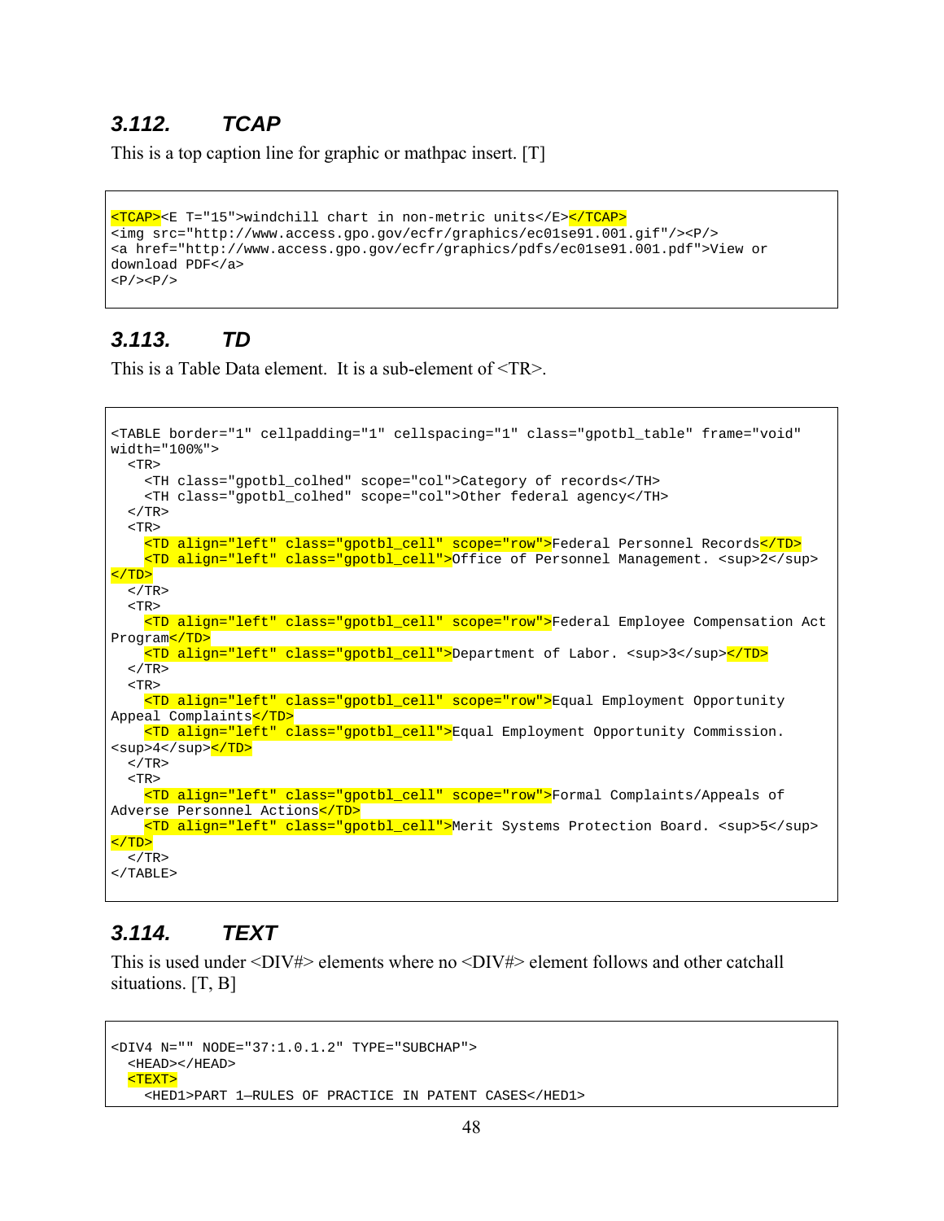### 3.112. TCAP

This is a top caption line for graphic or mathpac insert. [T]

```
<TCAP><E T="15">windchill chart in non-metric units</E></TCAP>
<img src="http://www.access.gpo.gov/ecfr/graphics/ec01se91.001.gif"/><P/>
<a href="http://www.access.gpo.gov/ecfr/graphics/pdfs/ec01se91.001.pdf">View or
download PDF</a>
<P/><P/>
```

### 3.113. TD

This is a Table Data element. It is a sub-element of <TR>.

```
<TABLE border="1" cellpadding="1" cellspacing="1" class="gpotbl_table" frame="void"
width="100%">
  <TR>
    <TH class="gpotbl_colhed" scope="col">Category of records</TH>
    <TH class="gpotbl_colhed" scope="col">Other federal agency</TH>
  </TR>
  <TR>
    <TD align="left" class="gpotbl_cell" scope="row">Federal Personnel Records</TD>
    <TD align="left" class="gpotbl_cell">Office of Personnel Management. <sup>2</sup>
</TD>
  </TR>
  <TR>
    <TD align="left" class="gpotbl_cell" scope="row">Federal Employee Compensation Act
Program</TD>
    <TD align="left" class="gpotbl_cell">Department of Labor. <sup>3</sup></TD>
  </TR>
  <TR>
    <TD align="left" class="gpotbl_cell" scope="row">Equal Employment Opportunity
Appeal Complaints</TD>
    <TD align="left" class="gpotbl_cell">Equal Employment Opportunity Commission.
<sup>4</sup></TD>
  </TR>
  <TR>
    <TD align="left" class="gpotbl_cell" scope="row">Formal Complaints/Appeals of
Adverse Personnel Actions</TD>
    <TD align="left" class="gpotbl_cell">Merit Systems Protection Board. <sup>5</sup>
</TD>
  </TR>
</TABLE>
```

### 3.114. TEXT

This is used under <DIV#> elements where no <DIV#> element follows and other catchall situations. [T, B]

```
<DIV4 N="" NODE="37:1.0.1.2" TYPE="SUBCHAP">
  <HEAD></HEAD>
  <TEXT>
    <HED1>PART 1—RULES OF PRACTICE IN PATENT CASES</HED1>
```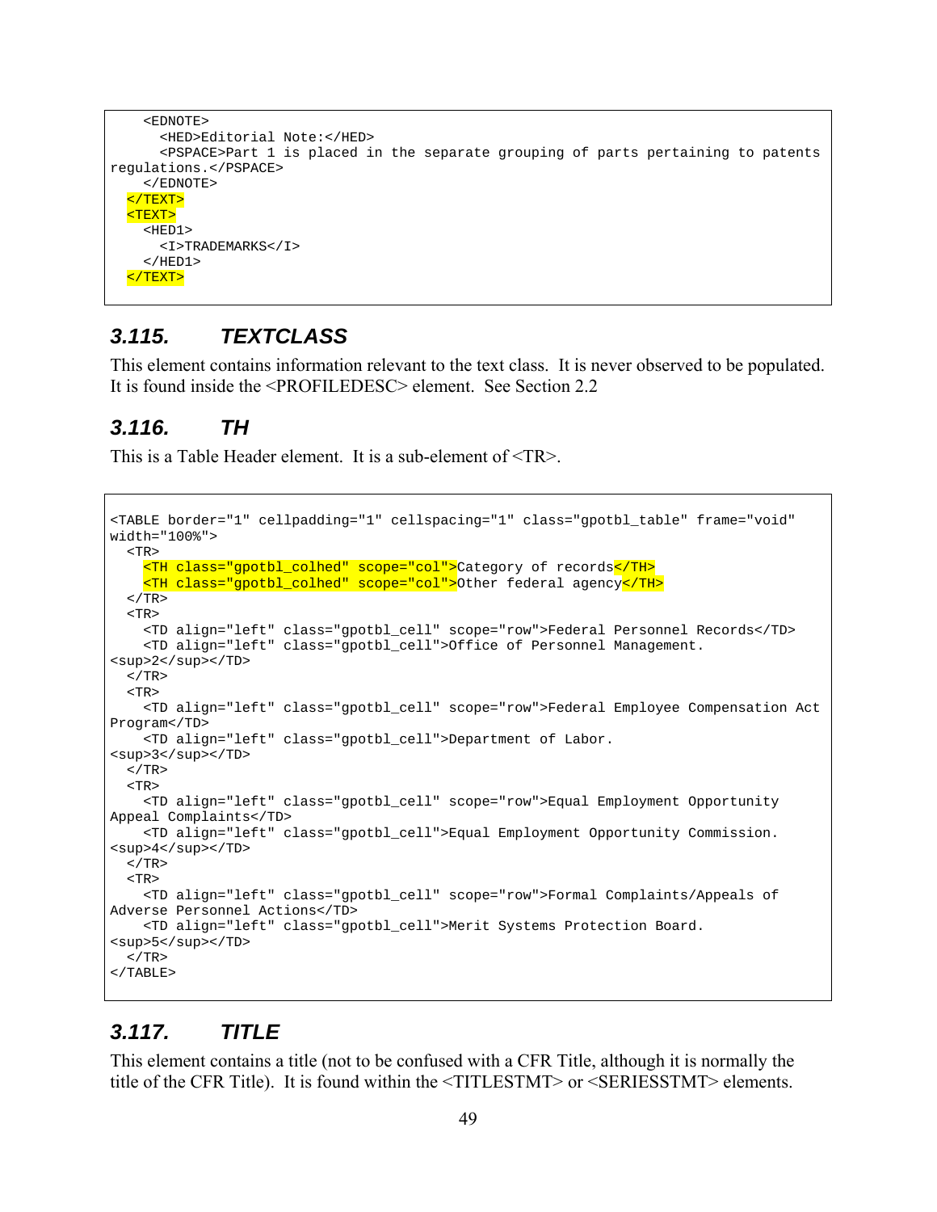```
    <EDNOTE>
      <HED>Editorial Note:</HED>
      <PSPACE>Part 1 is placed in the separate grouping of parts pertaining to patents
regulations.</PSPACE>
    </EDNOTE>
  </TEXT>
  <TEXT>
    <HED1>
      <I>TRADEMARKS</I>
    </HED1>
  </TEXT>
```

### 3.115. TEXTCLASS

This element contains information relevant to the text class. It is never observed to be populated. It is found inside the <PROFILEDESC> element. See Section 2.2

### 3.116. TH

This is a Table Header element. It is a sub-element of <TR>.

```
<TABLE border="1" cellpadding="1" cellspacing="1" class="gpotbl_table" frame="void"
width="100%">
  <TR>
    <TH class="gpotbl_colhed" scope="col">Category of records</TH>
    <TH class="gpotbl_colhed" scope="col">Other federal agency</TH>
  </TR>
  <TR>
    <TD align="left" class="gpotbl_cell" scope="row">Federal Personnel Records</TD>
    <TD align="left" class="gpotbl_cell">Office of Personnel Management.
<sup>2</sup></TD>
  </TR>
  <TR>
    <TD align="left" class="gpotbl_cell" scope="row">Federal Employee Compensation Act
Program</TD>
    <TD align="left" class="gpotbl_cell">Department of Labor.
<sup>3</sup></TD>
  </TR>
  <TR>
    <TD align="left" class="gpotbl_cell" scope="row">Equal Employment Opportunity
Appeal Complaints</TD>
    <TD align="left" class="gpotbl_cell">Equal Employment Opportunity Commission.
<sup>4</sup></TD>
  </TR>
  <TR>
    <TD align="left" class="gpotbl_cell" scope="row">Formal Complaints/Appeals of
Adverse Personnel Actions</TD>
    <TD align="left" class="gpotbl_cell">Merit Systems Protection Board.
<sup>5</sup></TD>
  </TR>
</TABLE>
```

### 3.117. TITLE

This element contains a title (not to be confused with a CFR Title, although it is normally the title of the CFR Title). It is found within the <TITLESTMT> or <SERIESSTMT> elements.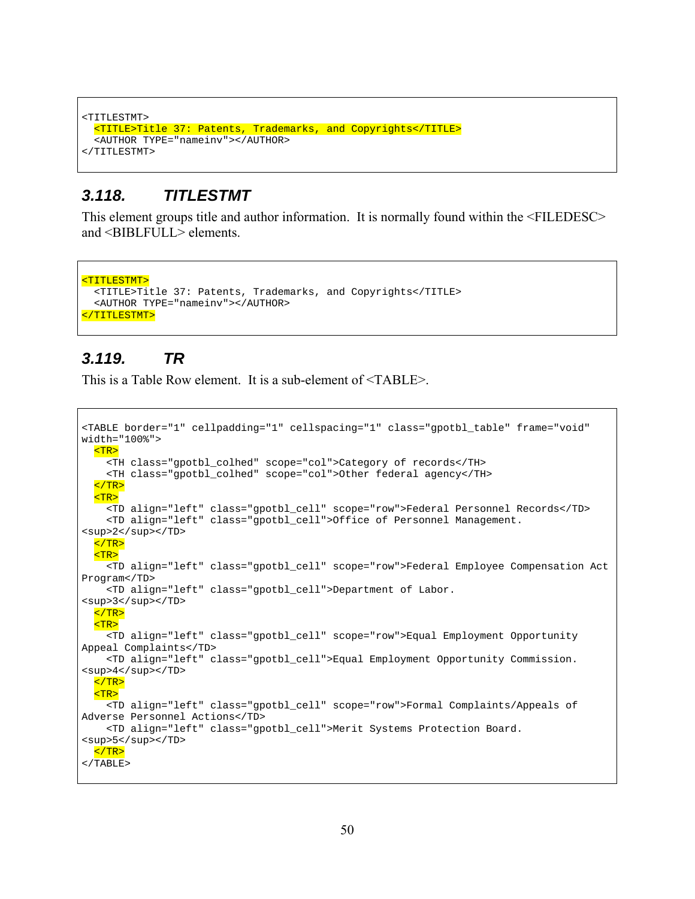```
<TITLESTMT>
  <TITLE>Title 37: Patents, Trademarks, and Copyrights</TITLE>
  <AUTHOR TYPE="nameinv"></AUTHOR>
</TITLESTMT>
```

### 3.118. TITLESTMT

This element groups title and author information. It is normally found within the <FILEDESC> and <BIBLFULL> elements.

```
<TITLESTMT>
  <TITLE>Title 37: Patents, Trademarks, and Copyrights</TITLE>
  <AUTHOR TYPE="nameinv"></AUTHOR>
</TITLESTMT>
```

### 3.119. TR

This is a Table Row element. It is a sub-element of <TABLE>.

```
<TABLE border="1" cellpadding="1" cellspacing="1" class="gpotbl_table" frame="void"
width="100%">
  <TR>
    <TH class="gpotbl_colhed" scope="col">Category of records</TH>
    <TH class="gpotbl_colhed" scope="col">Other federal agency</TH>
  </TR>
  <TR>
    <TD align="left" class="gpotbl_cell" scope="row">Federal Personnel Records</TD>
    <TD align="left" class="gpotbl_cell">Office of Personnel Management.
<sup>2</sup></TD>
  </TR>
  <TR>
    <TD align="left" class="gpotbl_cell" scope="row">Federal Employee Compensation Act
Program</TD>
    <TD align="left" class="gpotbl_cell">Department of Labor.
<sup>3</sup></TD>
  </TR>
  <TR>
    <TD align="left" class="gpotbl_cell" scope="row">Equal Employment Opportunity
Appeal Complaints</TD>
    <TD align="left" class="gpotbl_cell">Equal Employment Opportunity Commission.
<sup>4</sup></TD>
  </TR>
  <TR>
    <TD align="left" class="gpotbl_cell" scope="row">Formal Complaints/Appeals of
Adverse Personnel Actions</TD>
    <TD align="left" class="gpotbl_cell">Merit Systems Protection Board.
<sup>5</sup></TD>
  </TR>
</TABLE>
```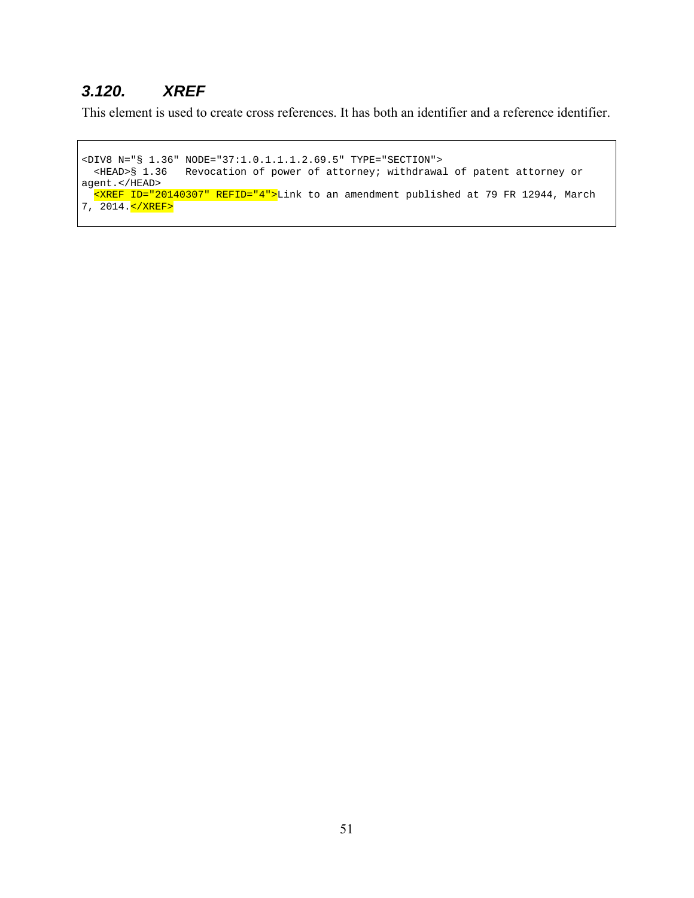### *3.120. XREF*

This element is used to create cross references. It has both an identifier and a reference identifier.

```
<DIV8 N="§ 1.36" NODE="37:1.0.1.1.1.2.69.5" TYPE="SECTION">
  <HEAD>§ 1.36   Revocation of power of attorney; withdrawal of patent attorney or
agent.</HEAD>
  <XREF ID="20140307" REFID="4">Link to an amendment published at 79 FR 12944, March
7, 2014.</XREF>
```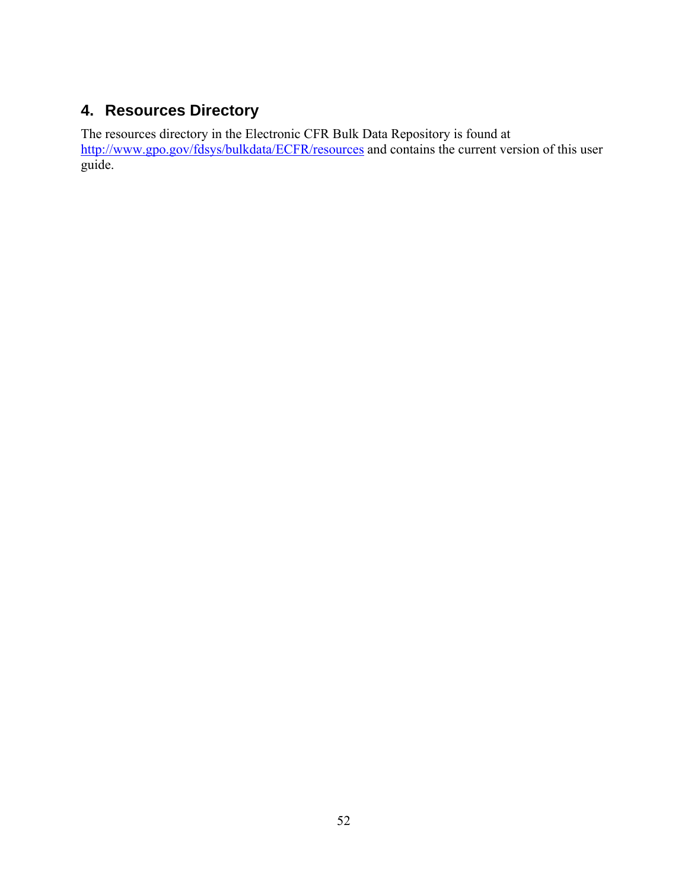## 4. Resources Directory

The resources directory in the Electronic CFR Bulk Data Repository is found at http://www.gpo.gov/fdsys/bulkdata/ECFR/resources and contains the current version of this user guide.